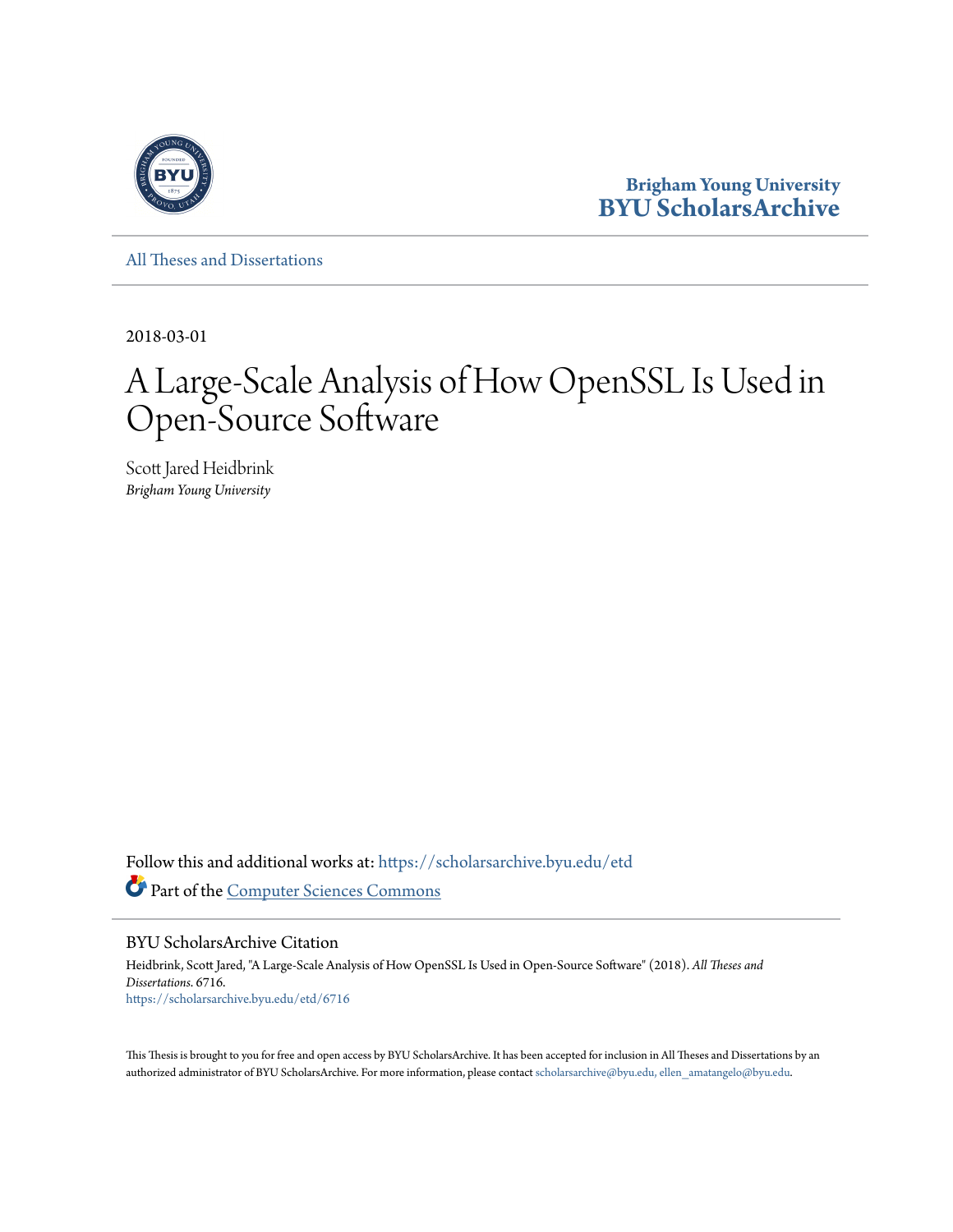Brigham Young University
BYU ScholarsArchive

All Theses and Dissertations

2018-03-01

# A Large-Scale Analysis of How OpenSSL Is Used in Open-Source Software

Scott Jared Heidbrink
*Brigham Young University*

Follow this and additional works at: https://scholarsarchive.byu.edu/etd

Part of the Computer Sciences Commons

## BYU ScholarsArchive Citation

Heidbrink, Scott Jared, "A Large-Scale Analysis of How OpenSSL Is Used in Open-Source Software" (2018). *All Theses and Dissertations*. 6716.
https://scholarsarchive.byu.edu/etd/6716

This Thesis is brought to you for free and open access by BYU ScholarsArchive. It has been accepted for inclusion in All Theses and Dissertations by an authorized administrator of BYU ScholarsArchive. For more information, please contact scholarsarchive@byu.edu, ellen_amatangelo@byu.edu.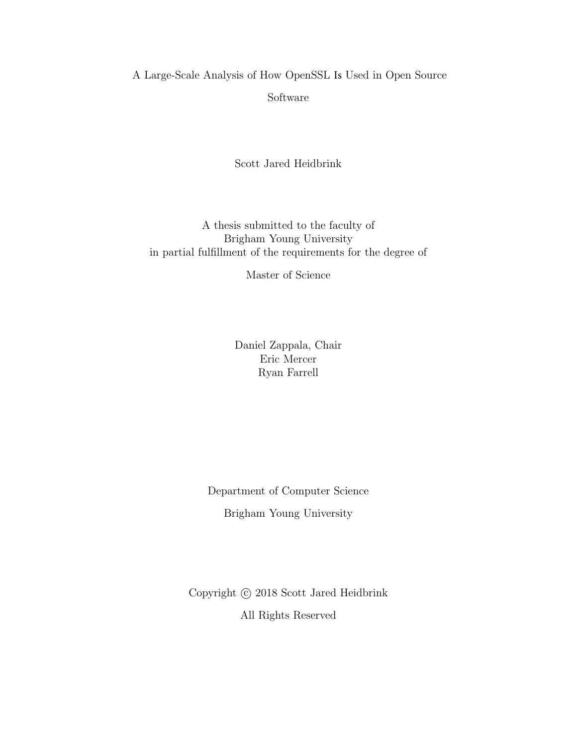# A Large-Scale Analysis of How OpenSSL Is Used in Open Source Software

Scott Jared Heidbrink

A thesis submitted to the faculty of
Brigham Young University
in partial fulfillment of the requirements for the degree of

Master of Science

Daniel Zappala, Chair
Eric Mercer
Ryan Farrell

Department of Computer Science

Brigham Young University

Copyright © 2018 Scott Jared Heidbrink

All Rights Reserved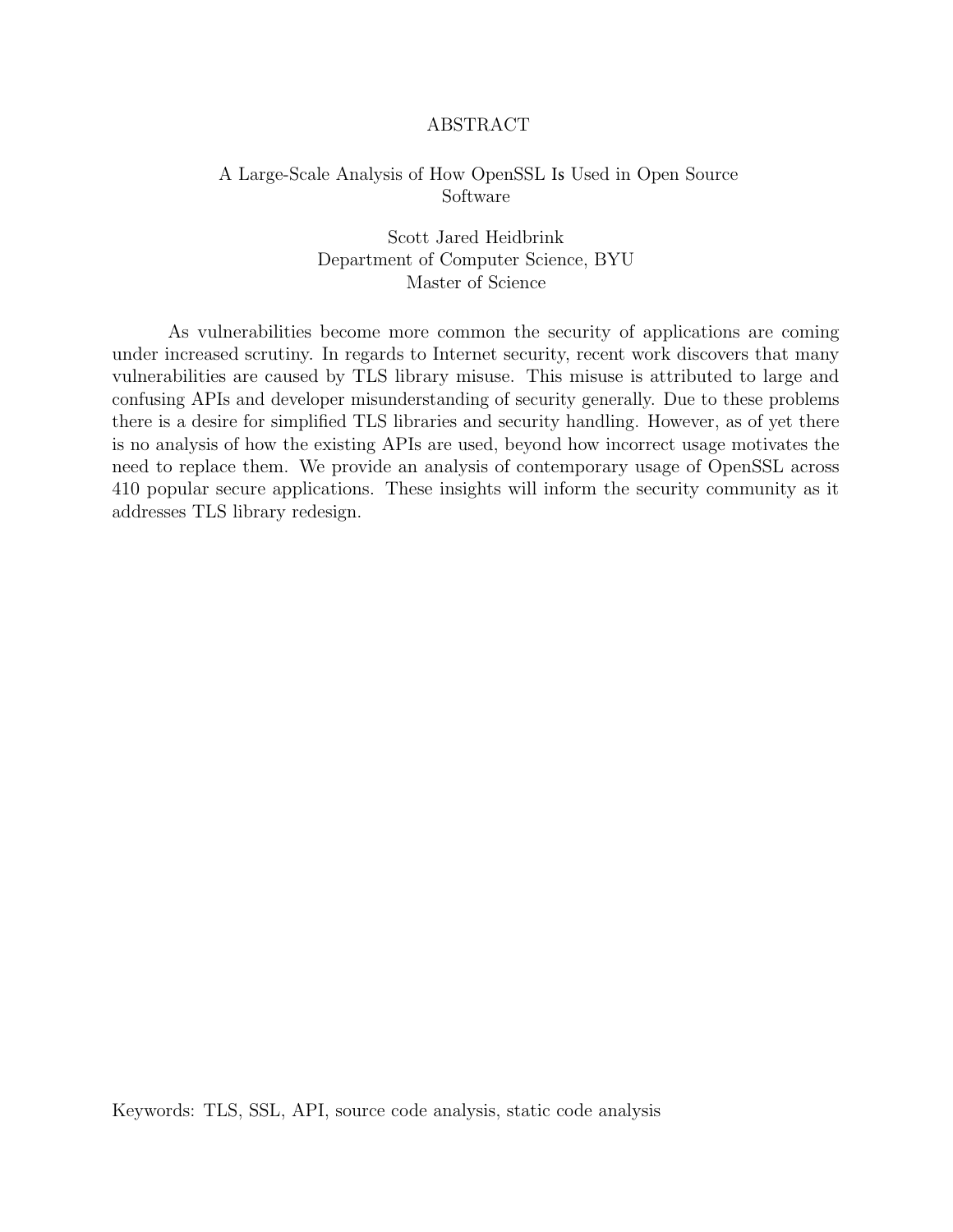# ABSTRACT

## A Large-Scale Analysis of How OpenSSL Is Used in Open Source Software

Scott Jared Heidbrink
Department of Computer Science, BYU
Master of Science

As vulnerabilities become more common the security of applications are coming under increased scrutiny. In regards to Internet security, recent work discovers that many vulnerabilities are caused by TLS library misuse. This misuse is attributed to large and confusing APIs and developer misunderstanding of security generally. Due to these problems there is a desire for simplified TLS libraries and security handling. However, as of yet there is no analysis of how the existing APIs are used, beyond how incorrect usage motivates the need to replace them. We provide an analysis of contemporary usage of OpenSSL across 410 popular secure applications. These insights will inform the security community as it addresses TLS library redesign.

Keywords: TLS, SSL, API, source code analysis, static code analysis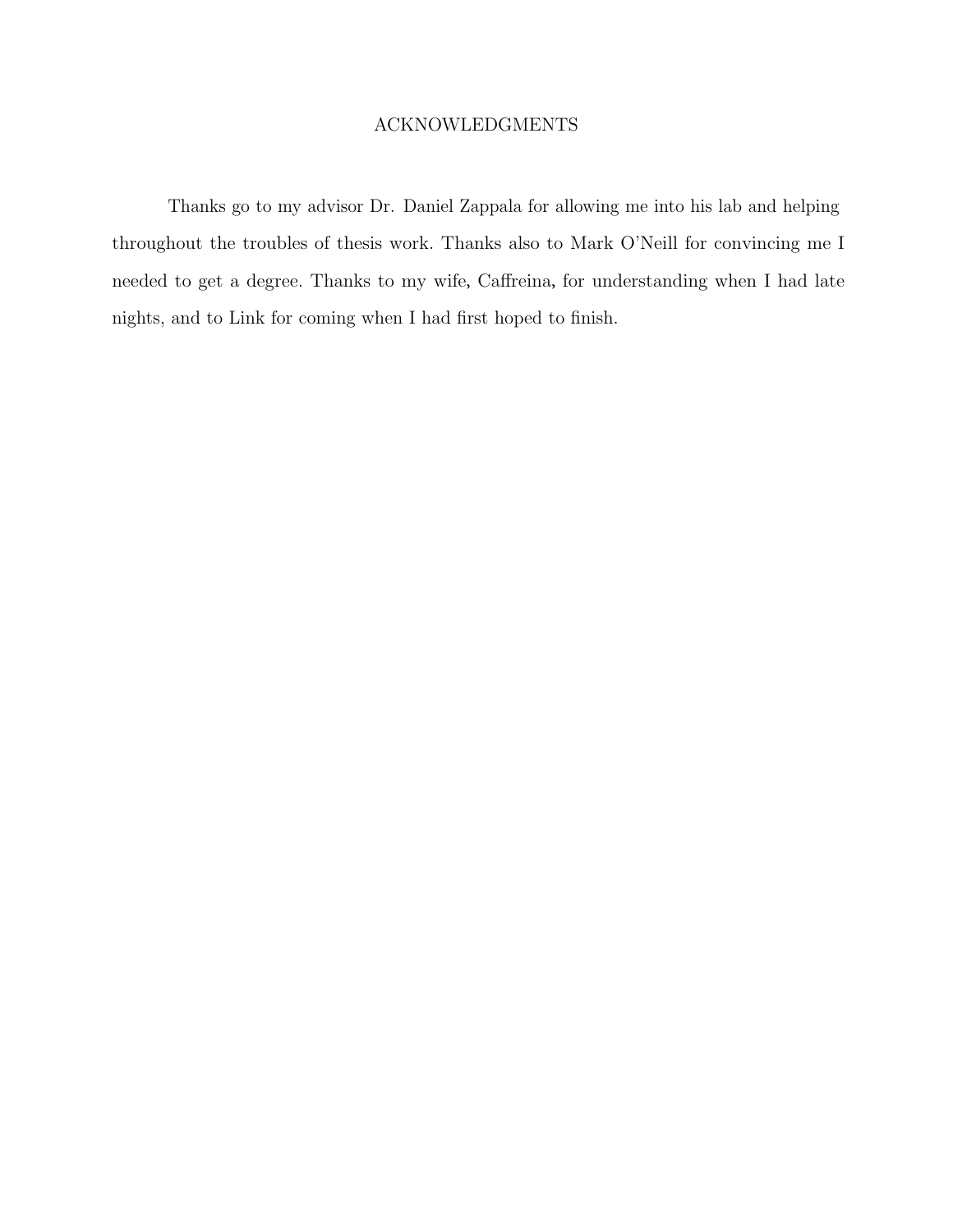# ACKNOWLEDGMENTS

Thanks go to my advisor Dr. Daniel Zappala for allowing me into his lab and helping throughout the troubles of thesis work. Thanks also to Mark O'Neill for convincing me I needed to get a degree. Thanks to my wife, Caffreina, for understanding when I had late nights, and to Link for coming when I had first hoped to finish.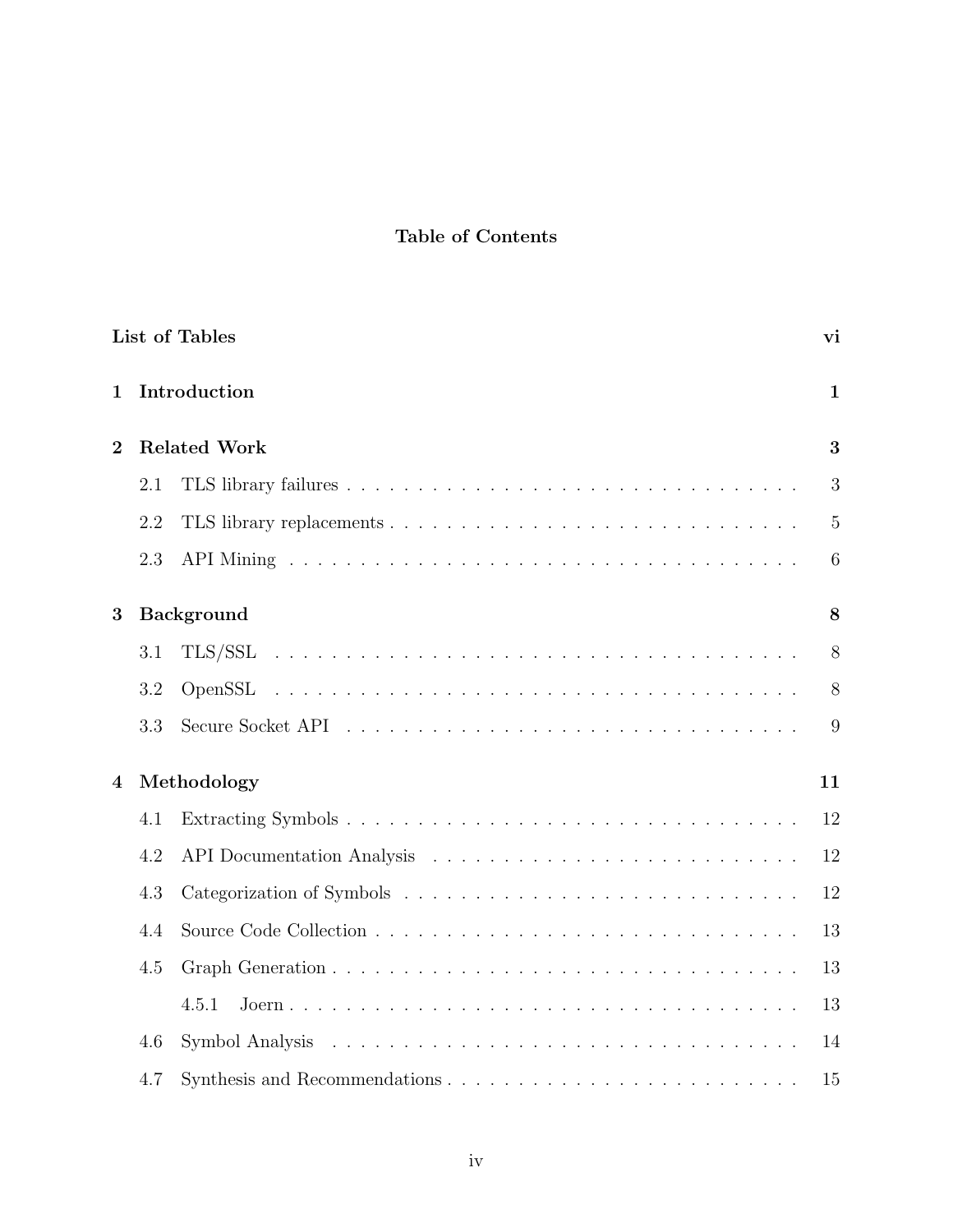# Table of Contents

| | | |
|---|---|---|
| **List of Tables** | | **vi** |
| **1** | **Introduction** | **1** |
| **2** | **Related Work** | **3** |
| 2.1 | TLS library failures | 3 |
| 2.2 | TLS library replacements | 5 |
| 2.3 | API Mining | 6 |
| **3** | **Background** | **8** |
| 3.1 | TLS/SSL | 8 |
| 3.2 | OpenSSL | 8 |
| 3.3 | Secure Socket API | 9 |
| **4** | **Methodology** | **11** |
| 4.1 | Extracting Symbols | 12 |
| 4.2 | API Documentation Analysis | 12 |
| 4.3 | Categorization of Symbols | 12 |
| 4.4 | Source Code Collection | 13 |
| 4.5 | Graph Generation | 13 |
| 4.5.1 | Joern | 13 |
| 4.6 | Symbol Analysis | 14 |
| 4.7 | Synthesis and Recommendations | 15 |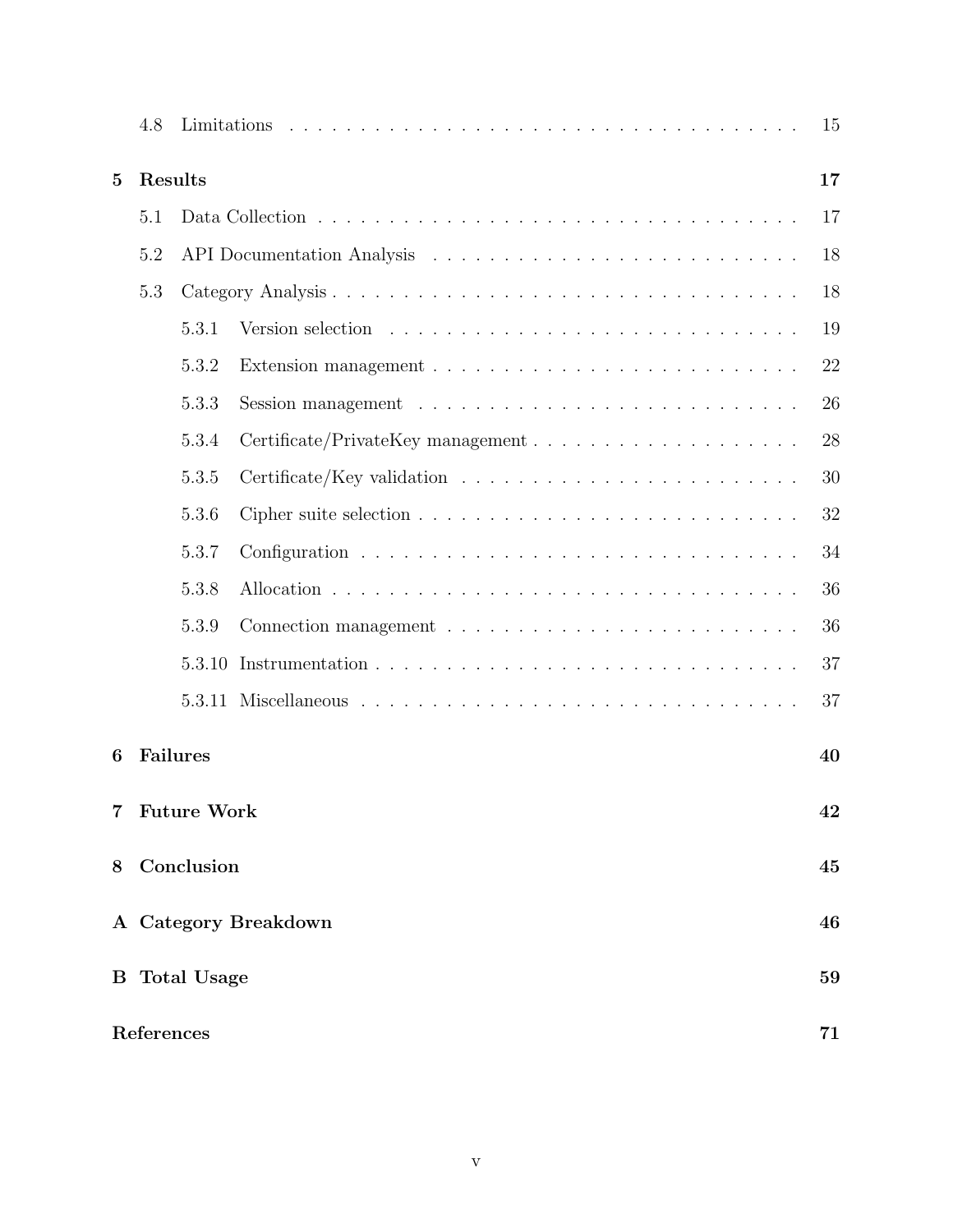4.8 Limitations . . . . . . . . . . 15

**5 Results** **17**

5.1 Data Collection . . . . . . . . . . 17

5.2 API Documentation Analysis . . . . . . . . . . 18

5.3 Category Analysis . . . . . . . . . . 18

5.3.1 Version selection . . . . . . . . . . 19

5.3.2 Extension management . . . . . . . . . . 22

5.3.3 Session management . . . . . . . . . . 26

5.3.4 Certificate/PrivateKey management . . . . . . . . . . 28

5.3.5 Certificate/Key validation . . . . . . . . . . 30

5.3.6 Cipher suite selection . . . . . . . . . . 32

5.3.7 Configuration . . . . . . . . . . 34

5.3.8 Allocation . . . . . . . . . . 36

5.3.9 Connection management . . . . . . . . . . 36

5.3.10 Instrumentation . . . . . . . . . . 37

5.3.11 Miscellaneous . . . . . . . . . . 37

**6 Failures** **40**

**7 Future Work** **42**

**8 Conclusion** **45**

**A Category Breakdown** **46**

**B Total Usage** **59**

**References** **71**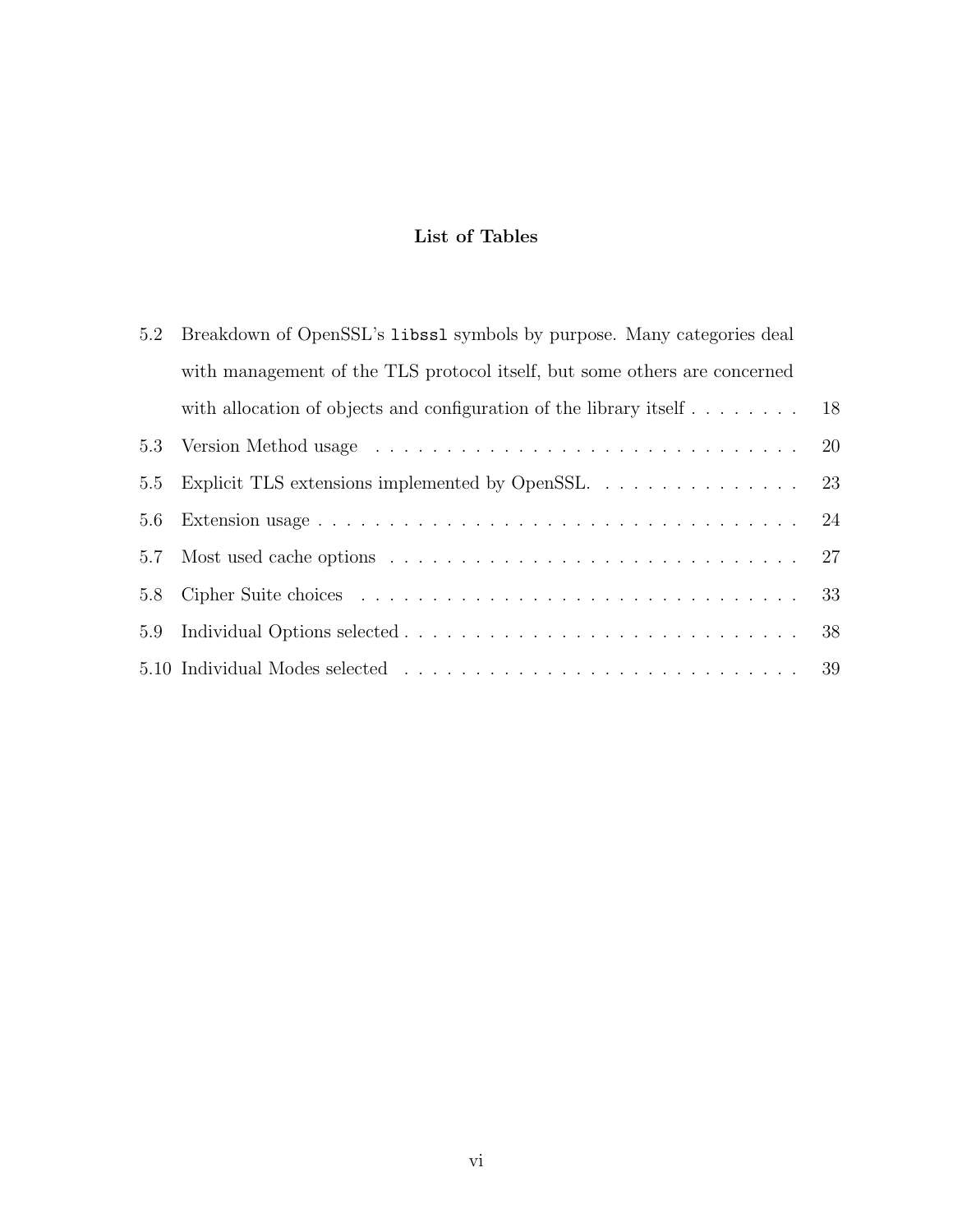## List of Tables

5.2 Breakdown of OpenSSL's `libssl` symbols by purpose. Many categories deal with management of the TLS protocol itself, but some others are concerned with allocation of objects and configuration of the library itself . . . . . . . . 18

5.3 Version Method usage . . . . . . . . . . . . . . . . . . . . . . . . . . . . . . . 20

5.5 Explicit TLS extensions implemented by OpenSSL. . . . . . . . . . . . . . . . 23

5.6 Extension usage . . . . . . . . . . . . . . . . . . . . . . . . . . . . . . . . . . . 24

5.7 Most used cache options . . . . . . . . . . . . . . . . . . . . . . . . . . . . . . 27

5.8 Cipher Suite choices . . . . . . . . . . . . . . . . . . . . . . . . . . . . . . . . 33

5.9 Individual Options selected . . . . . . . . . . . . . . . . . . . . . . . . . . . . 38

5.10 Individual Modes selected . . . . . . . . . . . . . . . . . . . . . . . . . . . . 39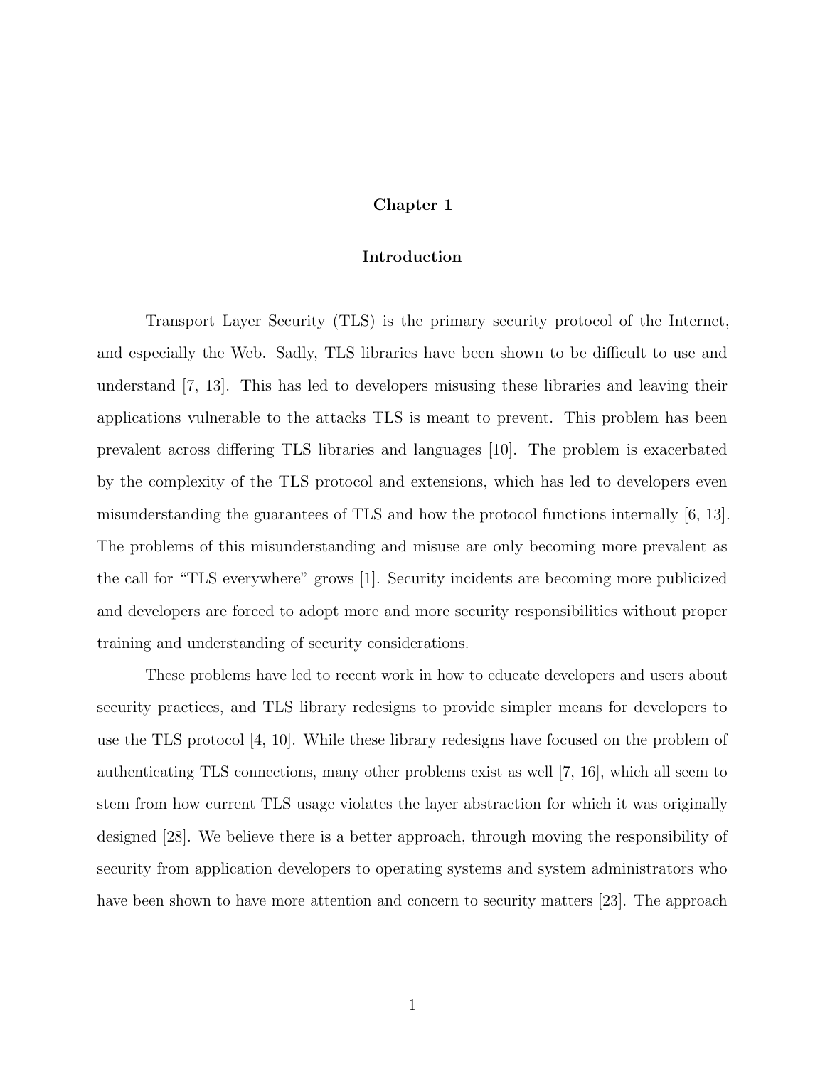# Chapter 1

## Introduction

Transport Layer Security (TLS) is the primary security protocol of the Internet, and especially the Web. Sadly, TLS libraries have been shown to be difficult to use and understand [7, 13]. This has led to developers misusing these libraries and leaving their applications vulnerable to the attacks TLS is meant to prevent. This problem has been prevalent across differing TLS libraries and languages [10]. The problem is exacerbated by the complexity of the TLS protocol and extensions, which has led to developers even misunderstanding the guarantees of TLS and how the protocol functions internally [6, 13]. The problems of this misunderstanding and misuse are only becoming more prevalent as the call for "TLS everywhere" grows [1]. Security incidents are becoming more publicized and developers are forced to adopt more and more security responsibilities without proper training and understanding of security considerations.

These problems have led to recent work in how to educate developers and users about security practices, and TLS library redesigns to provide simpler means for developers to use the TLS protocol [4, 10]. While these library redesigns have focused on the problem of authenticating TLS connections, many other problems exist as well [7, 16], which all seem to stem from how current TLS usage violates the layer abstraction for which it was originally designed [28]. We believe there is a better approach, through moving the responsibility of security from application developers to operating systems and system administrators who have been shown to have more attention and concern to security matters [23]. The approach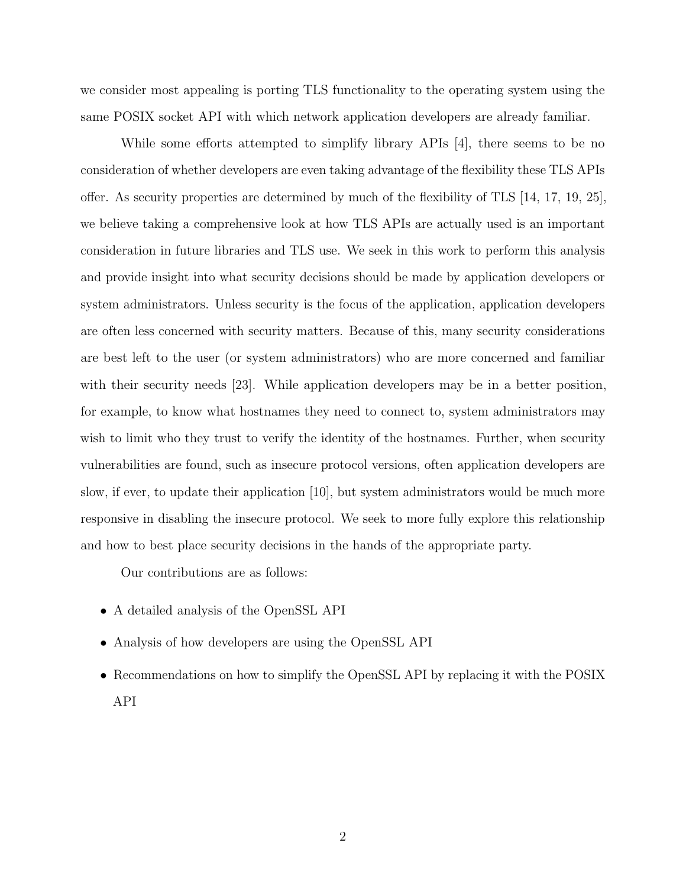we consider most appealing is porting TLS functionality to the operating system using the same POSIX socket API with which network application developers are already familiar.

While some efforts attempted to simplify library APIs [4], there seems to be no consideration of whether developers are even taking advantage of the flexibility these TLS APIs offer. As security properties are determined by much of the flexibility of TLS [14, 17, 19, 25], we believe taking a comprehensive look at how TLS APIs are actually used is an important consideration in future libraries and TLS use. We seek in this work to perform this analysis and provide insight into what security decisions should be made by application developers or system administrators. Unless security is the focus of the application, application developers are often less concerned with security matters. Because of this, many security considerations are best left to the user (or system administrators) who are more concerned and familiar with their security needs [23]. While application developers may be in a better position, for example, to know what hostnames they need to connect to, system administrators may wish to limit who they trust to verify the identity of the hostnames. Further, when security vulnerabilities are found, such as insecure protocol versions, often application developers are slow, if ever, to update their application [10], but system administrators would be much more responsive in disabling the insecure protocol. We seek to more fully explore this relationship and how to best place security decisions in the hands of the appropriate party.

Our contributions are as follows:

- A detailed analysis of the OpenSSL API
- Analysis of how developers are using the OpenSSL API
- Recommendations on how to simplify the OpenSSL API by replacing it with the POSIX API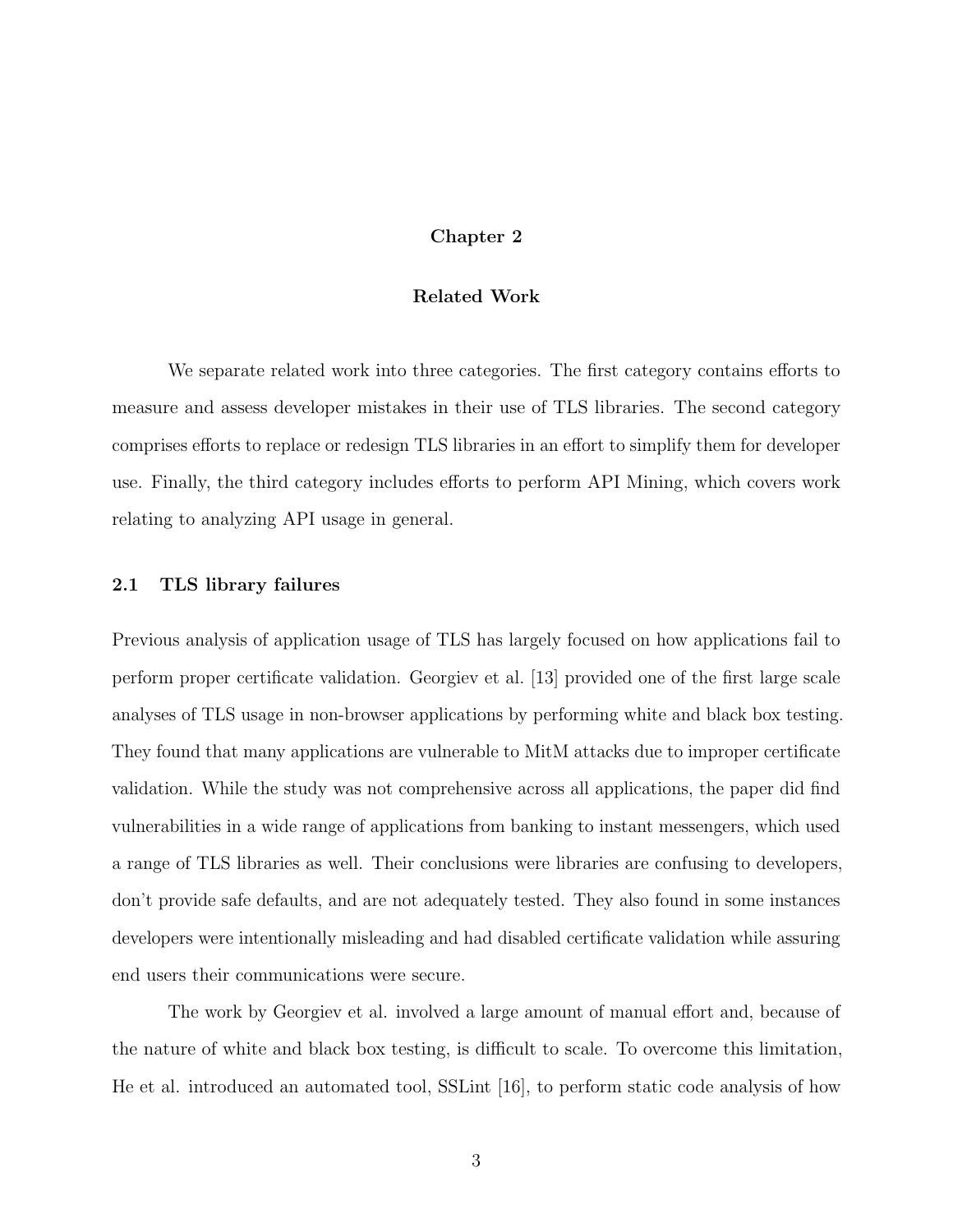# Chapter 2

# Related Work

We separate related work into three categories. The first category contains efforts to measure and assess developer mistakes in their use of TLS libraries. The second category comprises efforts to replace or redesign TLS libraries in an effort to simplify them for developer use. Finally, the third category includes efforts to perform API Mining, which covers work relating to analyzing API usage in general.

## 2.1 TLS library failures

Previous analysis of application usage of TLS has largely focused on how applications fail to perform proper certificate validation. Georgiev et al. [13] provided one of the first large scale analyses of TLS usage in non-browser applications by performing white and black box testing. They found that many applications are vulnerable to MitM attacks due to improper certificate validation. While the study was not comprehensive across all applications, the paper did find vulnerabilities in a wide range of applications from banking to instant messengers, which used a range of TLS libraries as well. Their conclusions were libraries are confusing to developers, don't provide safe defaults, and are not adequately tested. They also found in some instances developers were intentionally misleading and had disabled certificate validation while assuring end users their communications were secure.

The work by Georgiev et al. involved a large amount of manual effort and, because of the nature of white and black box testing, is difficult to scale. To overcome this limitation, He et al. introduced an automated tool, SSLint [16], to perform static code analysis of how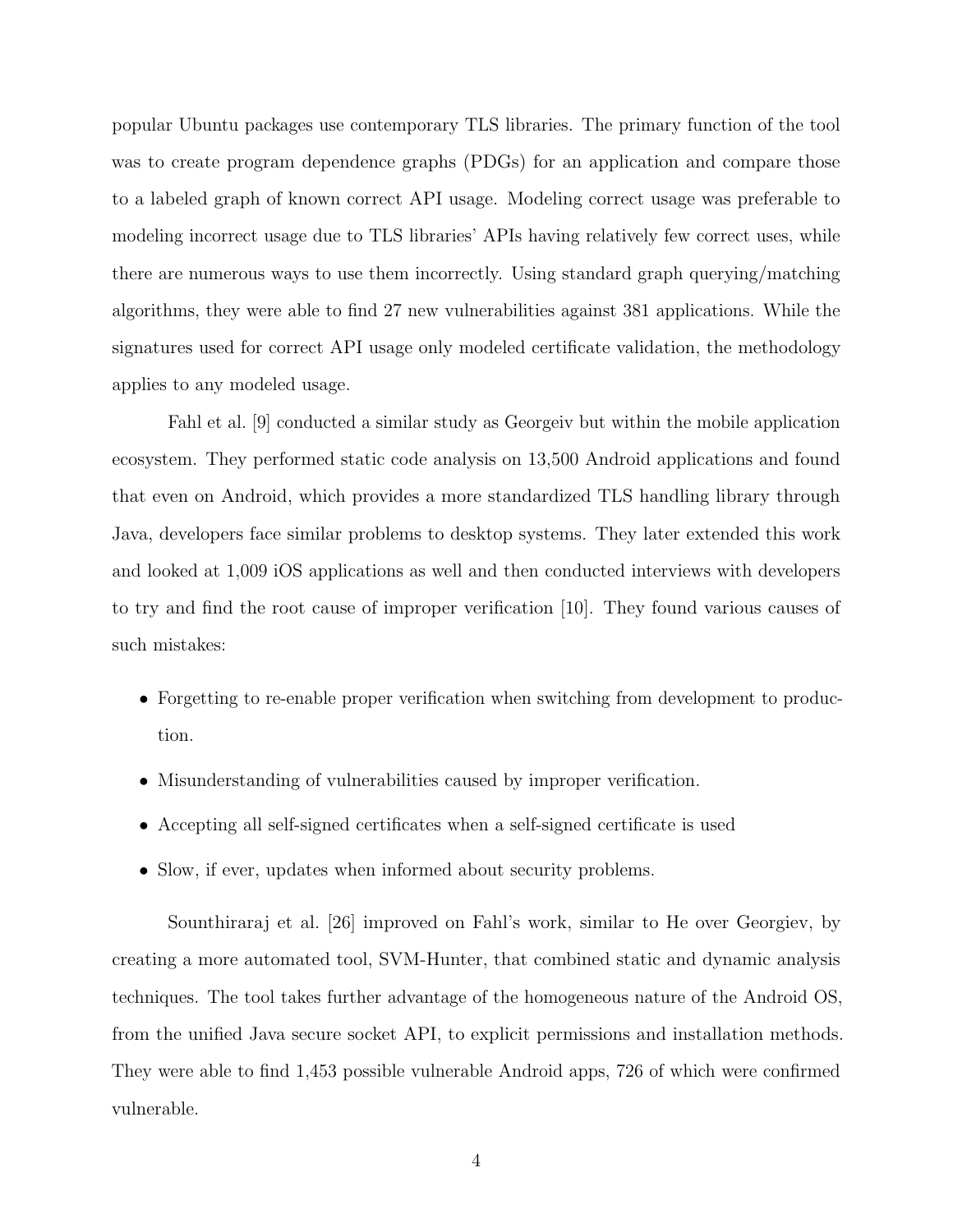popular Ubuntu packages use contemporary TLS libraries. The primary function of the tool was to create program dependence graphs (PDGs) for an application and compare those to a labeled graph of known correct API usage. Modeling correct usage was preferable to modeling incorrect usage due to TLS libraries' APIs having relatively few correct uses, while there are numerous ways to use them incorrectly. Using standard graph querying/matching algorithms, they were able to find 27 new vulnerabilities against 381 applications. While the signatures used for correct API usage only modeled certificate validation, the methodology applies to any modeled usage.

Fahl et al. [9] conducted a similar study as Georgeiv but within the mobile application ecosystem. They performed static code analysis on 13,500 Android applications and found that even on Android, which provides a more standardized TLS handling library through Java, developers face similar problems to desktop systems. They later extended this work and looked at 1,009 iOS applications as well and then conducted interviews with developers to try and find the root cause of improper verification [10]. They found various causes of such mistakes:

- Forgetting to re-enable proper verification when switching from development to production.
- Misunderstanding of vulnerabilities caused by improper verification.
- Accepting all self-signed certificates when a self-signed certificate is used
- Slow, if ever, updates when informed about security problems.

Sounthiraraj et al. [26] improved on Fahl's work, similar to He over Georgiev, by creating a more automated tool, SVM-Hunter, that combined static and dynamic analysis techniques. The tool takes further advantage of the homogeneous nature of the Android OS, from the unified Java secure socket API, to explicit permissions and installation methods. They were able to find 1,453 possible vulnerable Android apps, 726 of which were confirmed vulnerable.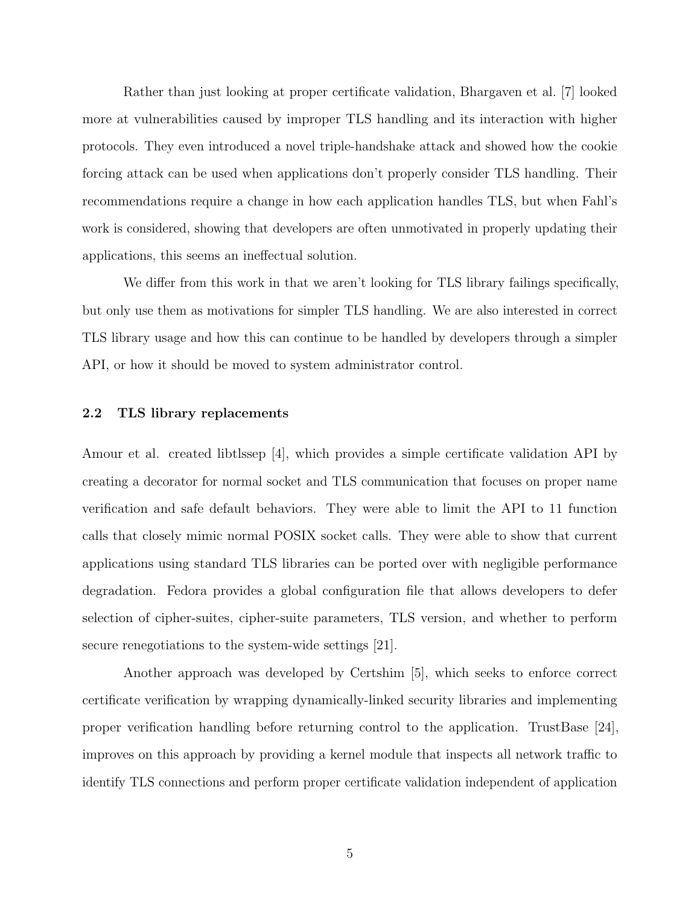Rather than just looking at proper certificate validation, Bhargaven et al. [7] looked more at vulnerabilities caused by improper TLS handling and its interaction with higher protocols. They even introduced a novel triple-handshake attack and showed how the cookie forcing attack can be used when applications don't properly consider TLS handling. Their recommendations require a change in how each application handles TLS, but when Fahl's work is considered, showing that developers are often unmotivated in properly updating their applications, this seems an ineffectual solution.

We differ from this work in that we aren't looking for TLS library failings specifically, but only use them as motivations for simpler TLS handling. We are also interested in correct TLS library usage and how this can continue to be handled by developers through a simpler API, or how it should be moved to system administrator control.

### 2.2 TLS library replacements

Amour et al. created libtlssep [4], which provides a simple certificate validation API by creating a decorator for normal socket and TLS communication that focuses on proper name verification and safe default behaviors. They were able to limit the API to 11 function calls that closely mimic normal POSIX socket calls. They were able to show that current applications using standard TLS libraries can be ported over with negligible performance degradation. Fedora provides a global configuration file that allows developers to defer selection of cipher-suites, cipher-suite parameters, TLS version, and whether to perform secure renegotiations to the system-wide settings [21].

Another approach was developed by Certshim [5], which seeks to enforce correct certificate verification by wrapping dynamically-linked security libraries and implementing proper verification handling before returning control to the application. TrustBase [24], improves on this approach by providing a kernel module that inspects all network traffic to identify TLS connections and perform proper certificate validation independent of application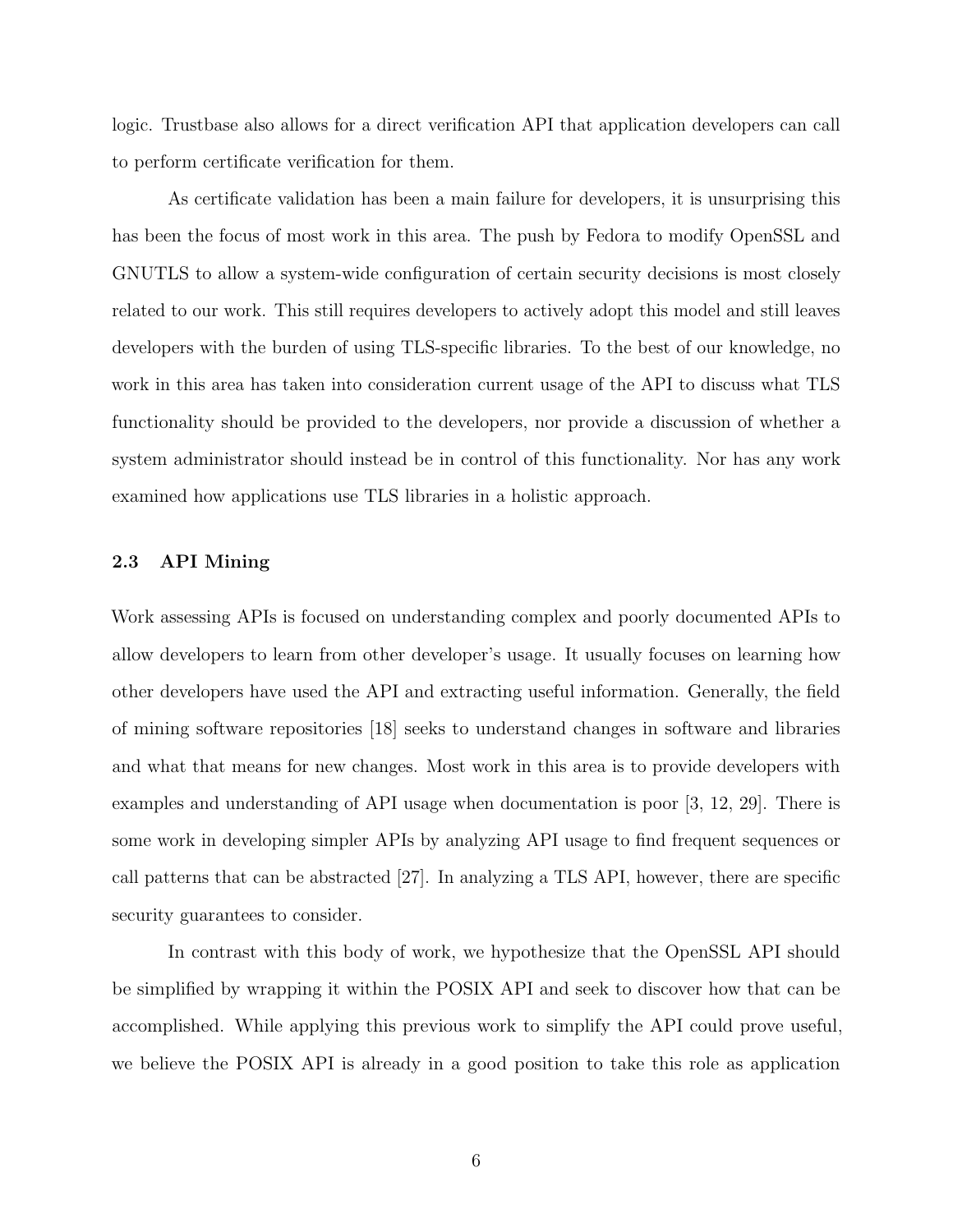logic. Trustbase also allows for a direct verification API that application developers can call to perform certificate verification for them.

As certificate validation has been a main failure for developers, it is unsurprising this has been the focus of most work in this area. The push by Fedora to modify OpenSSL and GNUTLS to allow a system-wide configuration of certain security decisions is most closely related to our work. This still requires developers to actively adopt this model and still leaves developers with the burden of using TLS-specific libraries. To the best of our knowledge, no work in this area has taken into consideration current usage of the API to discuss what TLS functionality should be provided to the developers, nor provide a discussion of whether a system administrator should instead be in control of this functionality. Nor has any work examined how applications use TLS libraries in a holistic approach.

### 2.3 API Mining

Work assessing APIs is focused on understanding complex and poorly documented APIs to allow developers to learn from other developer's usage. It usually focuses on learning how other developers have used the API and extracting useful information. Generally, the field of mining software repositories [18] seeks to understand changes in software and libraries and what that means for new changes. Most work in this area is to provide developers with examples and understanding of API usage when documentation is poor [3, 12, 29]. There is some work in developing simpler APIs by analyzing API usage to find frequent sequences or call patterns that can be abstracted [27]. In analyzing a TLS API, however, there are specific security guarantees to consider.

In contrast with this body of work, we hypothesize that the OpenSSL API should be simplified by wrapping it within the POSIX API and seek to discover how that can be accomplished. While applying this previous work to simplify the API could prove useful, we believe the POSIX API is already in a good position to take this role as application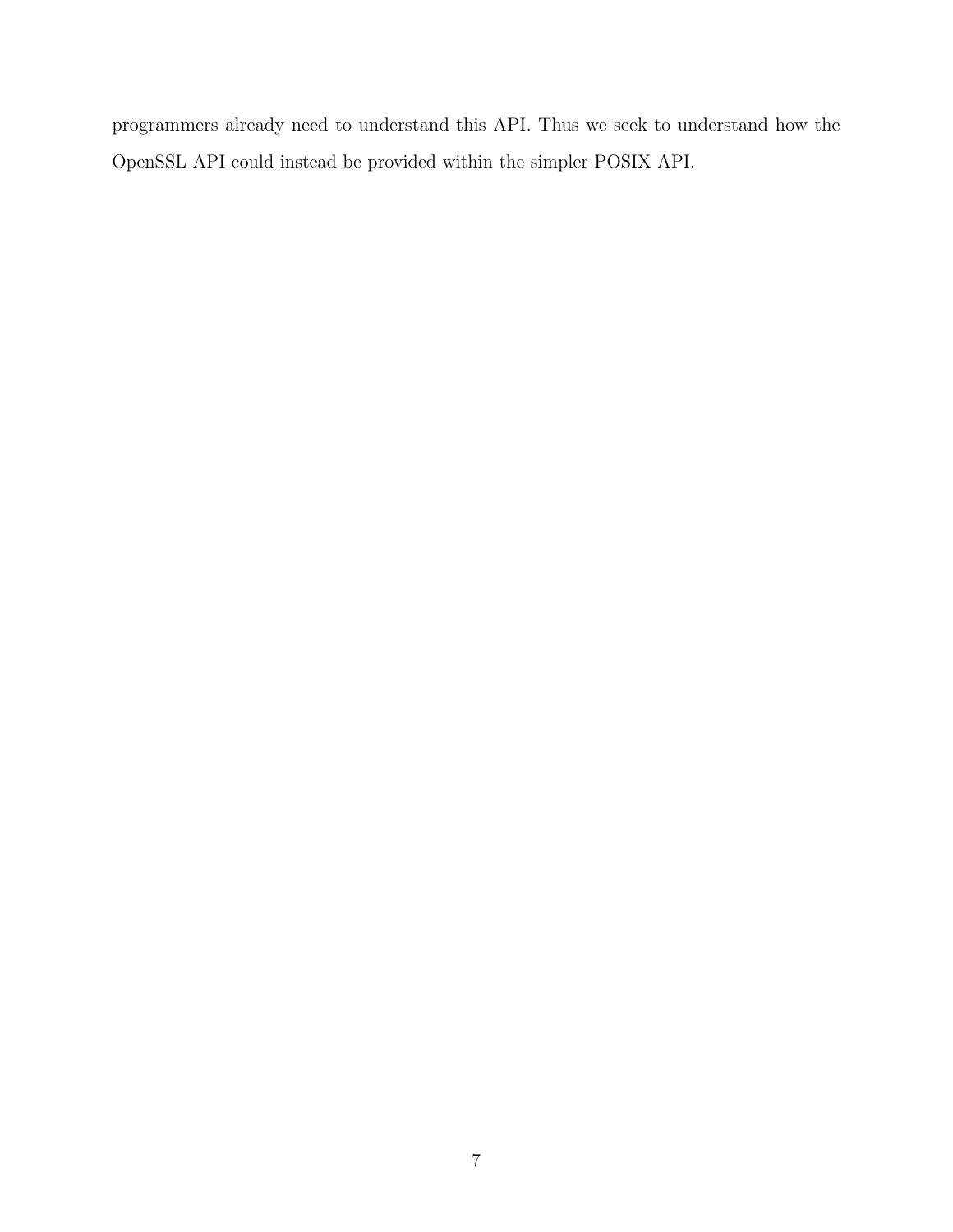programmers already need to understand this API. Thus we seek to understand how the OpenSSL API could instead be provided within the simpler POSIX API.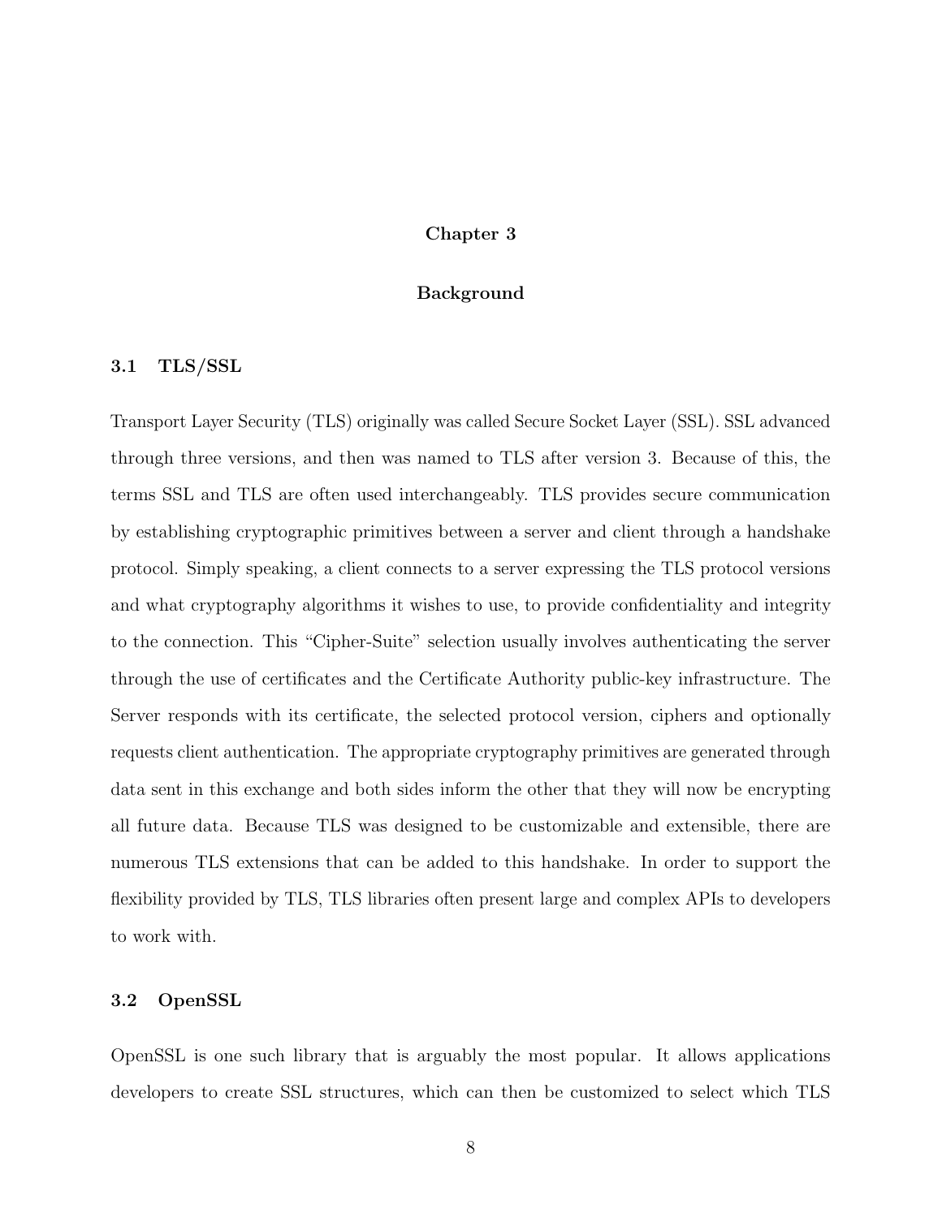# Chapter 3

# Background

## 3.1 TLS/SSL

Transport Layer Security (TLS) originally was called Secure Socket Layer (SSL). SSL advanced through three versions, and then was named to TLS after version 3. Because of this, the terms SSL and TLS are often used interchangeably. TLS provides secure communication by establishing cryptographic primitives between a server and client through a handshake protocol. Simply speaking, a client connects to a server expressing the TLS protocol versions and what cryptography algorithms it wishes to use, to provide confidentiality and integrity to the connection. This "Cipher-Suite" selection usually involves authenticating the server through the use of certificates and the Certificate Authority public-key infrastructure. The Server responds with its certificate, the selected protocol version, ciphers and optionally requests client authentication. The appropriate cryptography primitives are generated through data sent in this exchange and both sides inform the other that they will now be encrypting all future data. Because TLS was designed to be customizable and extensible, there are numerous TLS extensions that can be added to this handshake. In order to support the flexibility provided by TLS, TLS libraries often present large and complex APIs to developers to work with.

## 3.2 OpenSSL

OpenSSL is one such library that is arguably the most popular. It allows applications developers to create SSL structures, which can then be customized to select which TLS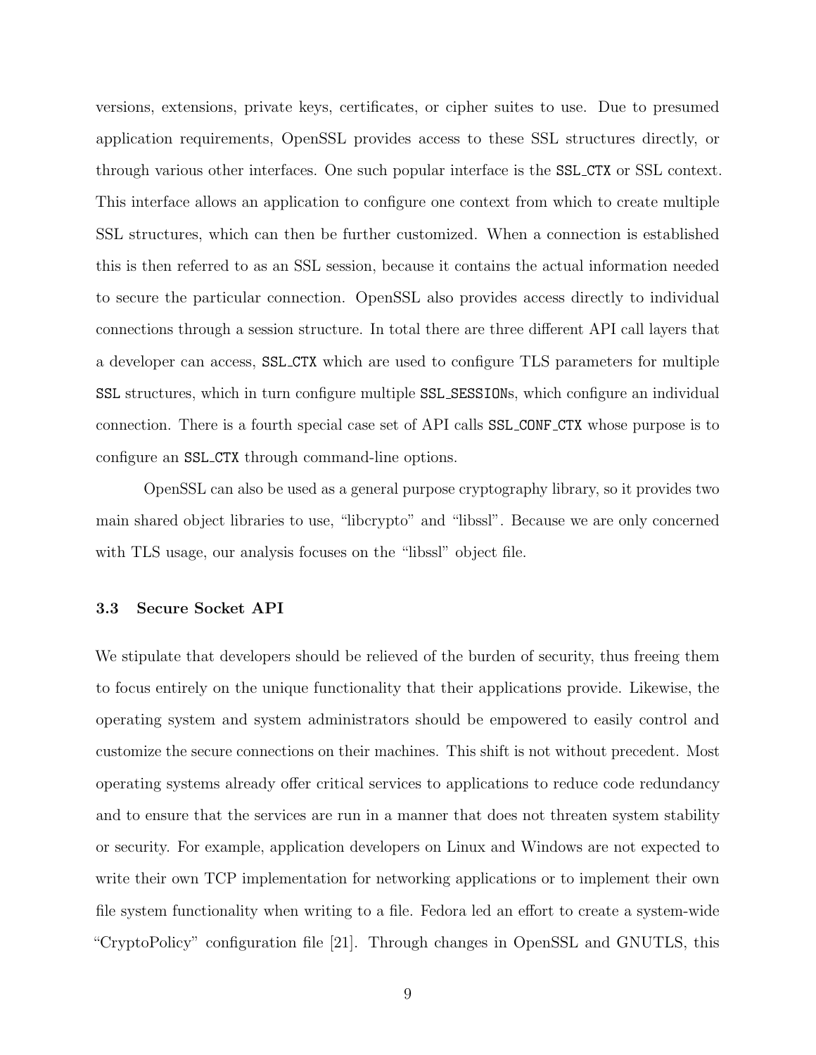versions, extensions, private keys, certificates, or cipher suites to use. Due to presumed application requirements, OpenSSL provides access to these SSL structures directly, or through various other interfaces. One such popular interface is the `SSL_CTX` or SSL context. This interface allows an application to configure one context from which to create multiple SSL structures, which can then be further customized. When a connection is established this is then referred to as an SSL session, because it contains the actual information needed to secure the particular connection. OpenSSL also provides access directly to individual connections through a session structure. In total there are three different API call layers that a developer can access, `SSL_CTX` which are used to configure TLS parameters for multiple `SSL` structures, which in turn configure multiple `SSL_SESSION`s, which configure an individual connection. There is a fourth special case set of API calls `SSL_CONF_CTX` whose purpose is to configure an `SSL_CTX` through command-line options.

OpenSSL can also be used as a general purpose cryptography library, so it provides two main shared object libraries to use, "libcrypto" and "libssl". Because we are only concerned with TLS usage, our analysis focuses on the "libssl" object file.

### 3.3 Secure Socket API

We stipulate that developers should be relieved of the burden of security, thus freeing them to focus entirely on the unique functionality that their applications provide. Likewise, the operating system and system administrators should be empowered to easily control and customize the secure connections on their machines. This shift is not without precedent. Most operating systems already offer critical services to applications to reduce code redundancy and to ensure that the services are run in a manner that does not threaten system stability or security. For example, application developers on Linux and Windows are not expected to write their own TCP implementation for networking applications or to implement their own file system functionality when writing to a file. Fedora led an effort to create a system-wide "CryptoPolicy" configuration file [21]. Through changes in OpenSSL and GNUTLS, this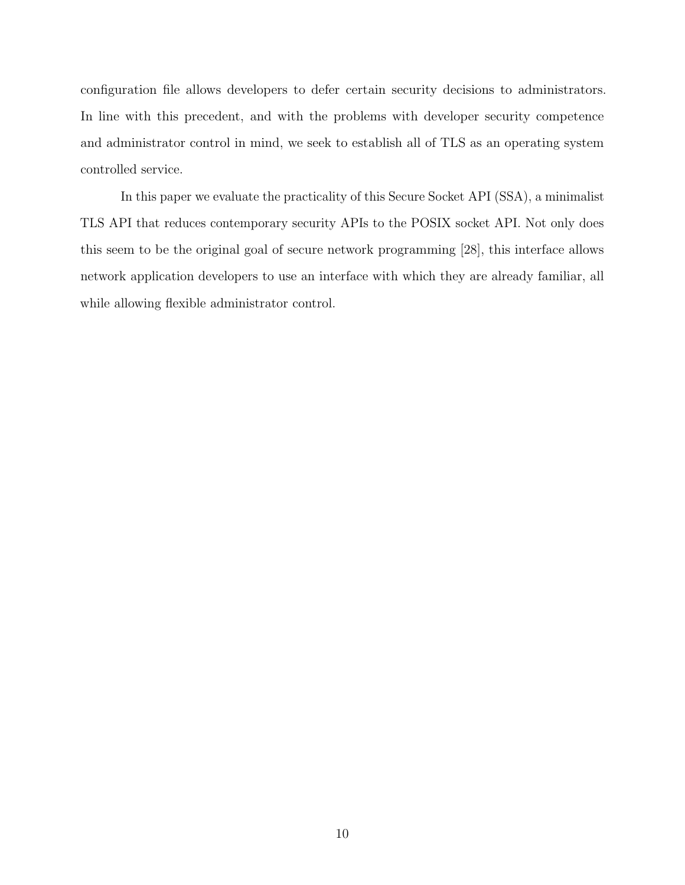configuration file allows developers to defer certain security decisions to administrators. In line with this precedent, and with the problems with developer security competence and administrator control in mind, we seek to establish all of TLS as an operating system controlled service.

In this paper we evaluate the practicality of this Secure Socket API (SSA), a minimalist TLS API that reduces contemporary security APIs to the POSIX socket API. Not only does this seem to be the original goal of secure network programming [28], this interface allows network application developers to use an interface with which they are already familiar, all while allowing flexible administrator control.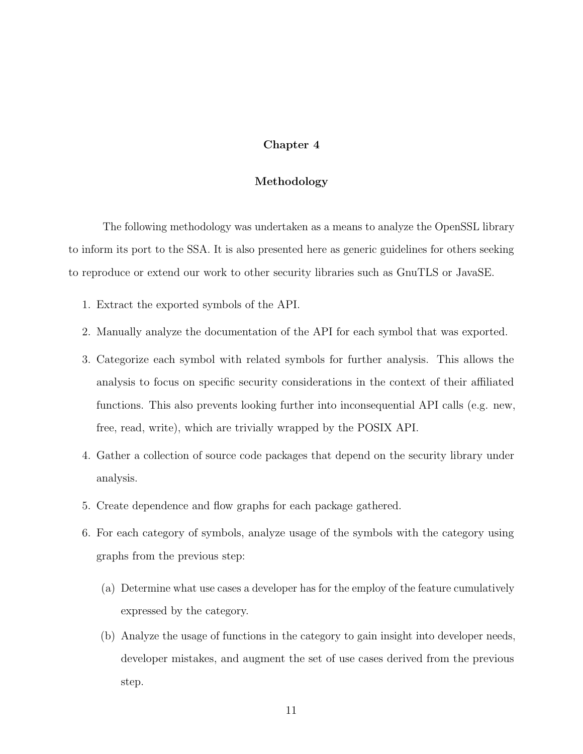# Chapter 4

# Methodology

The following methodology was undertaken as a means to analyze the OpenSSL library to inform its port to the SSA. It is also presented here as generic guidelines for others seeking to reproduce or extend our work to other security libraries such as GnuTLS or JavaSE.

1. Extract the exported symbols of the API.
2. Manually analyze the documentation of the API for each symbol that was exported.
3. Categorize each symbol with related symbols for further analysis. This allows the analysis to focus on specific security considerations in the context of their affiliated functions. This also prevents looking further into inconsequential API calls (e.g. new, free, read, write), which are trivially wrapped by the POSIX API.
4. Gather a collection of source code packages that depend on the security library under analysis.
5. Create dependence and flow graphs for each package gathered.
6. For each category of symbols, analyze usage of the symbols with the category using graphs from the previous step:
   (a) Determine what use cases a developer has for the employ of the feature cumulatively expressed by the category.
   (b) Analyze the usage of functions in the category to gain insight into developer needs, developer mistakes, and augment the set of use cases derived from the previous step.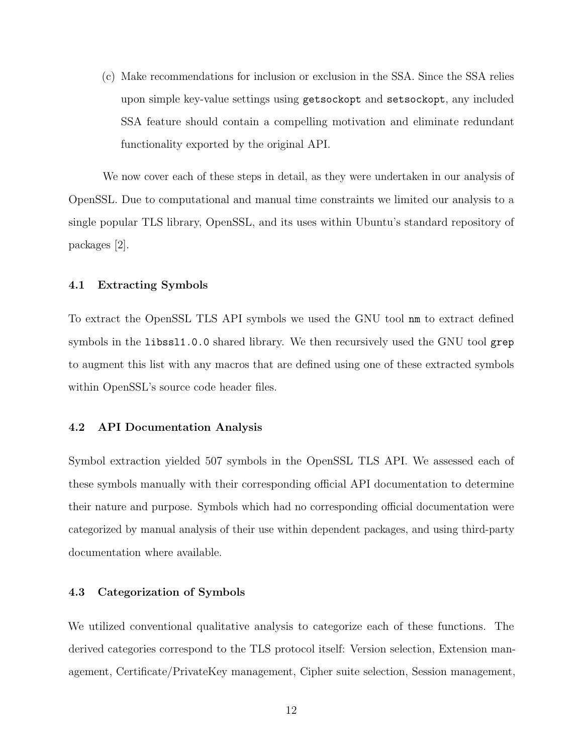(c) Make recommendations for inclusion or exclusion in the SSA. Since the SSA relies upon simple key-value settings using `getsockopt` and `setsockopt`, any included SSA feature should contain a compelling motivation and eliminate redundant functionality exported by the original API.

We now cover each of these steps in detail, as they were undertaken in our analysis of OpenSSL. Due to computational and manual time constraints we limited our analysis to a single popular TLS library, OpenSSL, and its uses within Ubuntu's standard repository of packages [2].

### 4.1 Extracting Symbols

To extract the OpenSSL TLS API symbols we used the GNU tool `nm` to extract defined symbols in the `libssl1.0.0` shared library. We then recursively used the GNU tool `grep` to augment this list with any macros that are defined using one of these extracted symbols within OpenSSL's source code header files.

### 4.2 API Documentation Analysis

Symbol extraction yielded 507 symbols in the OpenSSL TLS API. We assessed each of these symbols manually with their corresponding official API documentation to determine their nature and purpose. Symbols which had no corresponding official documentation were categorized by manual analysis of their use within dependent packages, and using third-party documentation where available.

### 4.3 Categorization of Symbols

We utilized conventional qualitative analysis to categorize each of these functions. The derived categories correspond to the TLS protocol itself: Version selection, Extension management, Certificate/PrivateKey management, Cipher suite selection, Session management,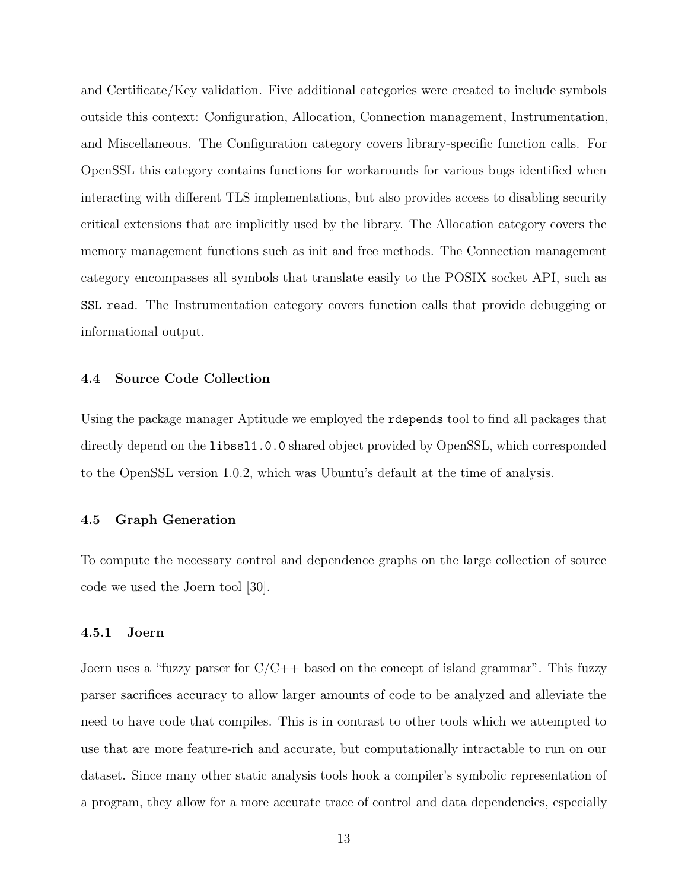and Certificate/Key validation. Five additional categories were created to include symbols outside this context: Configuration, Allocation, Connection management, Instrumentation, and Miscellaneous. The Configuration category covers library-specific function calls. For OpenSSL this category contains functions for workarounds for various bugs identified when interacting with different TLS implementations, but also provides access to disabling security critical extensions that are implicitly used by the library. The Allocation category covers the memory management functions such as init and free methods. The Connection management category encompasses all symbols that translate easily to the POSIX socket API, such as `SSL_read`. The Instrumentation category covers function calls that provide debugging or informational output.

### 4.4 Source Code Collection

Using the package manager Aptitude we employed the `rdepends` tool to find all packages that directly depend on the `libssl1.0.0` shared object provided by OpenSSL, which corresponded to the OpenSSL version 1.0.2, which was Ubuntu's default at the time of analysis.

### 4.5 Graph Generation

To compute the necessary control and dependence graphs on the large collection of source code we used the Joern tool [30].

#### 4.5.1 Joern

Joern uses a "fuzzy parser for C/C++ based on the concept of island grammar". This fuzzy parser sacrifices accuracy to allow larger amounts of code to be analyzed and alleviate the need to have code that compiles. This is in contrast to other tools which we attempted to use that are more feature-rich and accurate, but computationally intractable to run on our dataset. Since many other static analysis tools hook a compiler's symbolic representation of a program, they allow for a more accurate trace of control and data dependencies, especially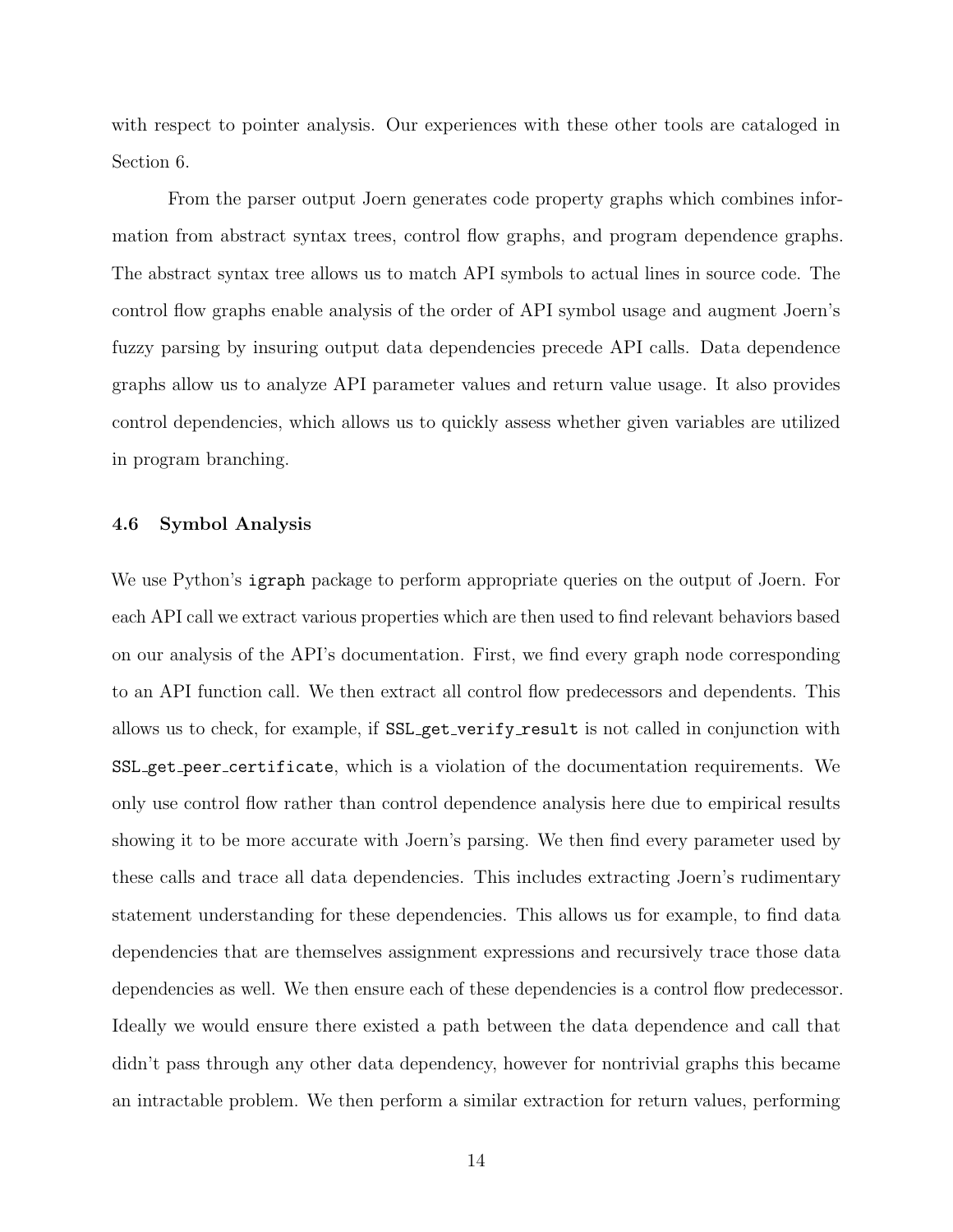with respect to pointer analysis. Our experiences with these other tools are cataloged in Section 6.

From the parser output Joern generates code property graphs which combines information from abstract syntax trees, control flow graphs, and program dependence graphs. The abstract syntax tree allows us to match API symbols to actual lines in source code. The control flow graphs enable analysis of the order of API symbol usage and augment Joern's fuzzy parsing by insuring output data dependencies precede API calls. Data dependence graphs allow us to analyze API parameter values and return value usage. It also provides control dependencies, which allows us to quickly assess whether given variables are utilized in program branching.

### 4.6 Symbol Analysis

We use Python's `igraph` package to perform appropriate queries on the output of Joern. For each API call we extract various properties which are then used to find relevant behaviors based on our analysis of the API's documentation. First, we find every graph node corresponding to an API function call. We then extract all control flow predecessors and dependents. This allows us to check, for example, if `SSL_get_verify_result` is not called in conjunction with `SSL_get_peer_certificate`, which is a violation of the documentation requirements. We only use control flow rather than control dependence analysis here due to empirical results showing it to be more accurate with Joern's parsing. We then find every parameter used by these calls and trace all data dependencies. This includes extracting Joern's rudimentary statement understanding for these dependencies. This allows us for example, to find data dependencies that are themselves assignment expressions and recursively trace those data dependencies as well. We then ensure each of these dependencies is a control flow predecessor. Ideally we would ensure there existed a path between the data dependence and call that didn't pass through any other data dependency, however for nontrivial graphs this became an intractable problem. We then perform a similar extraction for return values, performing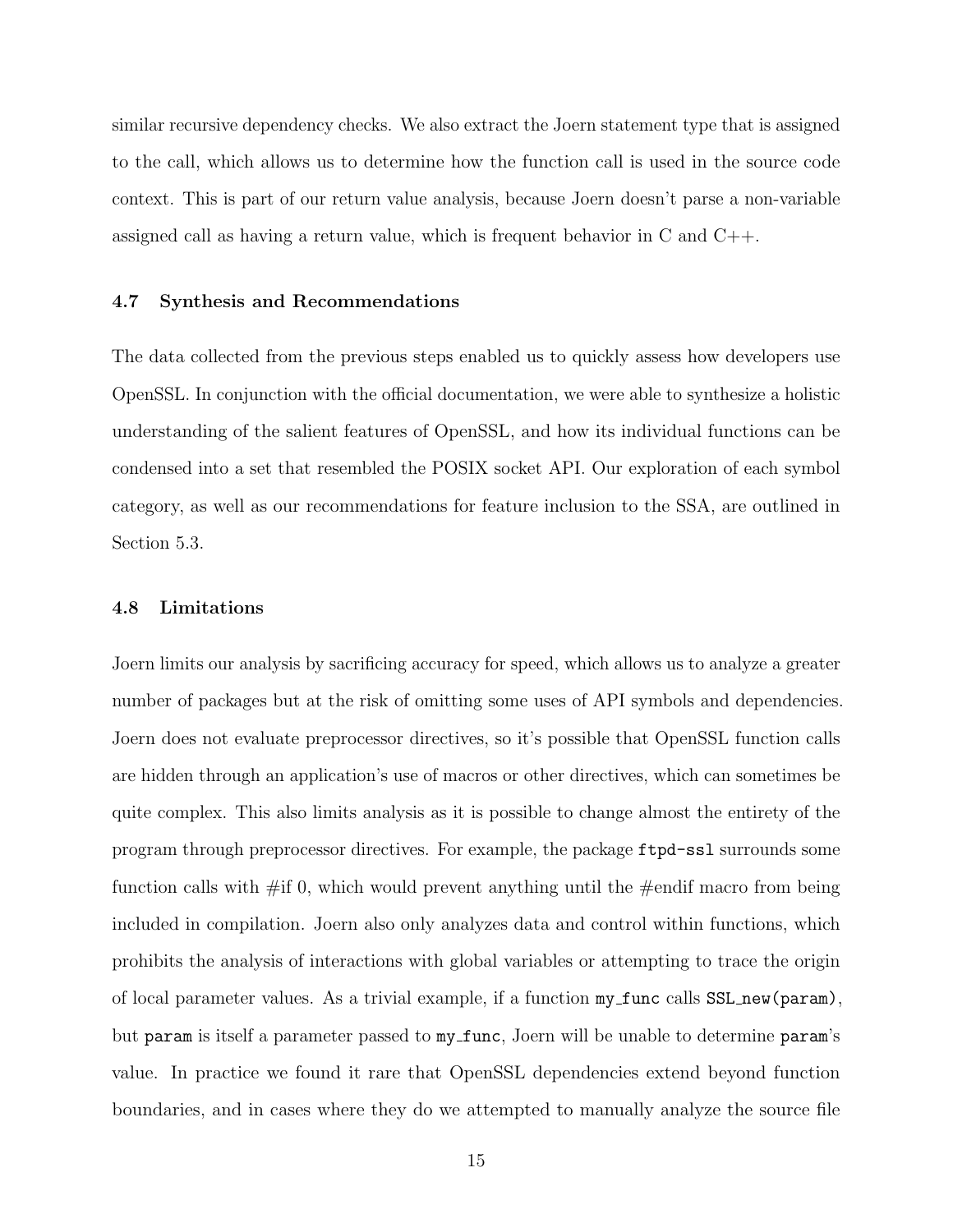similar recursive dependency checks. We also extract the Joern statement type that is assigned to the call, which allows us to determine how the function call is used in the source code context. This is part of our return value analysis, because Joern doesn't parse a non-variable assigned call as having a return value, which is frequent behavior in C and C++.

### 4.7 Synthesis and Recommendations

The data collected from the previous steps enabled us to quickly assess how developers use OpenSSL. In conjunction with the official documentation, we were able to synthesize a holistic understanding of the salient features of OpenSSL, and how its individual functions can be condensed into a set that resembled the POSIX socket API. Our exploration of each symbol category, as well as our recommendations for feature inclusion to the SSA, are outlined in Section 5.3.

### 4.8 Limitations

Joern limits our analysis by sacrificing accuracy for speed, which allows us to analyze a greater number of packages but at the risk of omitting some uses of API symbols and dependencies. Joern does not evaluate preprocessor directives, so it's possible that OpenSSL function calls are hidden through an application's use of macros or other directives, which can sometimes be quite complex. This also limits analysis as it is possible to change almost the entirety of the program through preprocessor directives. For example, the package `ftpd-ssl` surrounds some function calls with #if 0, which would prevent anything until the #endif macro from being included in compilation. Joern also only analyzes data and control within functions, which prohibits the analysis of interactions with global variables or attempting to trace the origin of local parameter values. As a trivial example, if a function `my_func` calls `SSL_new(param)`, but `param` is itself a parameter passed to `my_func`, Joern will be unable to determine `param`'s value. In practice we found it rare that OpenSSL dependencies extend beyond function boundaries, and in cases where they do we attempted to manually analyze the source file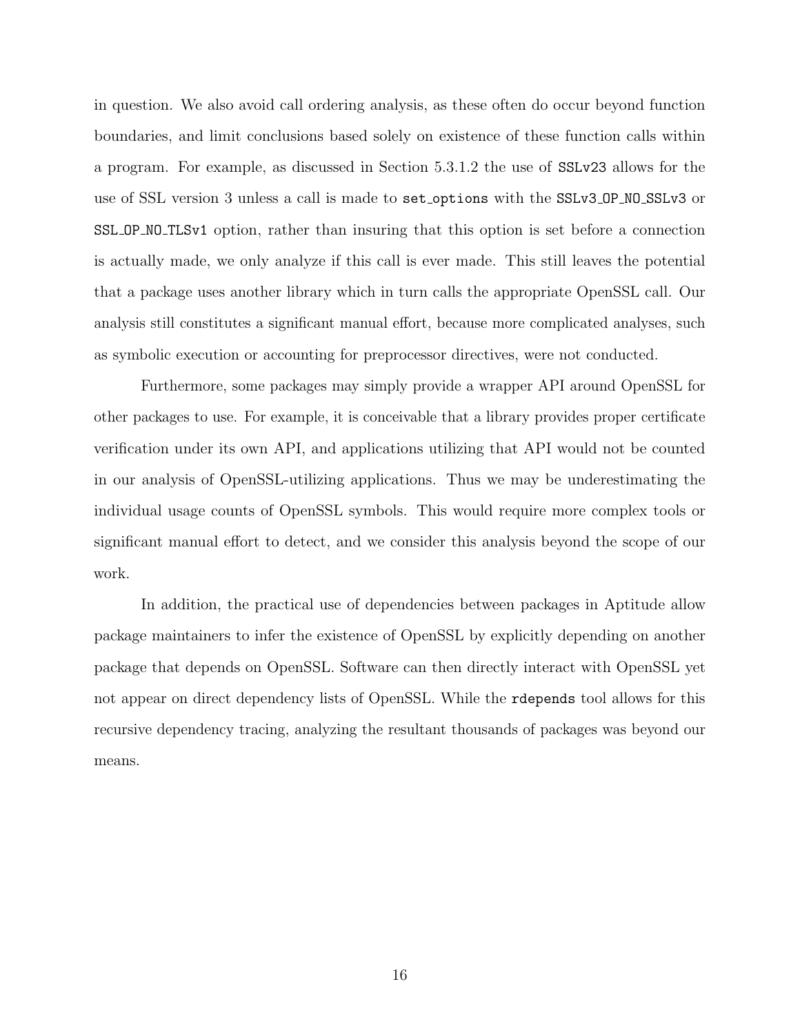in question. We also avoid call ordering analysis, as these often do occur beyond function boundaries, and limit conclusions based solely on existence of these function calls within a program. For example, as discussed in Section 5.3.1.2 the use of `SSLv23` allows for the use of SSL version 3 unless a call is made to `set_options` with the `SSLv3_OP_NO_SSLv3` or `SSL_OP_NO_TLSv1` option, rather than insuring that this option is set before a connection is actually made, we only analyze if this call is ever made. This still leaves the potential that a package uses another library which in turn calls the appropriate OpenSSL call. Our analysis still constitutes a significant manual effort, because more complicated analyses, such as symbolic execution or accounting for preprocessor directives, were not conducted.

Furthermore, some packages may simply provide a wrapper API around OpenSSL for other packages to use. For example, it is conceivable that a library provides proper certificate verification under its own API, and applications utilizing that API would not be counted in our analysis of OpenSSL-utilizing applications. Thus we may be underestimating the individual usage counts of OpenSSL symbols. This would require more complex tools or significant manual effort to detect, and we consider this analysis beyond the scope of our work.

In addition, the practical use of dependencies between packages in Aptitude allow package maintainers to infer the existence of OpenSSL by explicitly depending on another package that depends on OpenSSL. Software can then directly interact with OpenSSL yet not appear on direct dependency lists of OpenSSL. While the `rdepends` tool allows for this recursive dependency tracing, analyzing the resultant thousands of packages was beyond our means.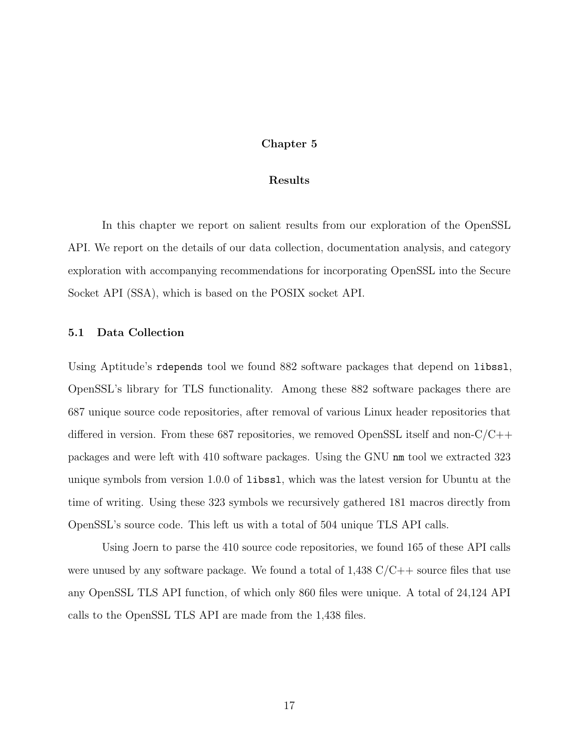# Chapter 5

# Results

In this chapter we report on salient results from our exploration of the OpenSSL API. We report on the details of our data collection, documentation analysis, and category exploration with accompanying recommendations for incorporating OpenSSL into the Secure Socket API (SSA), which is based on the POSIX socket API.

## 5.1 Data Collection

Using Aptitude's `rdepends` tool we found 882 software packages that depend on `libssl`, OpenSSL's library for TLS functionality. Among these 882 software packages there are 687 unique source code repositories, after removal of various Linux header repositories that differed in version. From these 687 repositories, we removed OpenSSL itself and non-C/C++ packages and were left with 410 software packages. Using the GNU `nm` tool we extracted 323 unique symbols from version 1.0.0 of `libssl`, which was the latest version for Ubuntu at the time of writing. Using these 323 symbols we recursively gathered 181 macros directly from OpenSSL's source code. This left us with a total of 504 unique TLS API calls.

Using Joern to parse the 410 source code repositories, we found 165 of these API calls were unused by any software package. We found a total of 1,438 C/C++ source files that use any OpenSSL TLS API function, of which only 860 files were unique. A total of 24,124 API calls to the OpenSSL TLS API are made from the 1,438 files.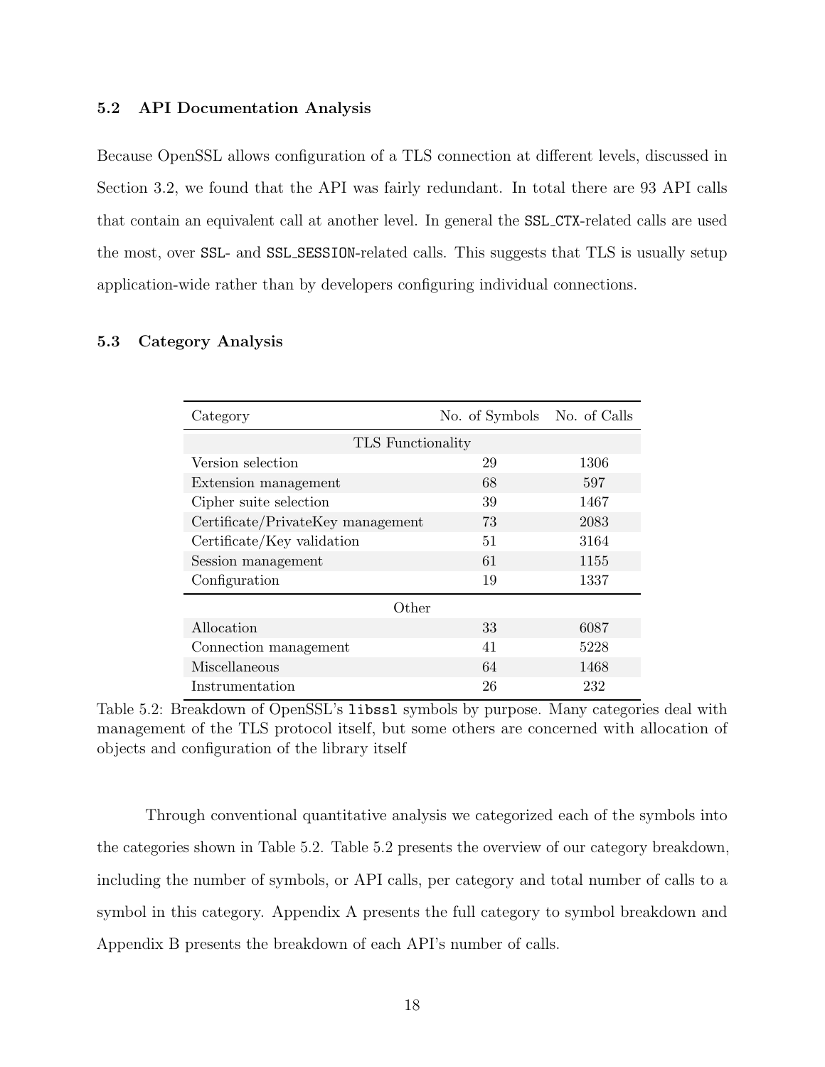### 5.2 API Documentation Analysis

Because OpenSSL allows configuration of a TLS connection at different levels, discussed in Section 3.2, we found that the API was fairly redundant. In total there are 93 API calls that contain an equivalent call at another level. In general the `SSL_CTX`-related calls are used the most, over `SSL`- and `SSL_SESSION`-related calls. This suggests that TLS is usually setup application-wide rather than by developers configuring individual connections.

### 5.3 Category Analysis

| Category | No. of Symbols | No. of Calls |
|---|---|---|
| TLS Functionality | | |
| Version selection | 29 | 1306 |
| Extension management | 68 | 597 |
| Cipher suite selection | 39 | 1467 |
| Certificate/PrivateKey management | 73 | 2083 |
| Certificate/Key validation | 51 | 3164 |
| Session management | 61 | 1155 |
| Configuration | 19 | 1337 |
| Other | | |
| Allocation | 33 | 6087 |
| Connection management | 41 | 5228 |
| Miscellaneous | 64 | 1468 |
| Instrumentation | 26 | 232 |

Table 5.2: Breakdown of OpenSSL's `libssl` symbols by purpose. Many categories deal with management of the TLS protocol itself, but some others are concerned with allocation of objects and configuration of the library itself

Through conventional quantitative analysis we categorized each of the symbols into the categories shown in Table 5.2. Table 5.2 presents the overview of our category breakdown, including the number of symbols, or API calls, per category and total number of calls to a symbol in this category. Appendix A presents the full category to symbol breakdown and Appendix B presents the breakdown of each API's number of calls.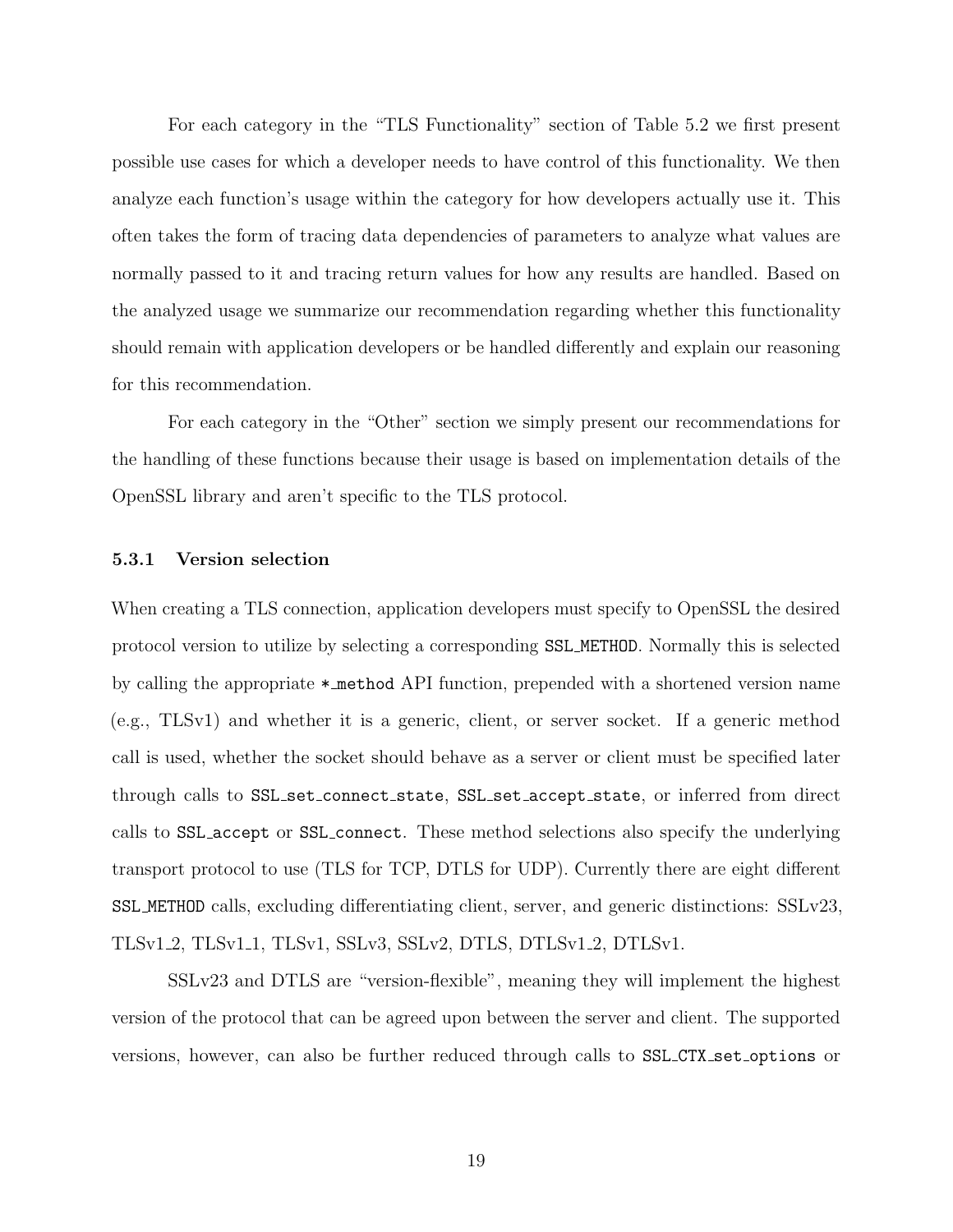For each category in the "TLS Functionality" section of Table 5.2 we first present possible use cases for which a developer needs to have control of this functionality. We then analyze each function's usage within the category for how developers actually use it. This often takes the form of tracing data dependencies of parameters to analyze what values are normally passed to it and tracing return values for how any results are handled. Based on the analyzed usage we summarize our recommendation regarding whether this functionality should remain with application developers or be handled differently and explain our reasoning for this recommendation.

For each category in the "Other" section we simply present our recommendations for the handling of these functions because their usage is based on implementation details of the OpenSSL library and aren't specific to the TLS protocol.

### 5.3.1 Version selection

When creating a TLS connection, application developers must specify to OpenSSL the desired protocol version to utilize by selecting a corresponding `SSL_METHOD`. Normally this is selected by calling the appropriate `*_method` API function, prepended with a shortened version name (e.g., TLSv1) and whether it is a generic, client, or server socket. If a generic method call is used, whether the socket should behave as a server or client must be specified later through calls to `SSL_set_connect_state`, `SSL_set_accept_state`, or inferred from direct calls to `SSL_accept` or `SSL_connect`. These method selections also specify the underlying transport protocol to use (TLS for TCP, DTLS for UDP). Currently there are eight different `SSL_METHOD` calls, excluding differentiating client, server, and generic distinctions: SSLv23, TLSv1_2, TLSv1_1, TLSv1, SSLv3, SSLv2, DTLS, DTLSv1_2, DTLSv1.

SSLv23 and DTLS are "version-flexible", meaning they will implement the highest version of the protocol that can be agreed upon between the server and client. The supported versions, however, can also be further reduced through calls to `SSL_CTX_set_options` or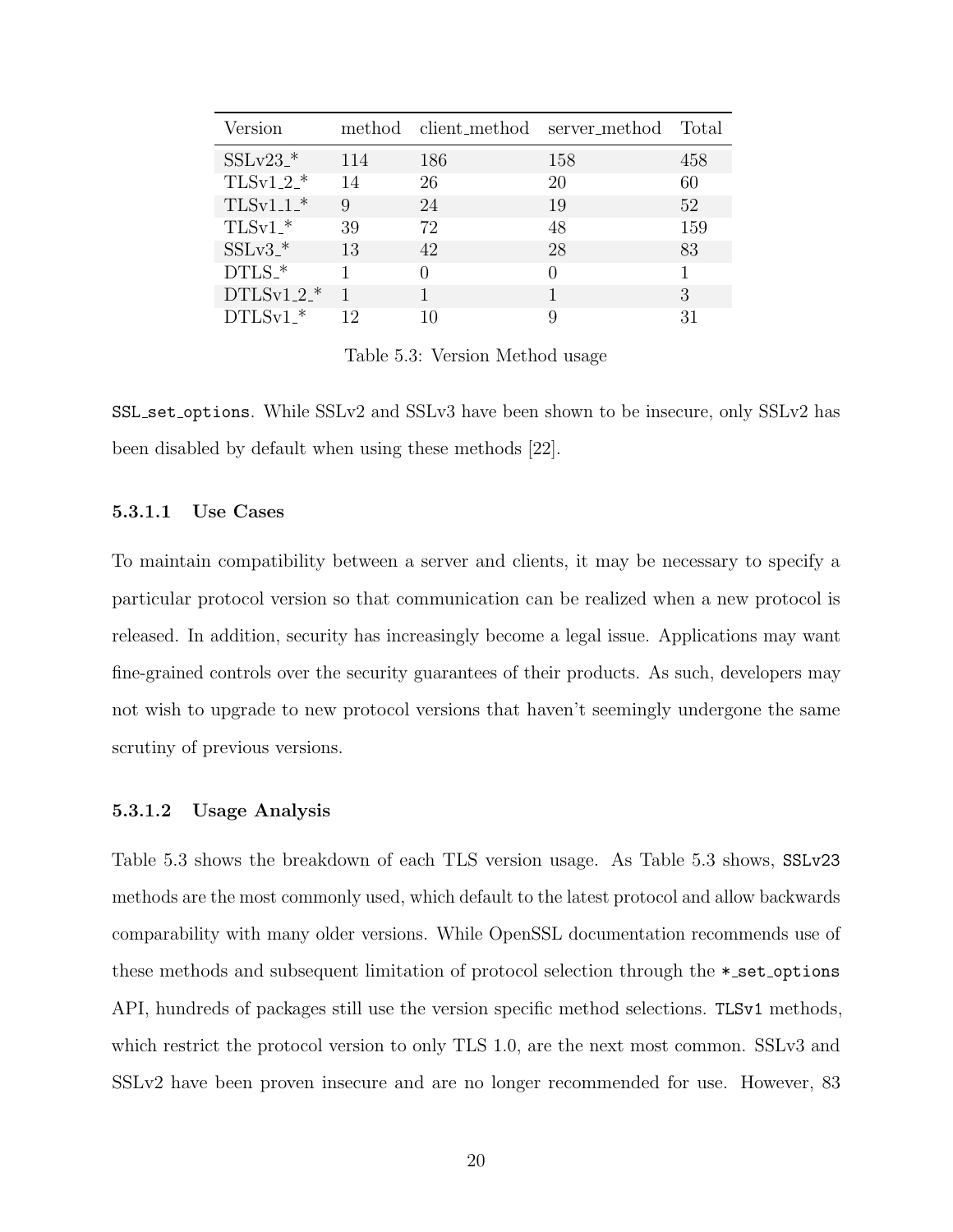| Version | method | client_method | server_method | Total |
|---|---|---|---|---|
| SSLv23_* | 114 | 186 | 158 | 458 |
| TLSv1_2_* | 14 | 26 | 20 | 60 |
| TLSv1_1_* | 9 | 24 | 19 | 52 |
| TLSv1_* | 39 | 72 | 48 | 159 |
| SSLv3_* | 13 | 42 | 28 | 83 |
| DTLS_* | 1 | 0 | 0 | 1 |
| DTLSv1_2_* | 1 | 1 | 1 | 3 |
| DTLSv1_* | 12 | 10 | 9 | 31 |

Table 5.3: Version Method usage

`SSL_set_options`. While SSLv2 and SSLv3 have been shown to be insecure, only SSLv2 has been disabled by default when using these methods [22].

#### 5.3.1.1 Use Cases

To maintain compatibility between a server and clients, it may be necessary to specify a particular protocol version so that communication can be realized when a new protocol is released. In addition, security has increasingly become a legal issue. Applications may want fine-grained controls over the security guarantees of their products. As such, developers may not wish to upgrade to new protocol versions that haven't seemingly undergone the same scrutiny of previous versions.

#### 5.3.1.2 Usage Analysis

Table 5.3 shows the breakdown of each TLS version usage. As Table 5.3 shows, `SSLv23` methods are the most commonly used, which default to the latest protocol and allow backwards comparability with many older versions. While OpenSSL documentation recommends use of these methods and subsequent limitation of protocol selection through the `*_set_options` API, hundreds of packages still use the version specific method selections. `TLSv1` methods, which restrict the protocol version to only TLS 1.0, are the next most common. SSLv3 and SSLv2 have been proven insecure and are no longer recommended for use. However, 83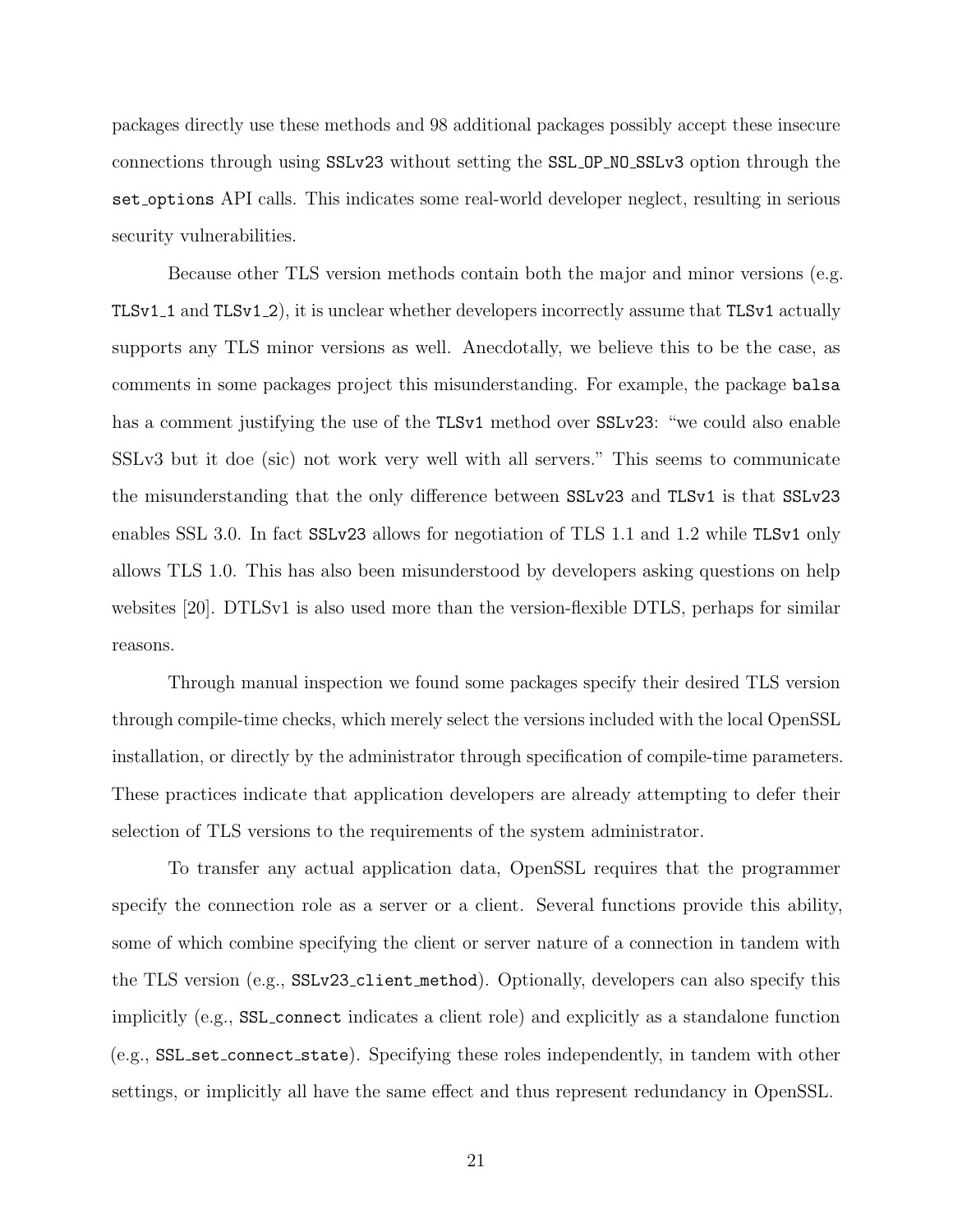packages directly use these methods and 98 additional packages possibly accept these insecure connections through using `SSLv23` without setting the `SSL_OP_NO_SSLv3` option through the `set_options` API calls. This indicates some real-world developer neglect, resulting in serious security vulnerabilities.

Because other TLS version methods contain both the major and minor versions (e.g. `TLSv1_1` and `TLSv1_2`), it is unclear whether developers incorrectly assume that `TLSv1` actually supports any TLS minor versions as well. Anecdotally, we believe this to be the case, as comments in some packages project this misunderstanding. For example, the package `balsa` has a comment justifying the use of the `TLSv1` method over `SSLv23`: "we could also enable SSLv3 but it doe (sic) not work very well with all servers." This seems to communicate the misunderstanding that the only difference between `SSLv23` and `TLSv1` is that `SSLv23` enables SSL 3.0. In fact `SSLv23` allows for negotiation of TLS 1.1 and 1.2 while `TLSv1` only allows TLS 1.0. This has also been misunderstood by developers asking questions on help websites [20]. DTLSv1 is also used more than the version-flexible DTLS, perhaps for similar reasons.

Through manual inspection we found some packages specify their desired TLS version through compile-time checks, which merely select the versions included with the local OpenSSL installation, or directly by the administrator through specification of compile-time parameters. These practices indicate that application developers are already attempting to defer their selection of TLS versions to the requirements of the system administrator.

To transfer any actual application data, OpenSSL requires that the programmer specify the connection role as a server or a client. Several functions provide this ability, some of which combine specifying the client or server nature of a connection in tandem with the TLS version (e.g., `SSLv23_client_method`). Optionally, developers can also specify this implicitly (e.g., `SSL_connect` indicates a client role) and explicitly as a standalone function (e.g., `SSL_set_connect_state`). Specifying these roles independently, in tandem with other settings, or implicitly all have the same effect and thus represent redundancy in OpenSSL.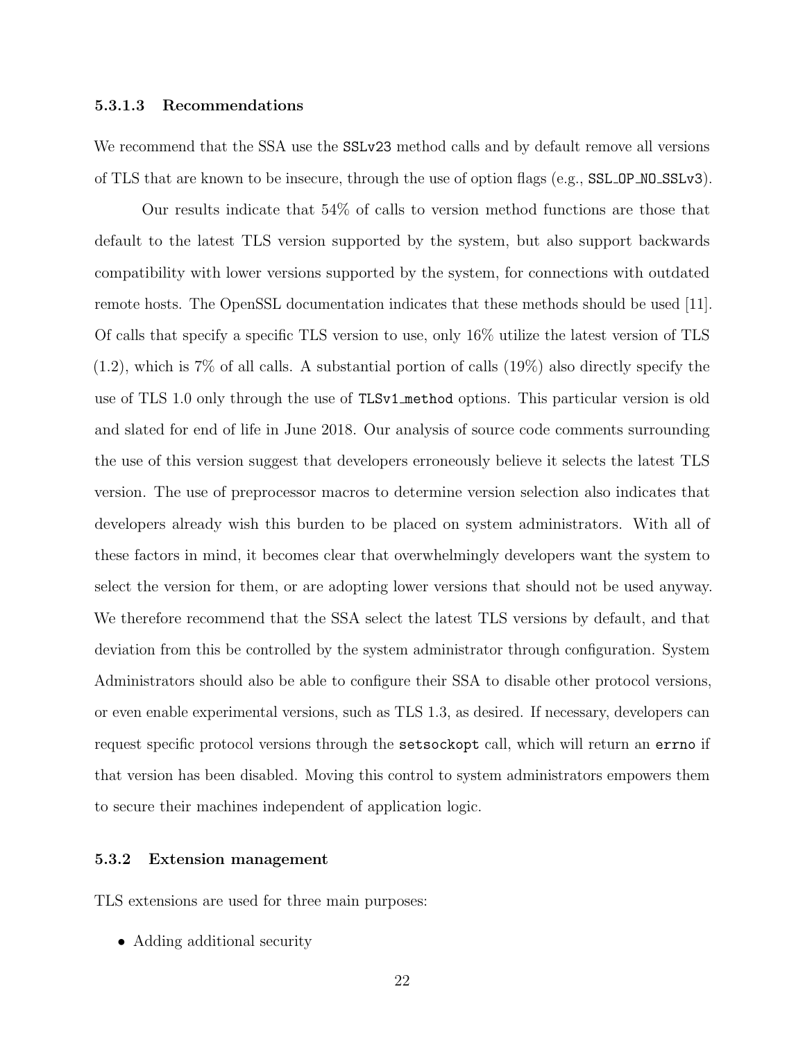#### 5.3.1.3 Recommendations

We recommend that the SSA use the `SSLv23` method calls and by default remove all versions of TLS that are known to be insecure, through the use of option flags (e.g., `SSL_OP_NO_SSLv3`).

Our results indicate that 54% of calls to version method functions are those that default to the latest TLS version supported by the system, but also support backwards compatibility with lower versions supported by the system, for connections with outdated remote hosts. The OpenSSL documentation indicates that these methods should be used [11]. Of calls that specify a specific TLS version to use, only 16% utilize the latest version of TLS (1.2), which is 7% of all calls. A substantial portion of calls (19%) also directly specify the use of TLS 1.0 only through the use of `TLSv1_method` options. This particular version is old and slated for end of life in June 2018. Our analysis of source code comments surrounding the use of this version suggest that developers erroneously believe it selects the latest TLS version. The use of preprocessor macros to determine version selection also indicates that developers already wish this burden to be placed on system administrators. With all of these factors in mind, it becomes clear that overwhelmingly developers want the system to select the version for them, or are adopting lower versions that should not be used anyway. We therefore recommend that the SSA select the latest TLS versions by default, and that deviation from this be controlled by the system administrator through configuration. System Administrators should also be able to configure their SSA to disable other protocol versions, or even enable experimental versions, such as TLS 1.3, as desired. If necessary, developers can request specific protocol versions through the `setsockopt` call, which will return an `errno` if that version has been disabled. Moving this control to system administrators empowers them to secure their machines independent of application logic.

### 5.3.2 Extension management

TLS extensions are used for three main purposes:

- Adding additional security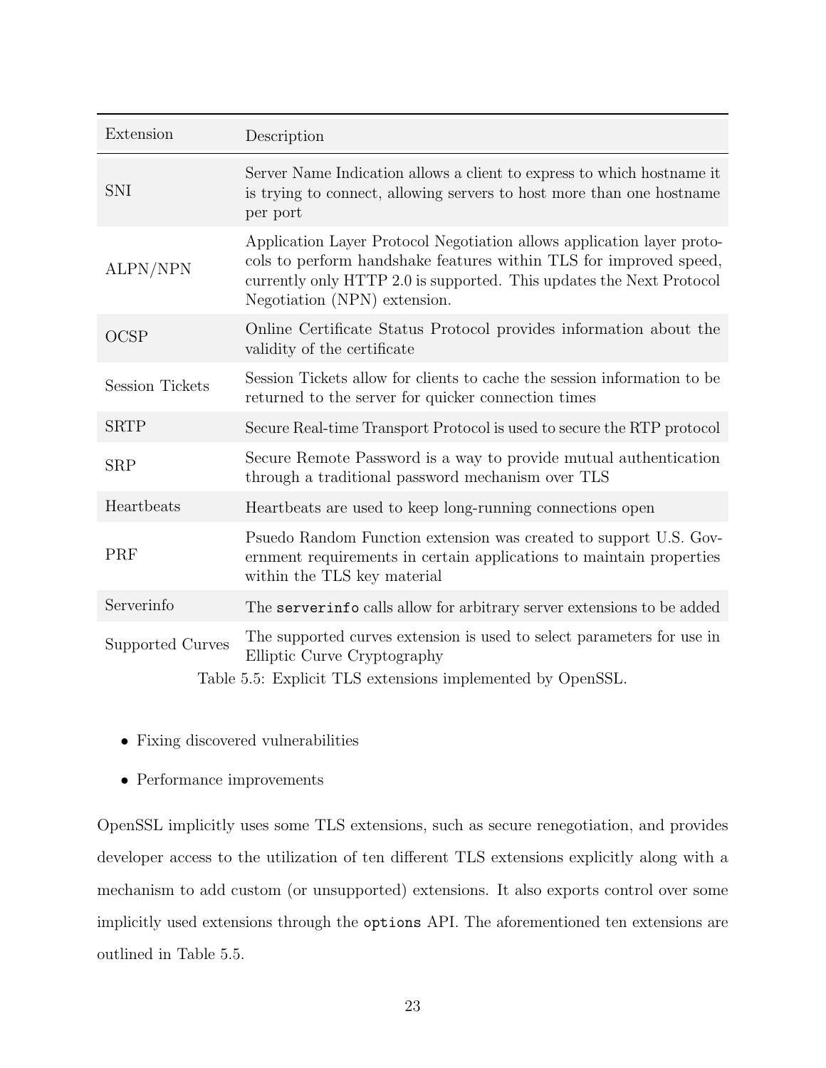| Extension | Description |
| --- | --- |
| SNI | Server Name Indication allows a client to express to which hostname it is trying to connect, allowing servers to host more than one hostname per port |
| ALPN/NPN | Application Layer Protocol Negotiation allows application layer protocols to perform handshake features within TLS for improved speed, currently only HTTP 2.0 is supported. This updates the Next Protocol Negotiation (NPN) extension. |
| OCSP | Online Certificate Status Protocol provides information about the validity of the certificate |
| Session Tickets | Session Tickets allow for clients to cache the session information to be returned to the server for quicker connection times |
| SRTP | Secure Real-time Transport Protocol is used to secure the RTP protocol |
| SRP | Secure Remote Password is a way to provide mutual authentication through a traditional password mechanism over TLS |
| Heartbeats | Heartbeats are used to keep long-running connections open |
| PRF | Psuedo Random Function extension was created to support U.S. Government requirements in certain applications to maintain properties within the TLS key material |
| Serverinfo | The `serverinfo` calls allow for arbitrary server extensions to be added |
| Supported Curves | The supported curves extension is used to select parameters for use in Elliptic Curve Cryptography |

Table 5.5: Explicit TLS extensions implemented by OpenSSL.

- Fixing discovered vulnerabilities
- Performance improvements

OpenSSL implicitly uses some TLS extensions, such as secure renegotiation, and provides developer access to the utilization of ten different TLS extensions explicitly along with a mechanism to add custom (or unsupported) extensions. It also exports control over some implicitly used extensions through the `options` API. The aforementioned ten extensions are outlined in Table 5.5.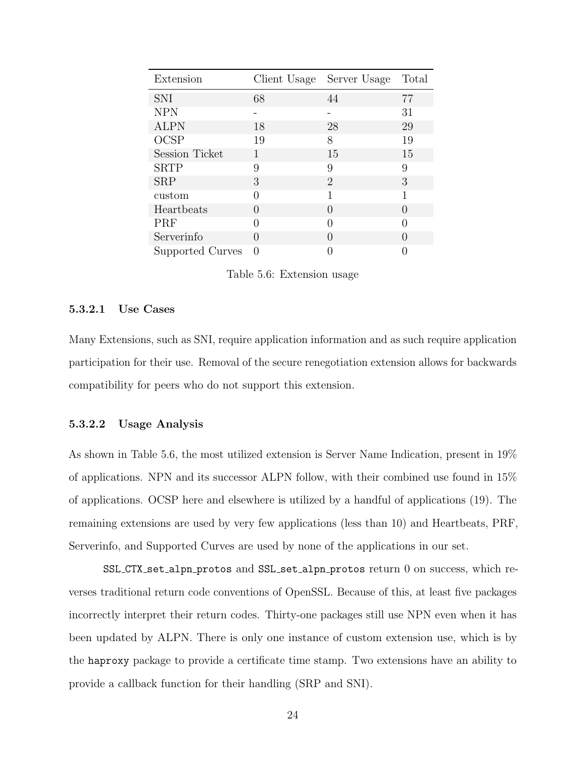| Extension | Client Usage | Server Usage | Total |
|---|---|---|---|
| SNI | 68 | 44 | 77 |
| NPN | - | - | 31 |
| ALPN | 18 | 28 | 29 |
| OCSP | 19 | 8 | 19 |
| Session Ticket | 1 | 15 | 15 |
| SRTP | 9 | 9 | 9 |
| SRP | 3 | 2 | 3 |
| custom | 0 | 1 | 1 |
| Heartbeats | 0 | 0 | 0 |
| PRF | 0 | 0 | 0 |
| Serverinfo | 0 | 0 | 0 |
| Supported Curves | 0 | 0 | 0 |

Table 5.6: Extension usage

#### 5.3.2.1 Use Cases

Many Extensions, such as SNI, require application information and as such require application participation for their use. Removal of the secure renegotiation extension allows for backwards compatibility for peers who do not support this extension.

#### 5.3.2.2 Usage Analysis

As shown in Table 5.6, the most utilized extension is Server Name Indication, present in 19% of applications. NPN and its successor ALPN follow, with their combined use found in 15% of applications. OCSP here and elsewhere is utilized by a handful of applications (19). The remaining extensions are used by very few applications (less than 10) and Heartbeats, PRF, Serverinfo, and Supported Curves are used by none of the applications in our set.

`SSL_CTX_set_alpn_protos` and `SSL_set_alpn_protos` return 0 on success, which reverses traditional return code conventions of OpenSSL. Because of this, at least five packages incorrectly interpret their return codes. Thirty-one packages still use NPN even when it has been updated by ALPN. There is only one instance of custom extension use, which is by the `haproxy` package to provide a certificate time stamp. Two extensions have an ability to provide a callback function for their handling (SRP and SNI).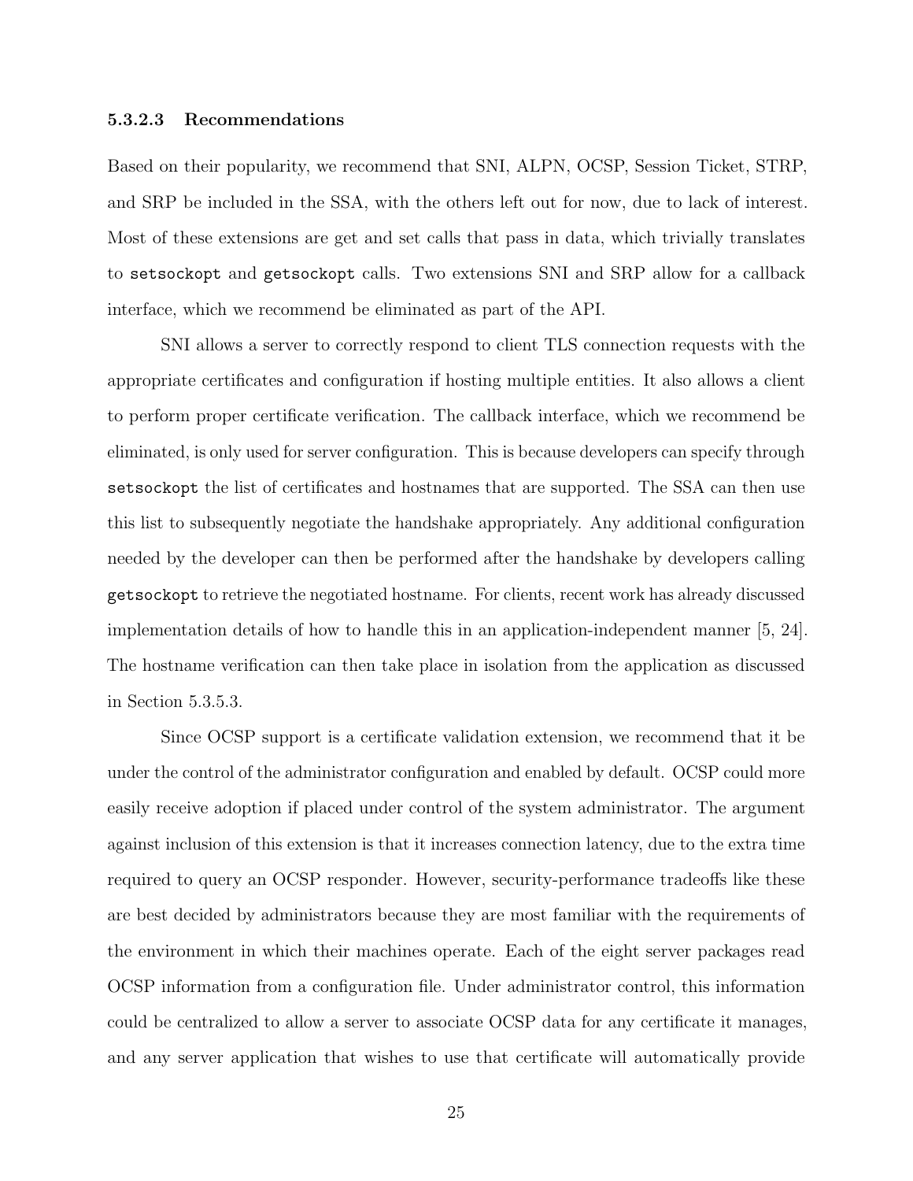#### 5.3.2.3 Recommendations

Based on their popularity, we recommend that SNI, ALPN, OCSP, Session Ticket, STRP, and SRP be included in the SSA, with the others left out for now, due to lack of interest. Most of these extensions are get and set calls that pass in data, which trivially translates to `setsockopt` and `getsockopt` calls. Two extensions SNI and SRP allow for a callback interface, which we recommend be eliminated as part of the API.

SNI allows a server to correctly respond to client TLS connection requests with the appropriate certificates and configuration if hosting multiple entities. It also allows a client to perform proper certificate verification. The callback interface, which we recommend be eliminated, is only used for server configuration. This is because developers can specify through `setsockopt` the list of certificates and hostnames that are supported. The SSA can then use this list to subsequently negotiate the handshake appropriately. Any additional configuration needed by the developer can then be performed after the handshake by developers calling `getsockopt` to retrieve the negotiated hostname. For clients, recent work has already discussed implementation details of how to handle this in an application-independent manner [5, 24]. The hostname verification can then take place in isolation from the application as discussed in Section 5.3.5.3.

Since OCSP support is a certificate validation extension, we recommend that it be under the control of the administrator configuration and enabled by default. OCSP could more easily receive adoption if placed under control of the system administrator. The argument against inclusion of this extension is that it increases connection latency, due to the extra time required to query an OCSP responder. However, security-performance tradeoffs like these are best decided by administrators because they are most familiar with the requirements of the environment in which their machines operate. Each of the eight server packages read OCSP information from a configuration file. Under administrator control, this information could be centralized to allow a server to associate OCSP data for any certificate it manages, and any server application that wishes to use that certificate will automatically provide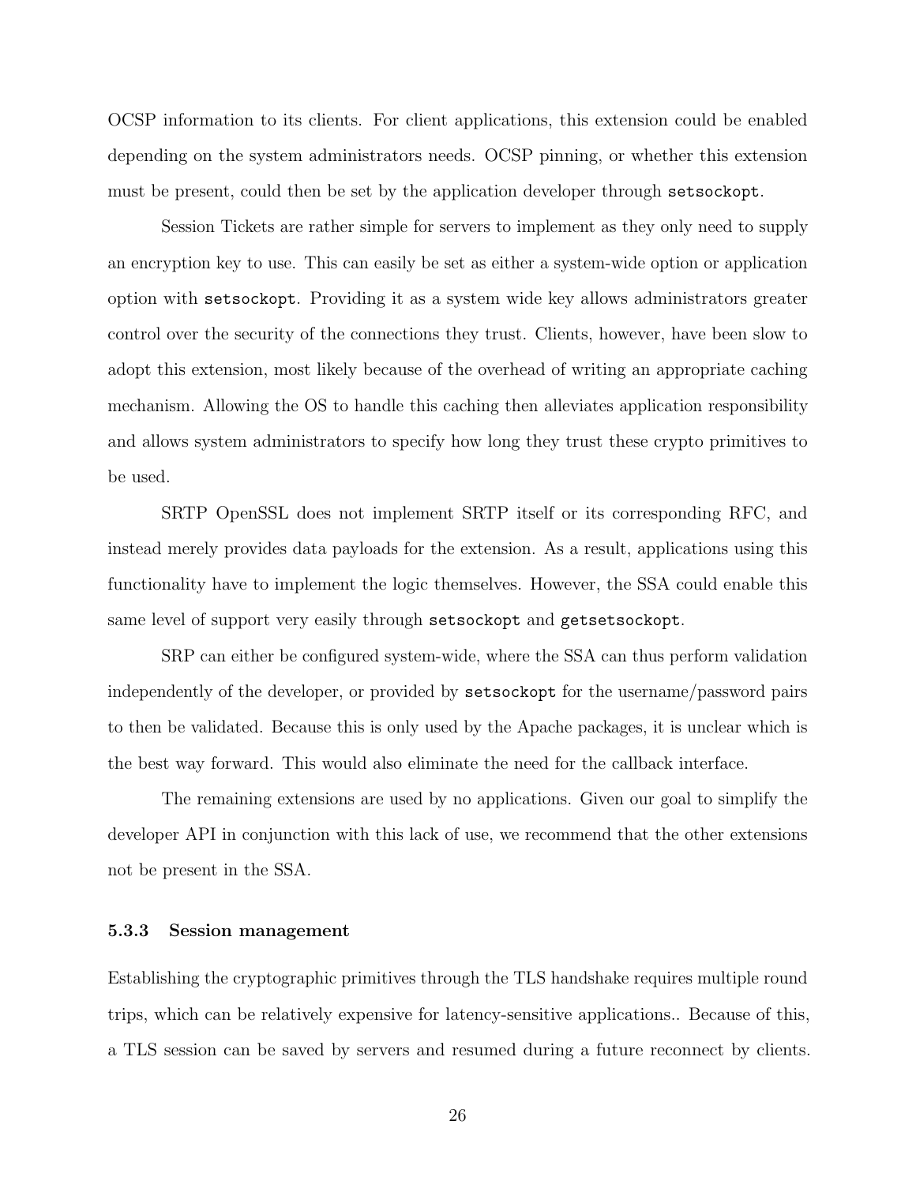OCSP information to its clients. For client applications, this extension could be enabled depending on the system administrators needs. OCSP pinning, or whether this extension must be present, could then be set by the application developer through `setsockopt`.

Session Tickets are rather simple for servers to implement as they only need to supply an encryption key to use. This can easily be set as either a system-wide option or application option with `setsockopt`. Providing it as a system wide key allows administrators greater control over the security of the connections they trust. Clients, however, have been slow to adopt this extension, most likely because of the overhead of writing an appropriate caching mechanism. Allowing the OS to handle this caching then alleviates application responsibility and allows system administrators to specify how long they trust these crypto primitives to be used.

SRTP OpenSSL does not implement SRTP itself or its corresponding RFC, and instead merely provides data payloads for the extension. As a result, applications using this functionality have to implement the logic themselves. However, the SSA could enable this same level of support very easily through `setsockopt` and `getsetsockopt`.

SRP can either be configured system-wide, where the SSA can thus perform validation independently of the developer, or provided by `setsockopt` for the username/password pairs to then be validated. Because this is only used by the Apache packages, it is unclear which is the best way forward. This would also eliminate the need for the callback interface.

The remaining extensions are used by no applications. Given our goal to simplify the developer API in conjunction with this lack of use, we recommend that the other extensions not be present in the SSA.

### 5.3.3 Session management

Establishing the cryptographic primitives through the TLS handshake requires multiple round trips, which can be relatively expensive for latency-sensitive applications.. Because of this, a TLS session can be saved by servers and resumed during a future reconnect by clients.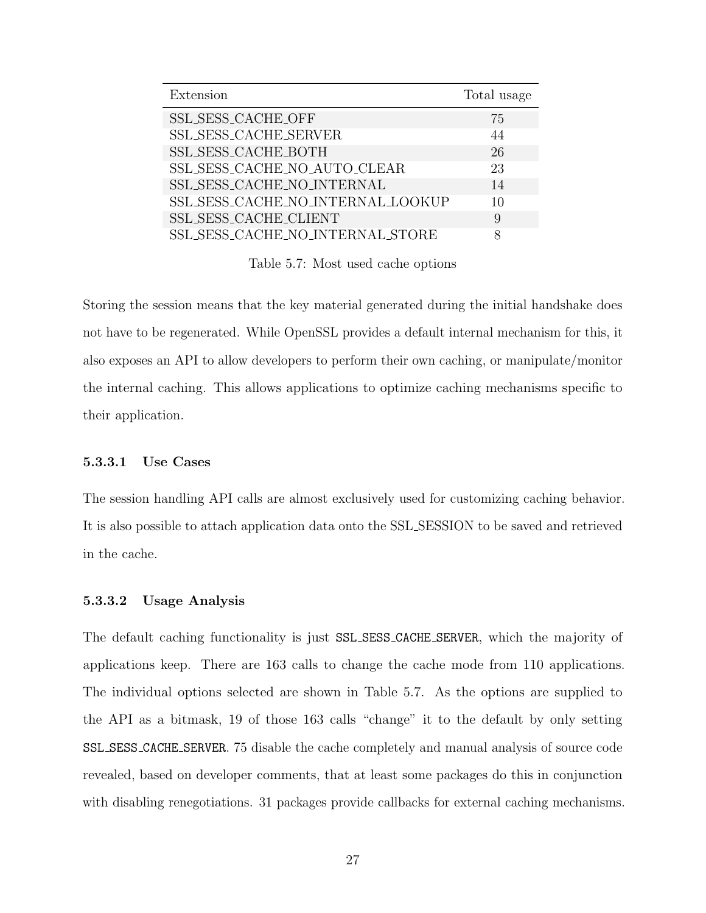| Extension | Total usage |
| --- | --- |
| SSL_SESS_CACHE_OFF | 75 |
| SSL_SESS_CACHE_SERVER | 44 |
| SSL_SESS_CACHE_BOTH | 26 |
| SSL_SESS_CACHE_NO_AUTO_CLEAR | 23 |
| SSL_SESS_CACHE_NO_INTERNAL | 14 |
| SSL_SESS_CACHE_NO_INTERNAL_LOOKUP | 10 |
| SSL_SESS_CACHE_CLIENT | 9 |
| SSL_SESS_CACHE_NO_INTERNAL_STORE | 8 |

Table 5.7: Most used cache options

Storing the session means that the key material generated during the initial handshake does not have to be regenerated. While OpenSSL provides a default internal mechanism for this, it also exposes an API to allow developers to perform their own caching, or manipulate/monitor the internal caching. This allows applications to optimize caching mechanisms specific to their application.

#### 5.3.3.1 Use Cases

The session handling API calls are almost exclusively used for customizing caching behavior. It is also possible to attach application data onto the SSL_SESSION to be saved and retrieved in the cache.

#### 5.3.3.2 Usage Analysis

The default caching functionality is just `SSL_SESS_CACHE_SERVER`, which the majority of applications keep. There are 163 calls to change the cache mode from 110 applications. The individual options selected are shown in Table 5.7. As the options are supplied to the API as a bitmask, 19 of those 163 calls "change" it to the default by only setting `SSL_SESS_CACHE_SERVER`. 75 disable the cache completely and manual analysis of source code revealed, based on developer comments, that at least some packages do this in conjunction with disabling renegotiations. 31 packages provide callbacks for external caching mechanisms.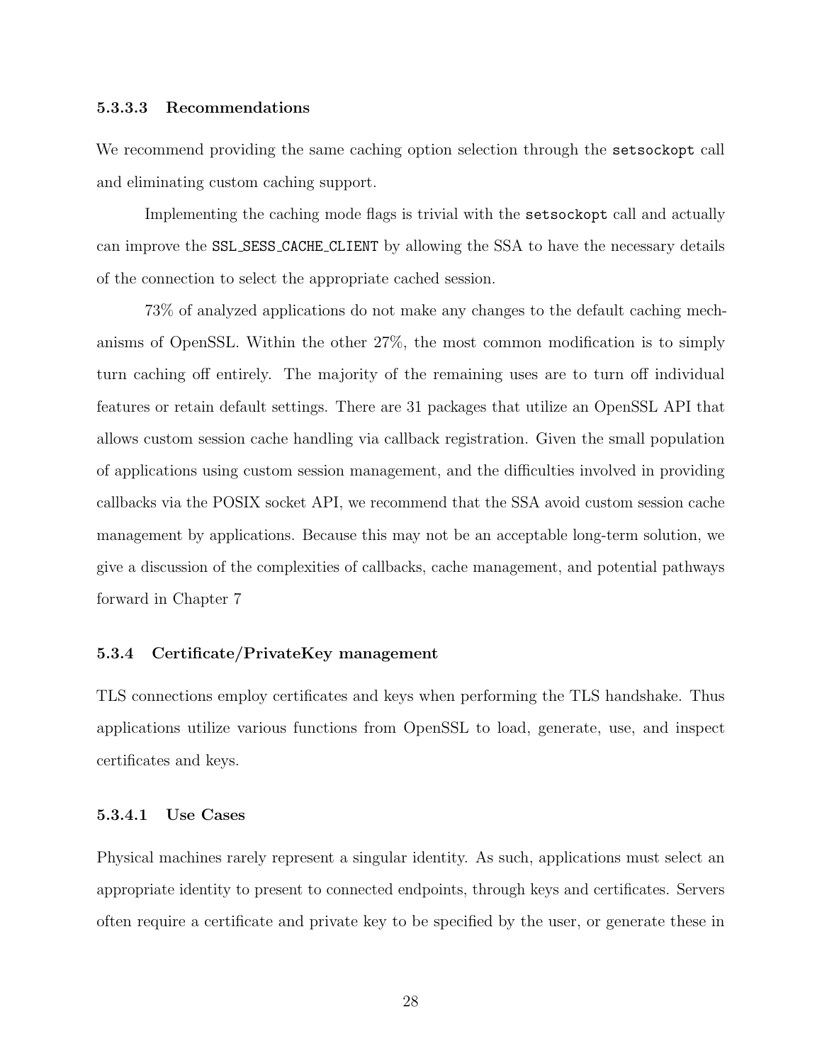#### 5.3.3.3 Recommendations

We recommend providing the same caching option selection through the `setsockopt` call and eliminating custom caching support.

Implementing the caching mode flags is trivial with the `setsockopt` call and actually can improve the `SSL_SESS_CACHE_CLIENT` by allowing the SSA to have the necessary details of the connection to select the appropriate cached session.

73% of analyzed applications do not make any changes to the default caching mechanisms of OpenSSL. Within the other 27%, the most common modification is to simply turn caching off entirely. The majority of the remaining uses are to turn off individual features or retain default settings. There are 31 packages that utilize an OpenSSL API that allows custom session cache handling via callback registration. Given the small population of applications using custom session management, and the difficulties involved in providing callbacks via the POSIX socket API, we recommend that the SSA avoid custom session cache management by applications. Because this may not be an acceptable long-term solution, we give a discussion of the complexities of callbacks, cache management, and potential pathways forward in Chapter 7

### 5.3.4 Certificate/PrivateKey management

TLS connections employ certificates and keys when performing the TLS handshake. Thus applications utilize various functions from OpenSSL to load, generate, use, and inspect certificates and keys.

#### 5.3.4.1 Use Cases

Physical machines rarely represent a singular identity. As such, applications must select an appropriate identity to present to connected endpoints, through keys and certificates. Servers often require a certificate and private key to be specified by the user, or generate these in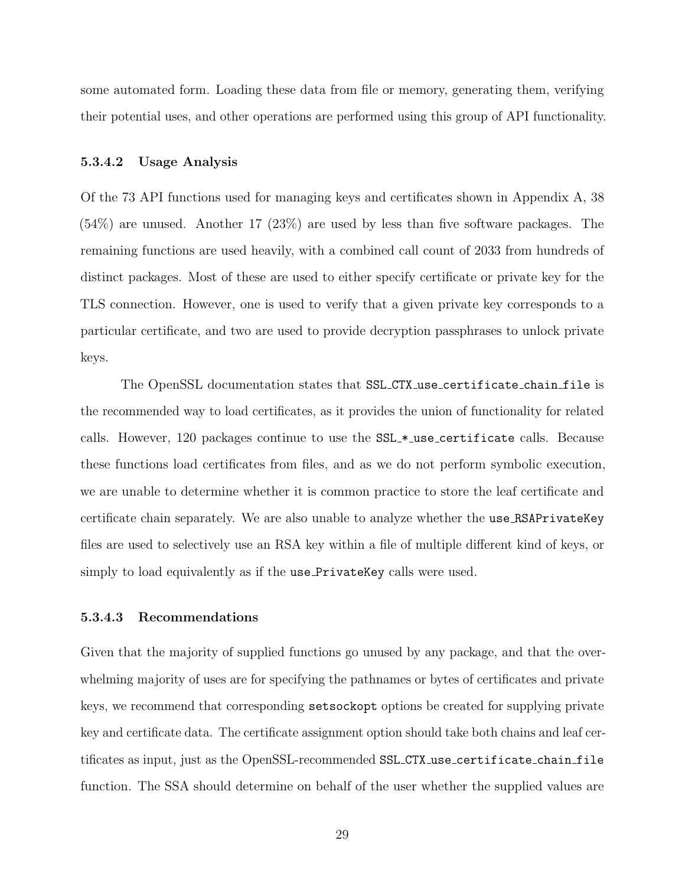some automated form. Loading these data from file or memory, generating them, verifying their potential uses, and other operations are performed using this group of API functionality.

#### 5.3.4.2 Usage Analysis

Of the 73 API functions used for managing keys and certificates shown in Appendix A, 38 (54%) are unused. Another 17 (23%) are used by less than five software packages. The remaining functions are used heavily, with a combined call count of 2033 from hundreds of distinct packages. Most of these are used to either specify certificate or private key for the TLS connection. However, one is used to verify that a given private key corresponds to a particular certificate, and two are used to provide decryption passphrases to unlock private keys.

The OpenSSL documentation states that `SSL_CTX_use_certificate_chain_file` is the recommended way to load certificates, as it provides the union of functionality for related calls. However, 120 packages continue to use the `SSL_*_use_certificate` calls. Because these functions load certificates from files, and as we do not perform symbolic execution, we are unable to determine whether it is common practice to store the leaf certificate and certificate chain separately. We are also unable to analyze whether the `use_RSAPrivateKey` files are used to selectively use an RSA key within a file of multiple different kind of keys, or simply to load equivalently as if the `use_PrivateKey` calls were used.

#### 5.3.4.3 Recommendations

Given that the majority of supplied functions go unused by any package, and that the overwhelming majority of uses are for specifying the pathnames or bytes of certificates and private keys, we recommend that corresponding `setsockopt` options be created for supplying private key and certificate data. The certificate assignment option should take both chains and leaf certificates as input, just as the OpenSSL-recommended `SSL_CTX_use_certificate_chain_file` function. The SSA should determine on behalf of the user whether the supplied values are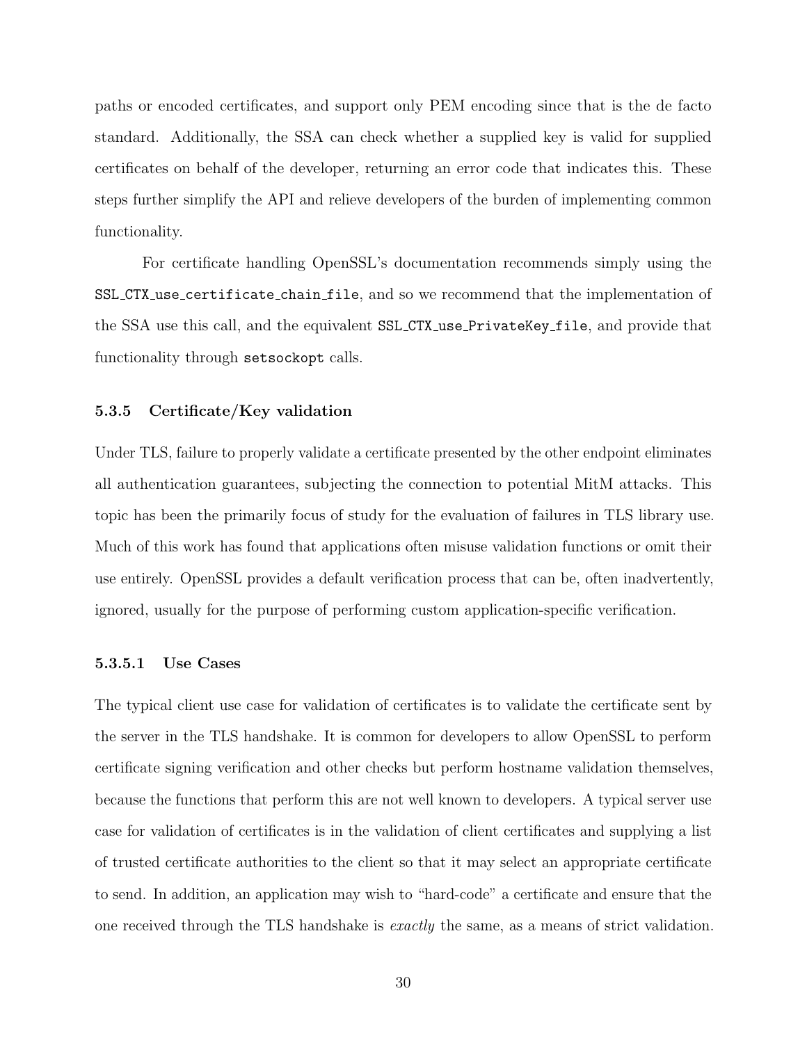paths or encoded certificates, and support only PEM encoding since that is the de facto standard. Additionally, the SSA can check whether a supplied key is valid for supplied certificates on behalf of the developer, returning an error code that indicates this. These steps further simplify the API and relieve developers of the burden of implementing common functionality.

For certificate handling OpenSSL's documentation recommends simply using the `SSL_CTX_use_certificate_chain_file`, and so we recommend that the implementation of the SSA use this call, and the equivalent `SSL_CTX_use_PrivateKey_file`, and provide that functionality through `setsockopt` calls.

### 5.3.5 Certificate/Key validation

Under TLS, failure to properly validate a certificate presented by the other endpoint eliminates all authentication guarantees, subjecting the connection to potential MitM attacks. This topic has been the primarily focus of study for the evaluation of failures in TLS library use. Much of this work has found that applications often misuse validation functions or omit their use entirely. OpenSSL provides a default verification process that can be, often inadvertently, ignored, usually for the purpose of performing custom application-specific verification.

#### 5.3.5.1 Use Cases

The typical client use case for validation of certificates is to validate the certificate sent by the server in the TLS handshake. It is common for developers to allow OpenSSL to perform certificate signing verification and other checks but perform hostname validation themselves, because the functions that perform this are not well known to developers. A typical server use case for validation of certificates is in the validation of client certificates and supplying a list of trusted certificate authorities to the client so that it may select an appropriate certificate to send. In addition, an application may wish to "hard-code" a certificate and ensure that the one received through the TLS handshake is *exactly* the same, as a means of strict validation.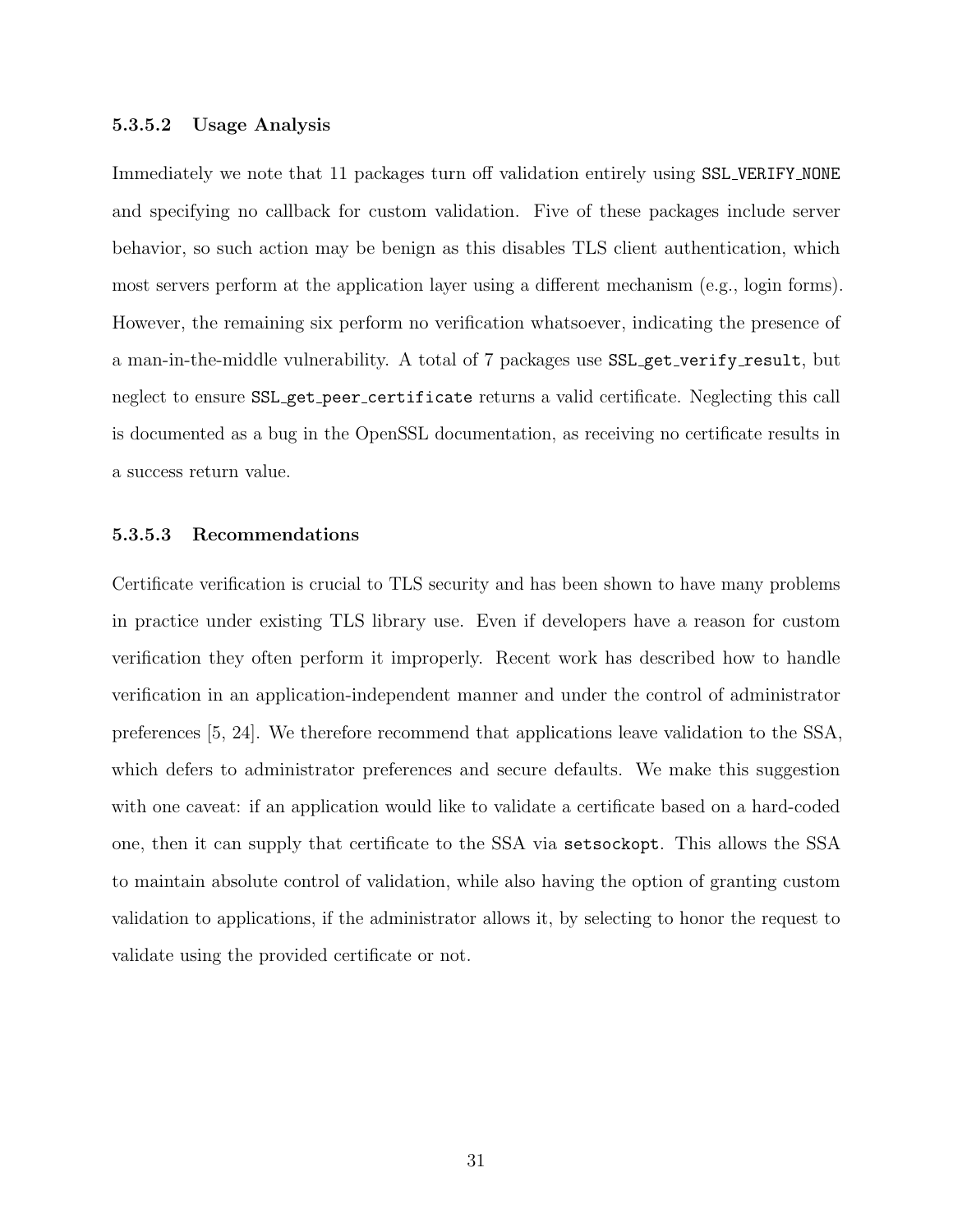#### 5.3.5.2 Usage Analysis

Immediately we note that 11 packages turn off validation entirely using `SSL_VERIFY_NONE` and specifying no callback for custom validation. Five of these packages include server behavior, so such action may be benign as this disables TLS client authentication, which most servers perform at the application layer using a different mechanism (e.g., login forms). However, the remaining six perform no verification whatsoever, indicating the presence of a man-in-the-middle vulnerability. A total of 7 packages use `SSL_get_verify_result`, but neglect to ensure `SSL_get_peer_certificate` returns a valid certificate. Neglecting this call is documented as a bug in the OpenSSL documentation, as receiving no certificate results in a success return value.

#### 5.3.5.3 Recommendations

Certificate verification is crucial to TLS security and has been shown to have many problems in practice under existing TLS library use. Even if developers have a reason for custom verification they often perform it improperly. Recent work has described how to handle verification in an application-independent manner and under the control of administrator preferences [5, 24]. We therefore recommend that applications leave validation to the SSA, which defers to administrator preferences and secure defaults. We make this suggestion with one caveat: if an application would like to validate a certificate based on a hard-coded one, then it can supply that certificate to the SSA via `setsockopt`. This allows the SSA to maintain absolute control of validation, while also having the option of granting custom validation to applications, if the administrator allows it, by selecting to honor the request to validate using the provided certificate or not.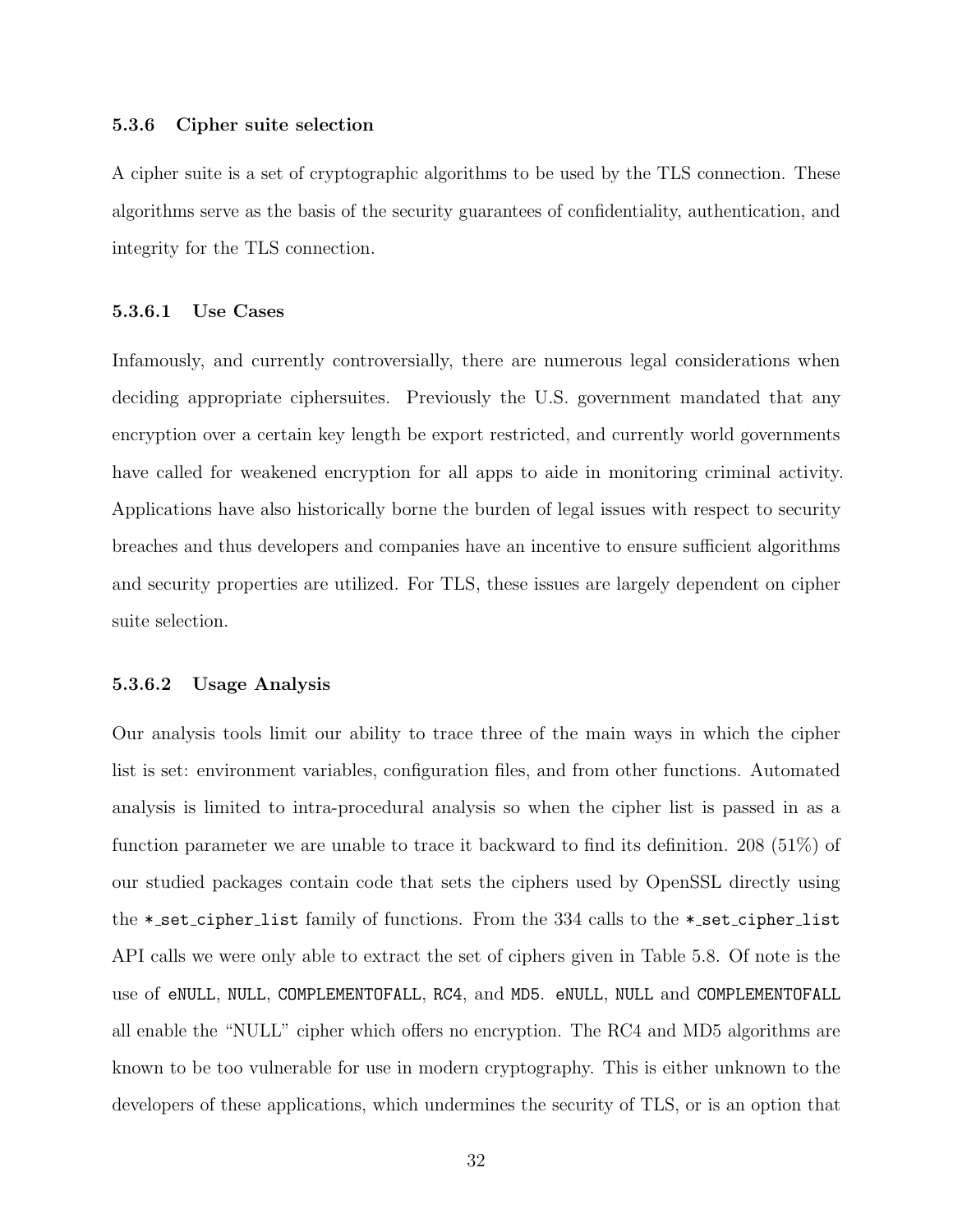### 5.3.6 Cipher suite selection

A cipher suite is a set of cryptographic algorithms to be used by the TLS connection. These algorithms serve as the basis of the security guarantees of confidentiality, authentication, and integrity for the TLS connection.

#### 5.3.6.1 Use Cases

Infamously, and currently controversially, there are numerous legal considerations when deciding appropriate ciphersuites. Previously the U.S. government mandated that any encryption over a certain key length be export restricted, and currently world governments have called for weakened encryption for all apps to aide in monitoring criminal activity. Applications have also historically borne the burden of legal issues with respect to security breaches and thus developers and companies have an incentive to ensure sufficient algorithms and security properties are utilized. For TLS, these issues are largely dependent on cipher suite selection.

#### 5.3.6.2 Usage Analysis

Our analysis tools limit our ability to trace three of the main ways in which the cipher list is set: environment variables, configuration files, and from other functions. Automated analysis is limited to intra-procedural analysis so when the cipher list is passed in as a function parameter we are unable to trace it backward to find its definition. 208 (51%) of our studied packages contain code that sets the ciphers used by OpenSSL directly using the `*_set_cipher_list` family of functions. From the 334 calls to the `*_set_cipher_list` API calls we were only able to extract the set of ciphers given in Table 5.8. Of note is the use of `eNULL`, `NULL`, `COMPLEMENTOFALL`, `RC4`, and `MD5`. `eNULL`, `NULL` and `COMPLEMENTOFALL` all enable the "NULL" cipher which offers no encryption. The RC4 and MD5 algorithms are known to be too vulnerable for use in modern cryptography. This is either unknown to the developers of these applications, which undermines the security of TLS, or is an option that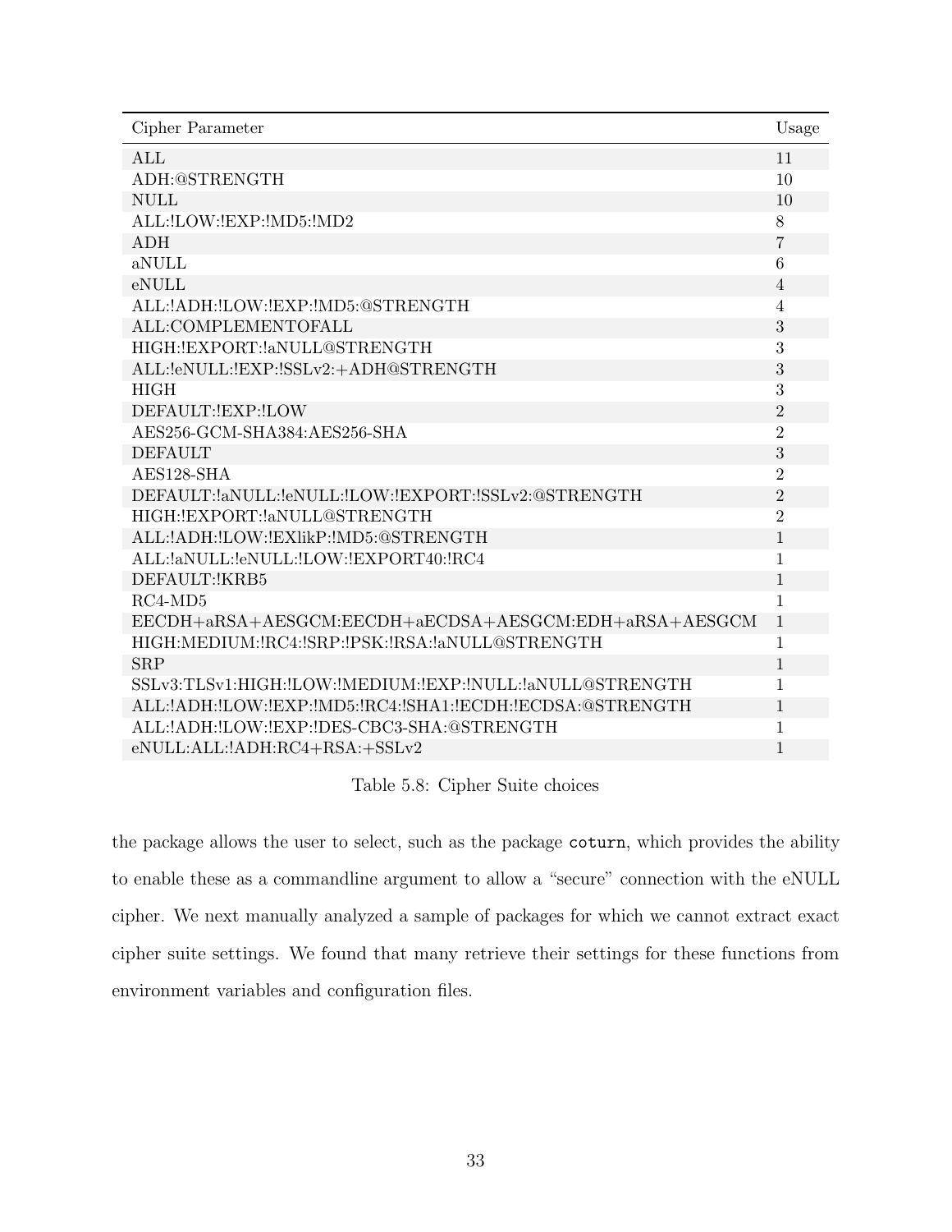| Cipher Parameter | Usage |
| --- | --- |
| ALL | 11 |
| ADH:@STRENGTH | 10 |
| NULL | 10 |
| ALL:!LOW:!EXP:!MD5:!MD2 | 8 |
| ADH | 7 |
| aNULL | 6 |
| eNULL | 4 |
| ALL:!ADH:!LOW:!EXP:!MD5:@STRENGTH | 4 |
| ALL:COMPLEMENTOFALL | 3 |
| HIGH:!EXPORT:!aNULL@STRENGTH | 3 |
| ALL:!eNULL:!EXP:!SSLv2:+ADH@STRENGTH | 3 |
| HIGH | 3 |
| DEFAULT:!EXP:!LOW | 2 |
| AES256-GCM-SHA384:AES256-SHA | 2 |
| DEFAULT | 3 |
| AES128-SHA | 2 |
| DEFAULT:!aNULL:!eNULL:!LOW:!EXPORT:!SSLv2:@STRENGTH | 2 |
| HIGH:!EXPORT:!aNULL@STRENGTH | 2 |
| ALL:!ADH:!LOW:!EXlikP:!MD5:@STRENGTH | 1 |
| ALL:!aNULL:!eNULL:!LOW:!EXPORT40:!RC4 | 1 |
| DEFAULT:!KRB5 | 1 |
| RC4-MD5 | 1 |
| EECDH+aRSA+AESGCM:EECDH+aECDSA+AESGCM:EDH+aRSA+AESGCM | 1 |
| HIGH:MEDIUM:!RC4:!SRP:!PSK:!RSA:!aNULL@STRENGTH | 1 |
| SRP | 1 |
| SSLv3:TLSv1:HIGH:!LOW:!MEDIUM:!EXP:!NULL:!aNULL@STRENGTH | 1 |
| ALL:!ADH:!LOW:!EXP:!MD5:!RC4:!SHA1:!ECDH:!ECDSA:@STRENGTH | 1 |
| ALL:!ADH:!LOW:!EXP:!DES-CBC3-SHA:@STRENGTH | 1 |
| eNULL:ALL:!ADH:RC4+RSA:+SSLv2 | 1 |

Table 5.8: Cipher Suite choices

the package allows the user to select, such as the package `coturn`, which provides the ability to enable these as a commandline argument to allow a "secure" connection with the eNULL cipher. We next manually analyzed a sample of packages for which we cannot extract exact cipher suite settings. We found that many retrieve their settings for these functions from environment variables and configuration files.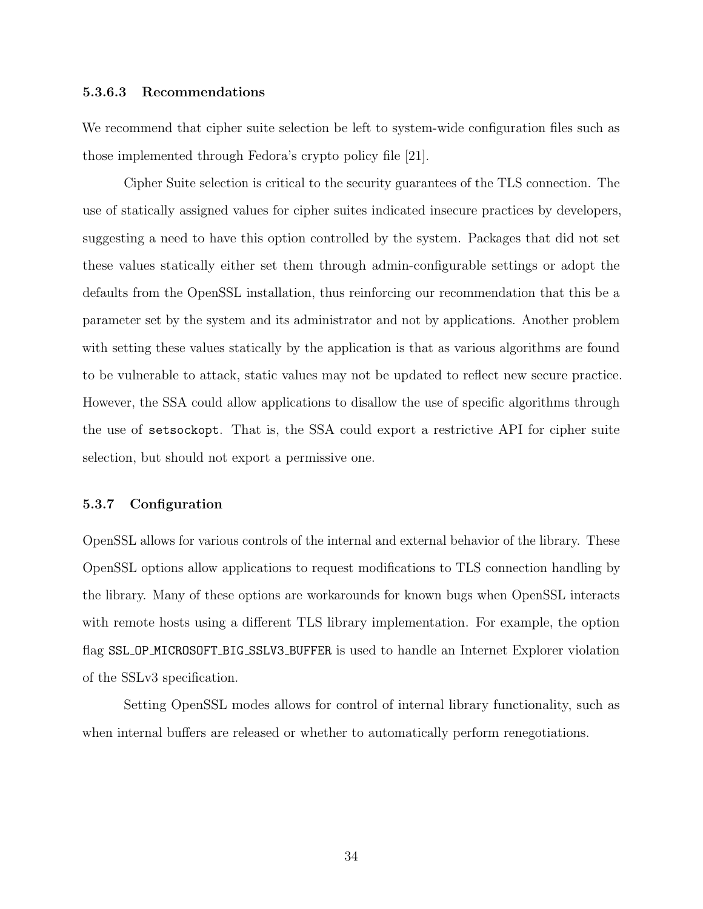#### 5.3.6.3 Recommendations

We recommend that cipher suite selection be left to system-wide configuration files such as those implemented through Fedora's crypto policy file [21].

Cipher Suite selection is critical to the security guarantees of the TLS connection. The use of statically assigned values for cipher suites indicated insecure practices by developers, suggesting a need to have this option controlled by the system. Packages that did not set these values statically either set them through admin-configurable settings or adopt the defaults from the OpenSSL installation, thus reinforcing our recommendation that this be a parameter set by the system and its administrator and not by applications. Another problem with setting these values statically by the application is that as various algorithms are found to be vulnerable to attack, static values may not be updated to reflect new secure practice. However, the SSA could allow applications to disallow the use of specific algorithms through the use of `setsockopt`. That is, the SSA could export a restrictive API for cipher suite selection, but should not export a permissive one.

### 5.3.7 Configuration

OpenSSL allows for various controls of the internal and external behavior of the library. These OpenSSL options allow applications to request modifications to TLS connection handling by the library. Many of these options are workarounds for known bugs when OpenSSL interacts with remote hosts using a different TLS library implementation. For example, the option flag `SSL_OP_MICROSOFT_BIG_SSLV3_BUFFER` is used to handle an Internet Explorer violation of the SSLv3 specification.

Setting OpenSSL modes allows for control of internal library functionality, such as when internal buffers are released or whether to automatically perform renegotiations.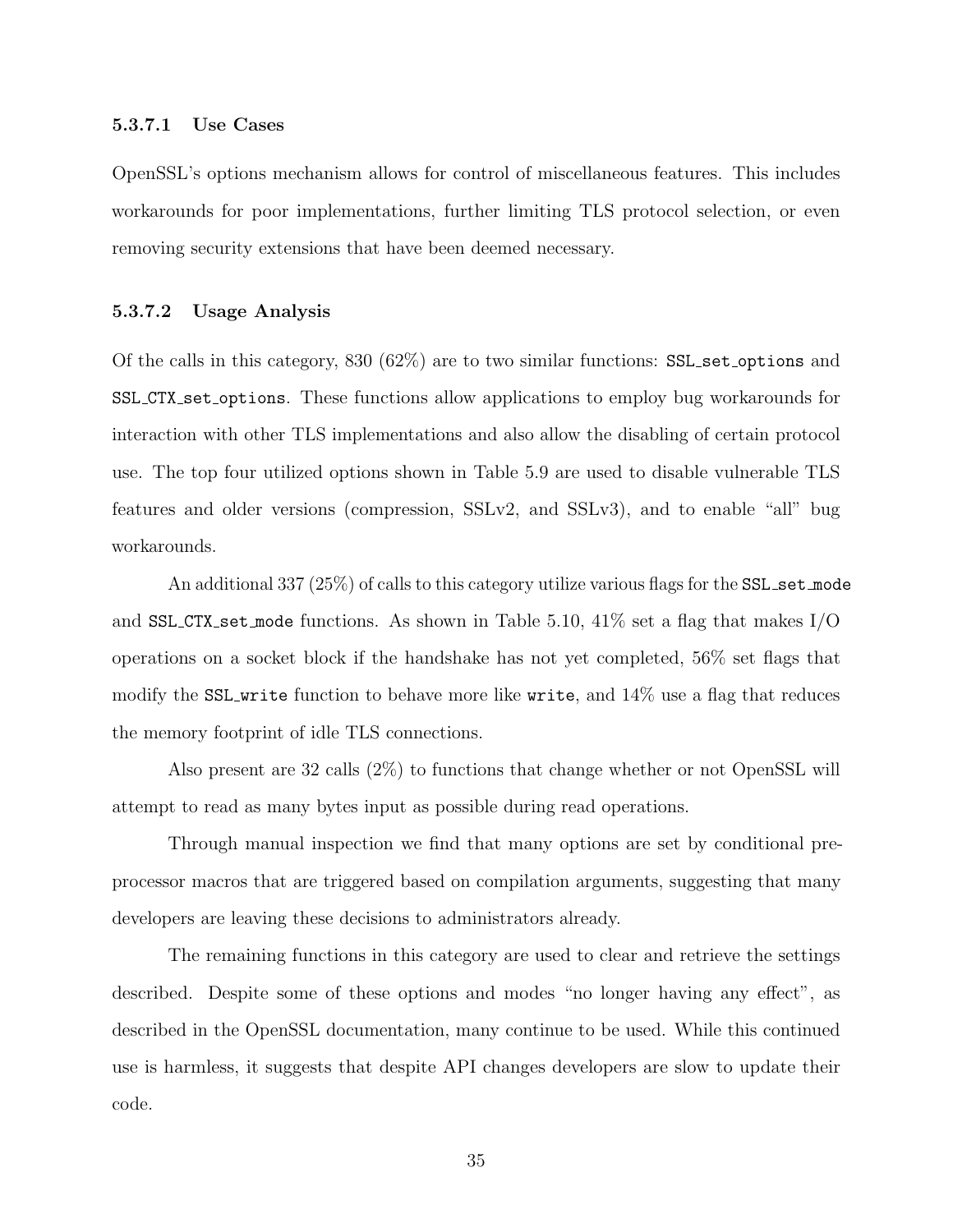#### 5.3.7.1 Use Cases

OpenSSL's options mechanism allows for control of miscellaneous features. This includes workarounds for poor implementations, further limiting TLS protocol selection, or even removing security extensions that have been deemed necessary.

#### 5.3.7.2 Usage Analysis

Of the calls in this category, 830 (62%) are to two similar functions: `SSL_set_options` and `SSL_CTX_set_options`. These functions allow applications to employ bug workarounds for interaction with other TLS implementations and also allow the disabling of certain protocol use. The top four utilized options shown in Table 5.9 are used to disable vulnerable TLS features and older versions (compression, SSLv2, and SSLv3), and to enable "all" bug workarounds.

An additional 337 (25%) of calls to this category utilize various flags for the `SSL_set_mode` and `SSL_CTX_set_mode` functions. As shown in Table 5.10, 41% set a flag that makes I/O operations on a socket block if the handshake has not yet completed, 56% set flags that modify the `SSL_write` function to behave more like `write`, and 14% use a flag that reduces the memory footprint of idle TLS connections.

Also present are 32 calls (2%) to functions that change whether or not OpenSSL will attempt to read as many bytes input as possible during read operations.

Through manual inspection we find that many options are set by conditional preprocessor macros that are triggered based on compilation arguments, suggesting that many developers are leaving these decisions to administrators already.

The remaining functions in this category are used to clear and retrieve the settings described. Despite some of these options and modes "no longer having any effect", as described in the OpenSSL documentation, many continue to be used. While this continued use is harmless, it suggests that despite API changes developers are slow to update their code.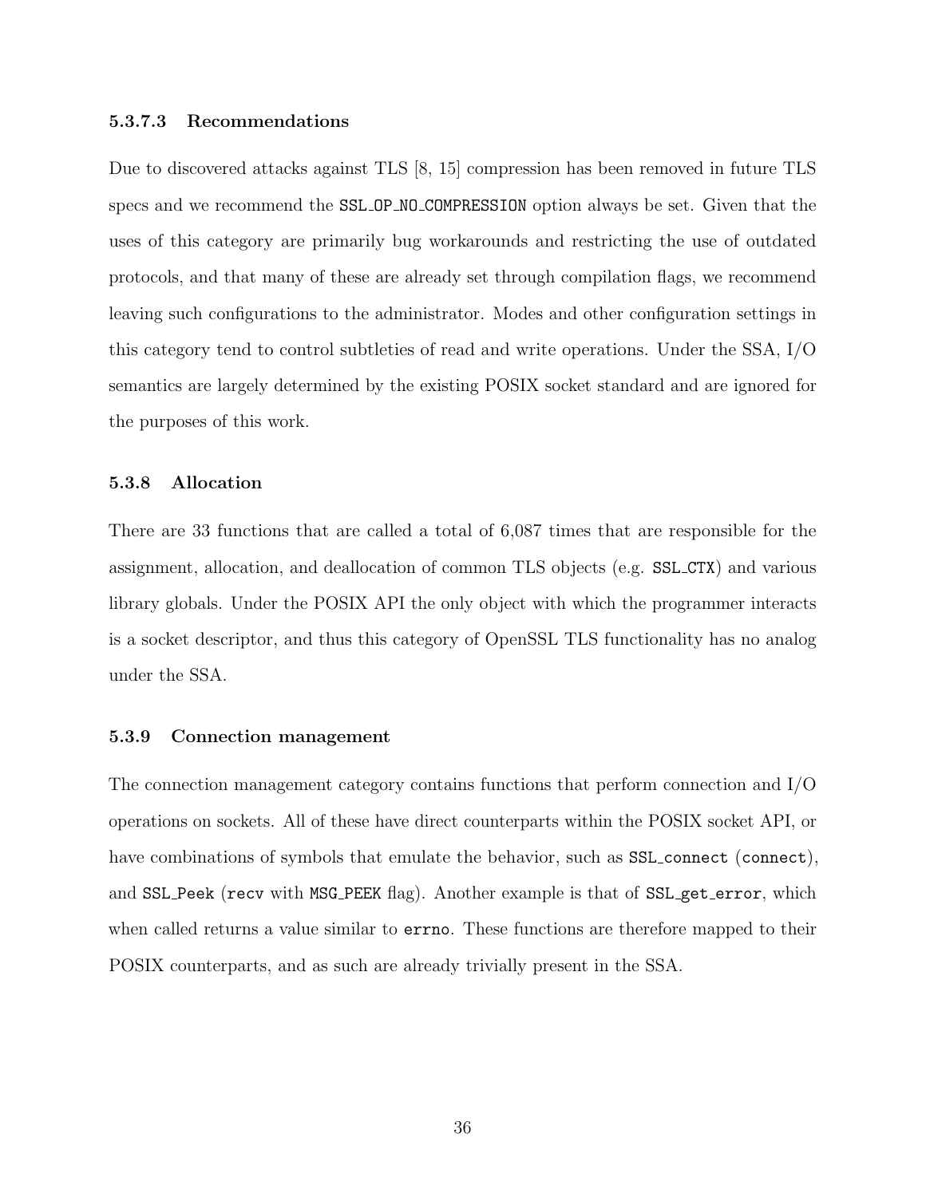#### 5.3.7.3 Recommendations

Due to discovered attacks against TLS [8, 15] compression has been removed in future TLS specs and we recommend the `SSL_OP_NO_COMPRESSION` option always be set. Given that the uses of this category are primarily bug workarounds and restricting the use of outdated protocols, and that many of these are already set through compilation flags, we recommend leaving such configurations to the administrator. Modes and other configuration settings in this category tend to control subtleties of read and write operations. Under the SSA, I/O semantics are largely determined by the existing POSIX socket standard and are ignored for the purposes of this work.

### 5.3.8 Allocation

There are 33 functions that are called a total of 6,087 times that are responsible for the assignment, allocation, and deallocation of common TLS objects (e.g. `SSL_CTX`) and various library globals. Under the POSIX API the only object with which the programmer interacts is a socket descriptor, and thus this category of OpenSSL TLS functionality has no analog under the SSA.

### 5.3.9 Connection management

The connection management category contains functions that perform connection and I/O operations on sockets. All of these have direct counterparts within the POSIX socket API, or have combinations of symbols that emulate the behavior, such as `SSL_connect` (`connect`), and `SSL_Peek` (`recv` with `MSG_PEEK` flag). Another example is that of `SSL_get_error`, which when called returns a value similar to `errno`. These functions are therefore mapped to their POSIX counterparts, and as such are already trivially present in the SSA.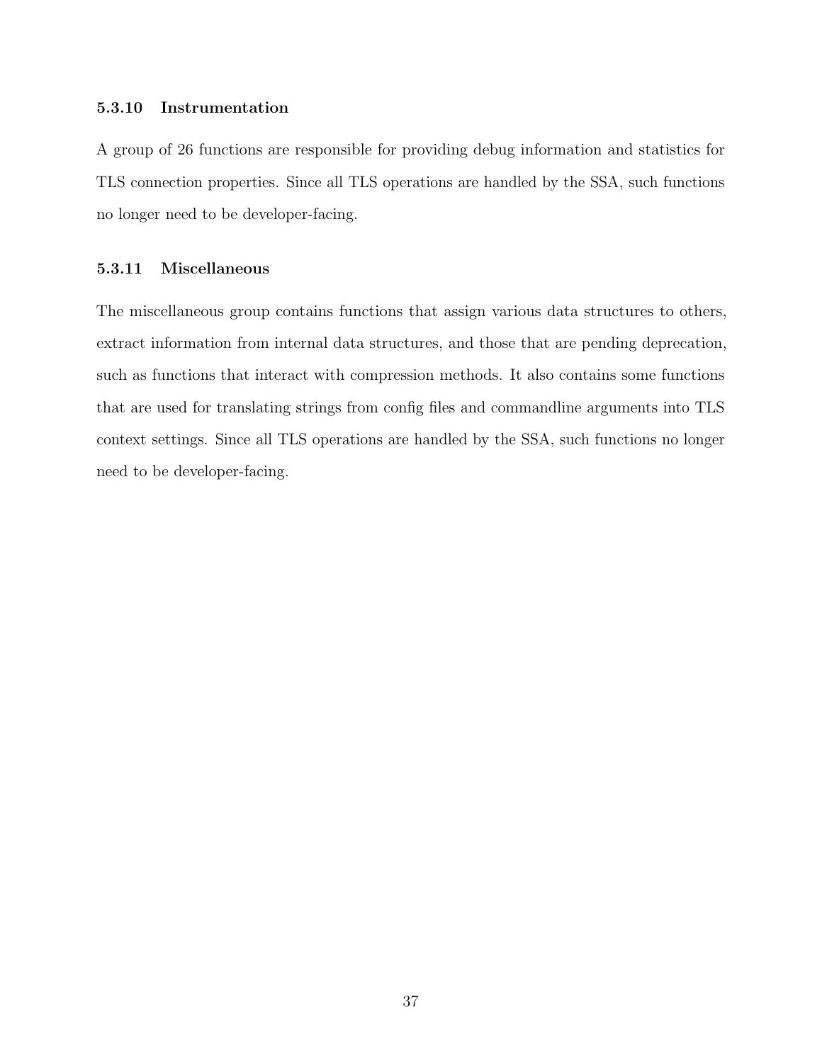#### 5.3.10 Instrumentation

A group of 26 functions are responsible for providing debug information and statistics for TLS connection properties. Since all TLS operations are handled by the SSA, such functions no longer need to be developer-facing.

#### 5.3.11 Miscellaneous

The miscellaneous group contains functions that assign various data structures to others, extract information from internal data structures, and those that are pending deprecation, such as functions that interact with compression methods. It also contains some functions that are used for translating strings from config files and commandline arguments into TLS context settings. Since all TLS operations are handled by the SSA, such functions no longer need to be developer-facing.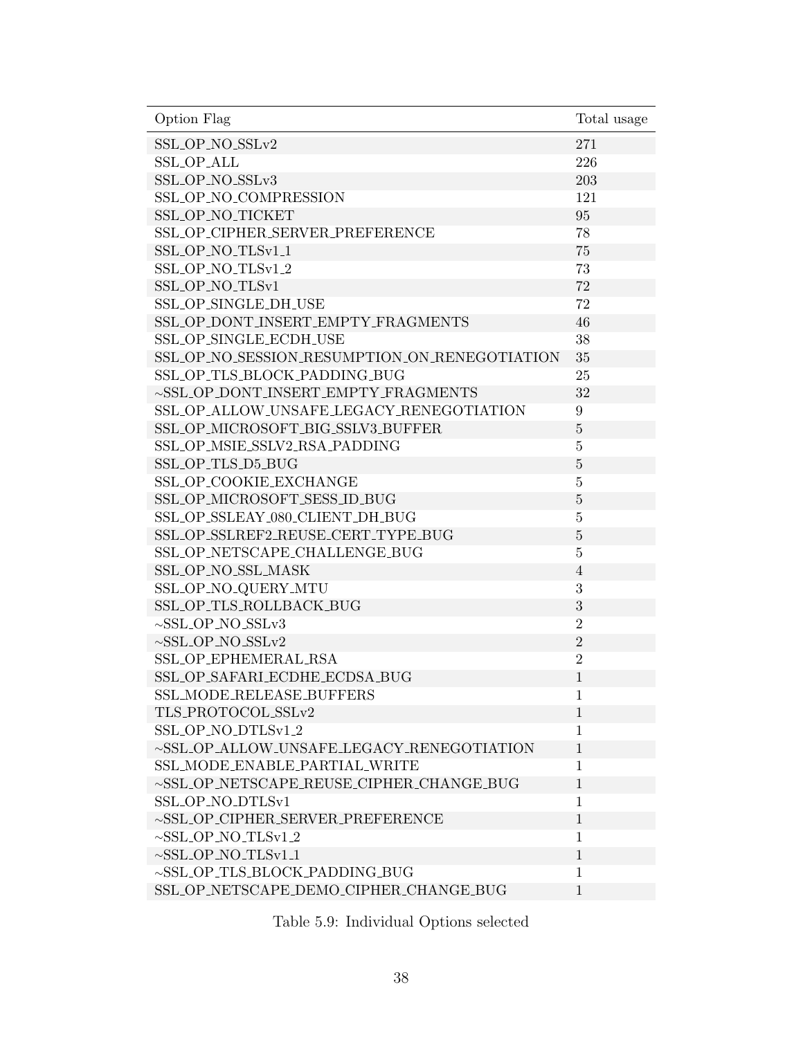| Option Flag | Total usage |
| --- | --- |
| SSL_OP_NO_SSLv2 | 271 |
| SSL_OP_ALL | 226 |
| SSL_OP_NO_SSLv3 | 203 |
| SSL_OP_NO_COMPRESSION | 121 |
| SSL_OP_NO_TICKET | 95 |
| SSL_OP_CIPHER_SERVER_PREFERENCE | 78 |
| SSL_OP_NO_TLSv1_1 | 75 |
| SSL_OP_NO_TLSv1_2 | 73 |
| SSL_OP_NO_TLSv1 | 72 |
| SSL_OP_SINGLE_DH_USE | 72 |
| SSL_OP_DONT_INSERT_EMPTY_FRAGMENTS | 46 |
| SSL_OP_SINGLE_ECDH_USE | 38 |
| SSL_OP_NO_SESSION_RESUMPTION_ON_RENEGOTIATION | 35 |
| SSL_OP_TLS_BLOCK_PADDING_BUG | 25 |
| ~SSL_OP_DONT_INSERT_EMPTY_FRAGMENTS | 32 |
| SSL_OP_ALLOW_UNSAFE_LEGACY_RENEGOTIATION | 9 |
| SSL_OP_MICROSOFT_BIG_SSLV3_BUFFER | 5 |
| SSL_OP_MSIE_SSLV2_RSA_PADDING | 5 |
| SSL_OP_TLS_D5_BUG | 5 |
| SSL_OP_COOKIE_EXCHANGE | 5 |
| SSL_OP_MICROSOFT_SESS_ID_BUG | 5 |
| SSL_OP_SSLEAY_080_CLIENT_DH_BUG | 5 |
| SSL_OP_SSLREF2_REUSE_CERT_TYPE_BUG | 5 |
| SSL_OP_NETSCAPE_CHALLENGE_BUG | 5 |
| SSL_OP_NO_SSL_MASK | 4 |
| SSL_OP_NO_QUERY_MTU | 3 |
| SSL_OP_TLS_ROLLBACK_BUG | 3 |
| ~SSL_OP_NO_SSLv3 | 2 |
| ~SSL_OP_NO_SSLv2 | 2 |
| SSL_OP_EPHEMERAL_RSA | 2 |
| SSL_OP_SAFARI_ECDHE_ECDSA_BUG | 1 |
| SSL_MODE_RELEASE_BUFFERS | 1 |
| TLS_PROTOCOL_SSLv2 | 1 |
| SSL_OP_NO_DTLSv1_2 | 1 |
| ~SSL_OP_ALLOW_UNSAFE_LEGACY_RENEGOTIATION | 1 |
| SSL_MODE_ENABLE_PARTIAL_WRITE | 1 |
| ~SSL_OP_NETSCAPE_REUSE_CIPHER_CHANGE_BUG | 1 |
| SSL_OP_NO_DTLSv1 | 1 |
| ~SSL_OP_CIPHER_SERVER_PREFERENCE | 1 |
| ~SSL_OP_NO_TLSv1_2 | 1 |
| ~SSL_OP_NO_TLSv1_1 | 1 |
| ~SSL_OP_TLS_BLOCK_PADDING_BUG | 1 |
| SSL_OP_NETSCAPE_DEMO_CIPHER_CHANGE_BUG | 1 |

Table 5.9: Individual Options selected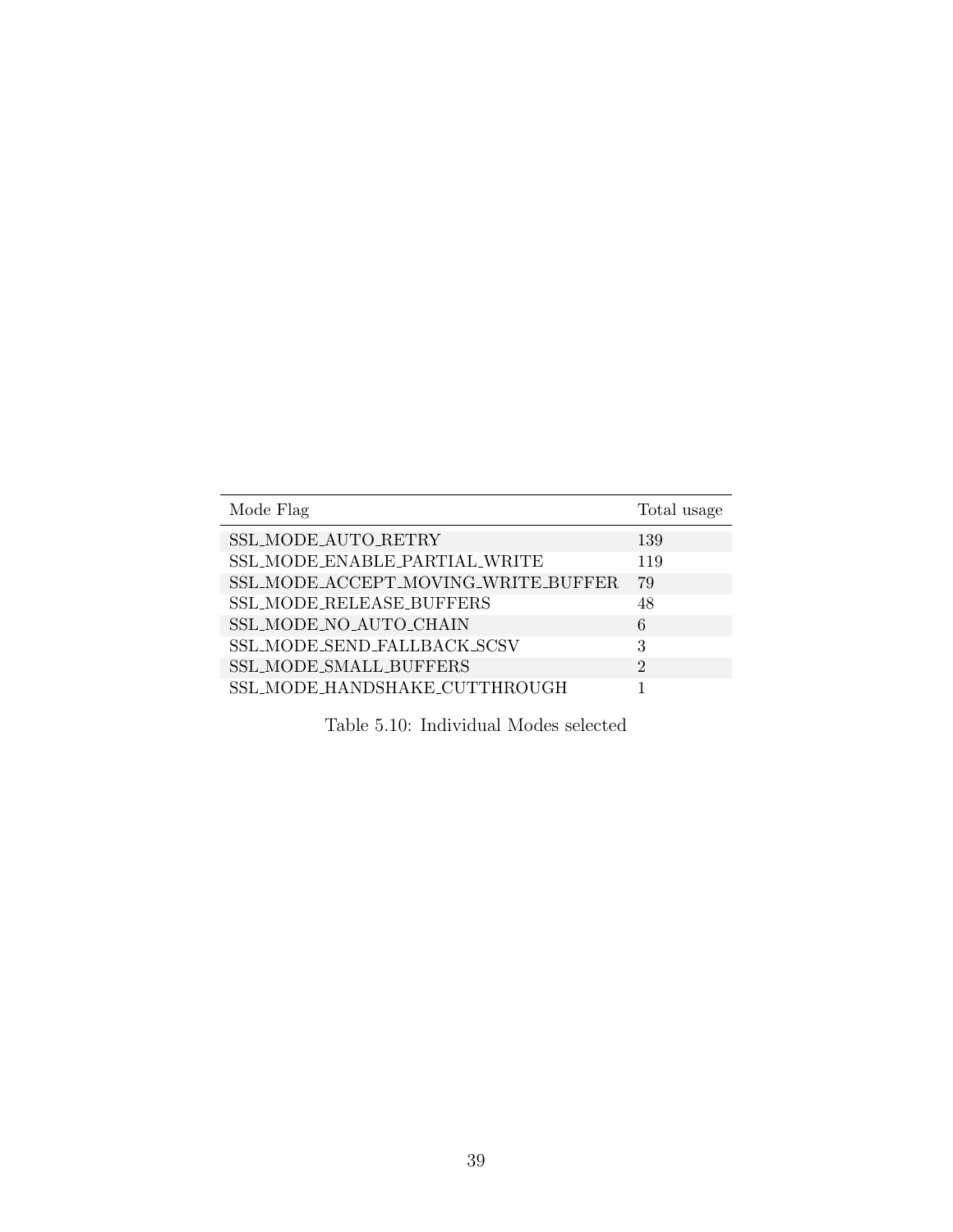| Mode Flag | Total usage |
| --- | --- |
| SSL_MODE_AUTO_RETRY | 139 |
| SSL_MODE_ENABLE_PARTIAL_WRITE | 119 |
| SSL_MODE_ACCEPT_MOVING_WRITE_BUFFER | 79 |
| SSL_MODE_RELEASE_BUFFERS | 48 |
| SSL_MODE_NO_AUTO_CHAIN | 6 |
| SSL_MODE_SEND_FALLBACK_SCSV | 3 |
| SSL_MODE_SMALL_BUFFERS | 2 |
| SSL_MODE_HANDSHAKE_CUTTHROUGH | 1 |

Table 5.10: Individual Modes selected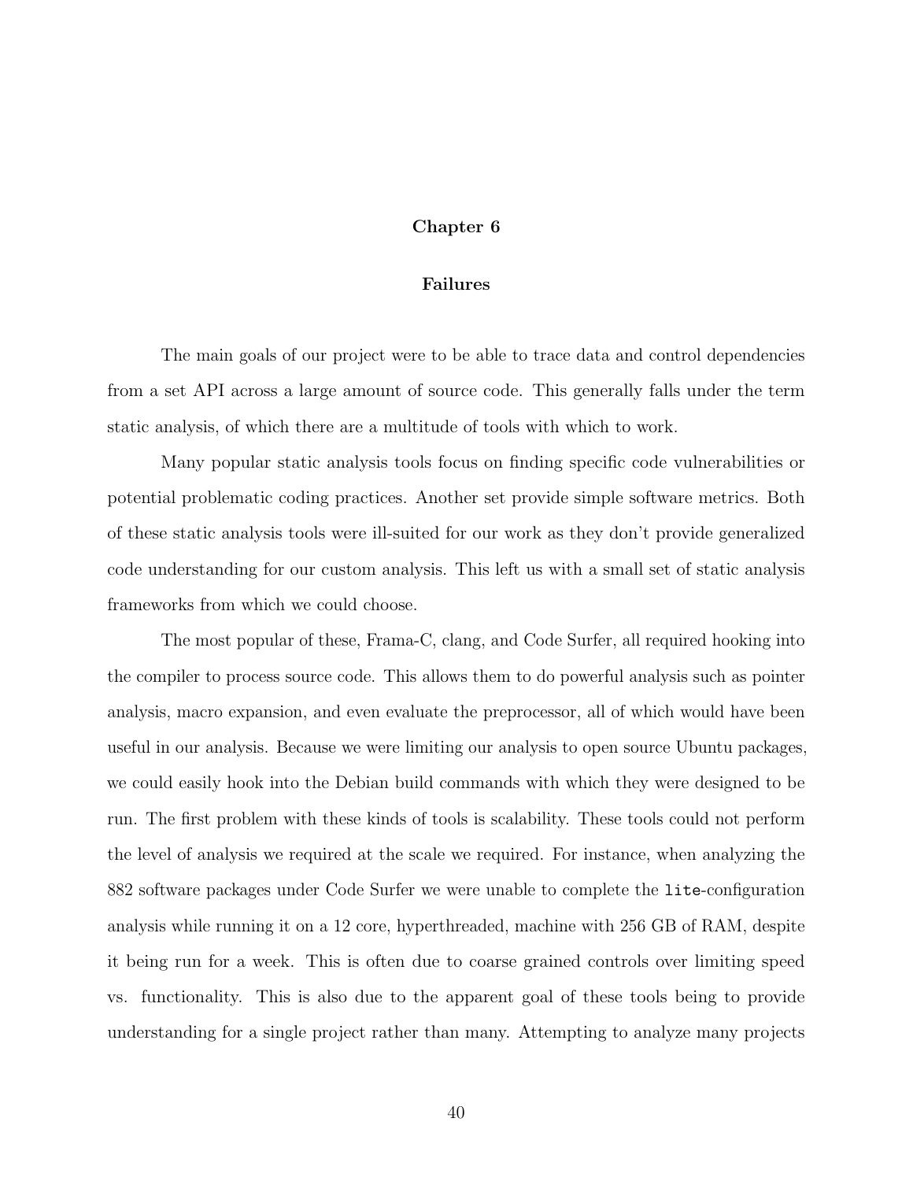# Chapter 6

## Failures

The main goals of our project were to be able to trace data and control dependencies from a set API across a large amount of source code. This generally falls under the term static analysis, of which there are a multitude of tools with which to work.

Many popular static analysis tools focus on finding specific code vulnerabilities or potential problematic coding practices. Another set provide simple software metrics. Both of these static analysis tools were ill-suited for our work as they don't provide generalized code understanding for our custom analysis. This left us with a small set of static analysis frameworks from which we could choose.

The most popular of these, Frama-C, clang, and Code Surfer, all required hooking into the compiler to process source code. This allows them to do powerful analysis such as pointer analysis, macro expansion, and even evaluate the preprocessor, all of which would have been useful in our analysis. Because we were limiting our analysis to open source Ubuntu packages, we could easily hook into the Debian build commands with which they were designed to be run. The first problem with these kinds of tools is scalability. These tools could not perform the level of analysis we required at the scale we required. For instance, when analyzing the 882 software packages under Code Surfer we were unable to complete the `lite`-configuration analysis while running it on a 12 core, hyperthreaded, machine with 256 GB of RAM, despite it being run for a week. This is often due to coarse grained controls over limiting speed vs. functionality. This is also due to the apparent goal of these tools being to provide understanding for a single project rather than many. Attempting to analyze many projects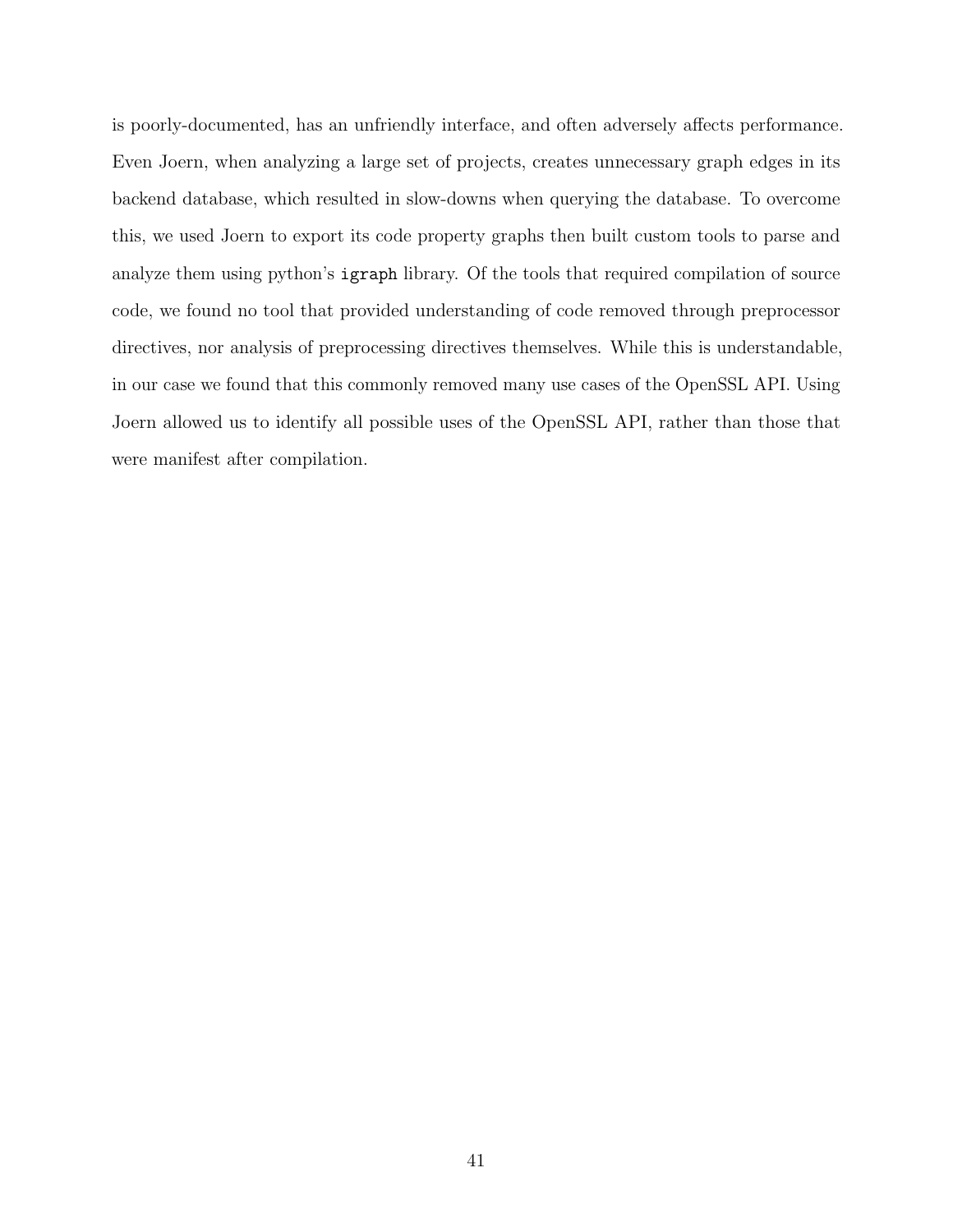is poorly-documented, has an unfriendly interface, and often adversely affects performance. Even Joern, when analyzing a large set of projects, creates unnecessary graph edges in its backend database, which resulted in slow-downs when querying the database. To overcome this, we used Joern to export its code property graphs then built custom tools to parse and analyze them using python's `igraph` library. Of the tools that required compilation of source code, we found no tool that provided understanding of code removed through preprocessor directives, nor analysis of preprocessing directives themselves. While this is understandable, in our case we found that this commonly removed many use cases of the OpenSSL API. Using Joern allowed us to identify all possible uses of the OpenSSL API, rather than those that were manifest after compilation.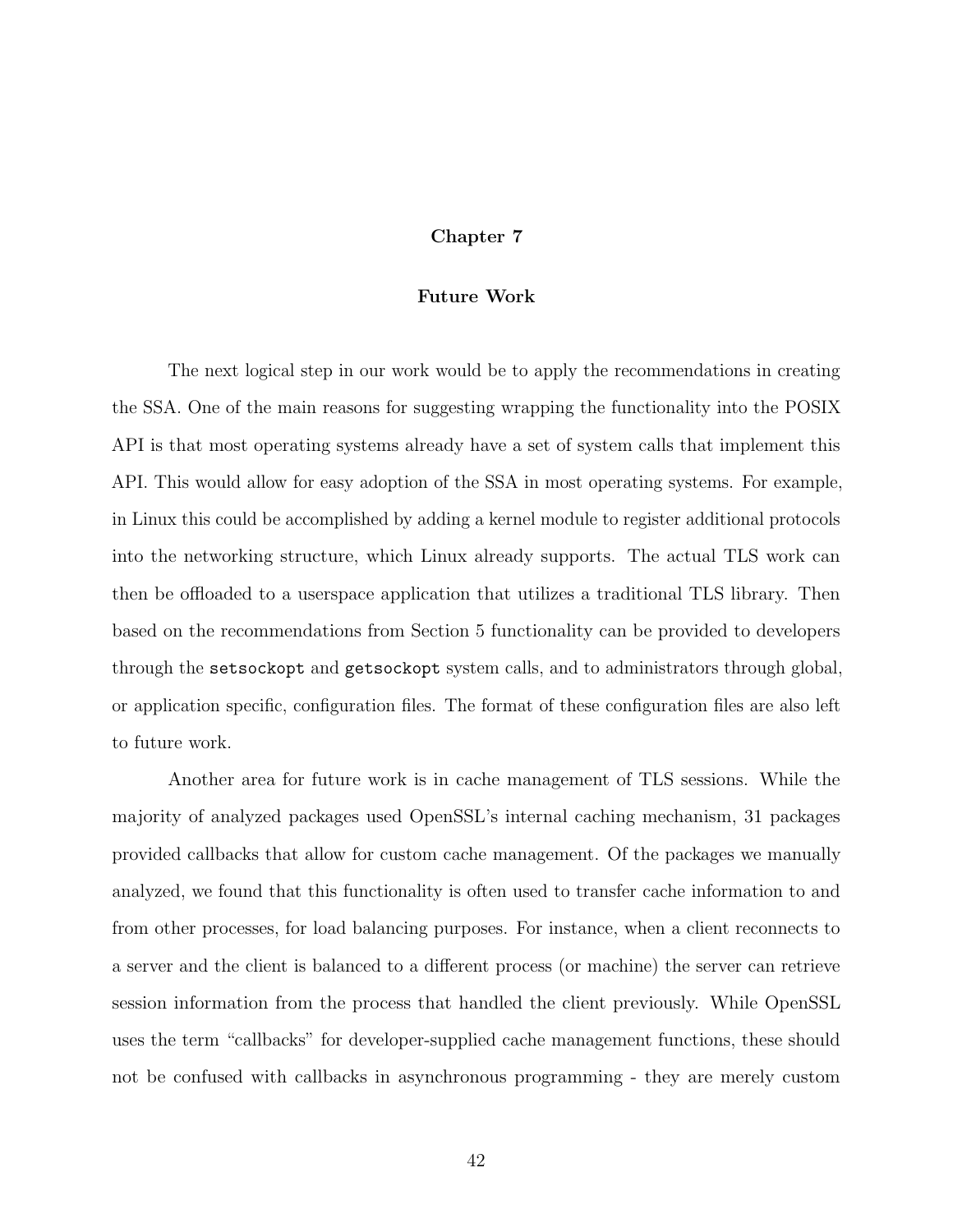# Chapter 7

## Future Work

The next logical step in our work would be to apply the recommendations in creating the SSA. One of the main reasons for suggesting wrapping the functionality into the POSIX API is that most operating systems already have a set of system calls that implement this API. This would allow for easy adoption of the SSA in most operating systems. For example, in Linux this could be accomplished by adding a kernel module to register additional protocols into the networking structure, which Linux already supports. The actual TLS work can then be offloaded to a userspace application that utilizes a traditional TLS library. Then based on the recommendations from Section 5 functionality can be provided to developers through the `setsockopt` and `getsockopt` system calls, and to administrators through global, or application specific, configuration files. The format of these configuration files are also left to future work.

Another area for future work is in cache management of TLS sessions. While the majority of analyzed packages used OpenSSL's internal caching mechanism, 31 packages provided callbacks that allow for custom cache management. Of the packages we manually analyzed, we found that this functionality is often used to transfer cache information to and from other processes, for load balancing purposes. For instance, when a client reconnects to a server and the client is balanced to a different process (or machine) the server can retrieve session information from the process that handled the client previously. While OpenSSL uses the term "callbacks" for developer-supplied cache management functions, these should not be confused with callbacks in asynchronous programming - they are merely custom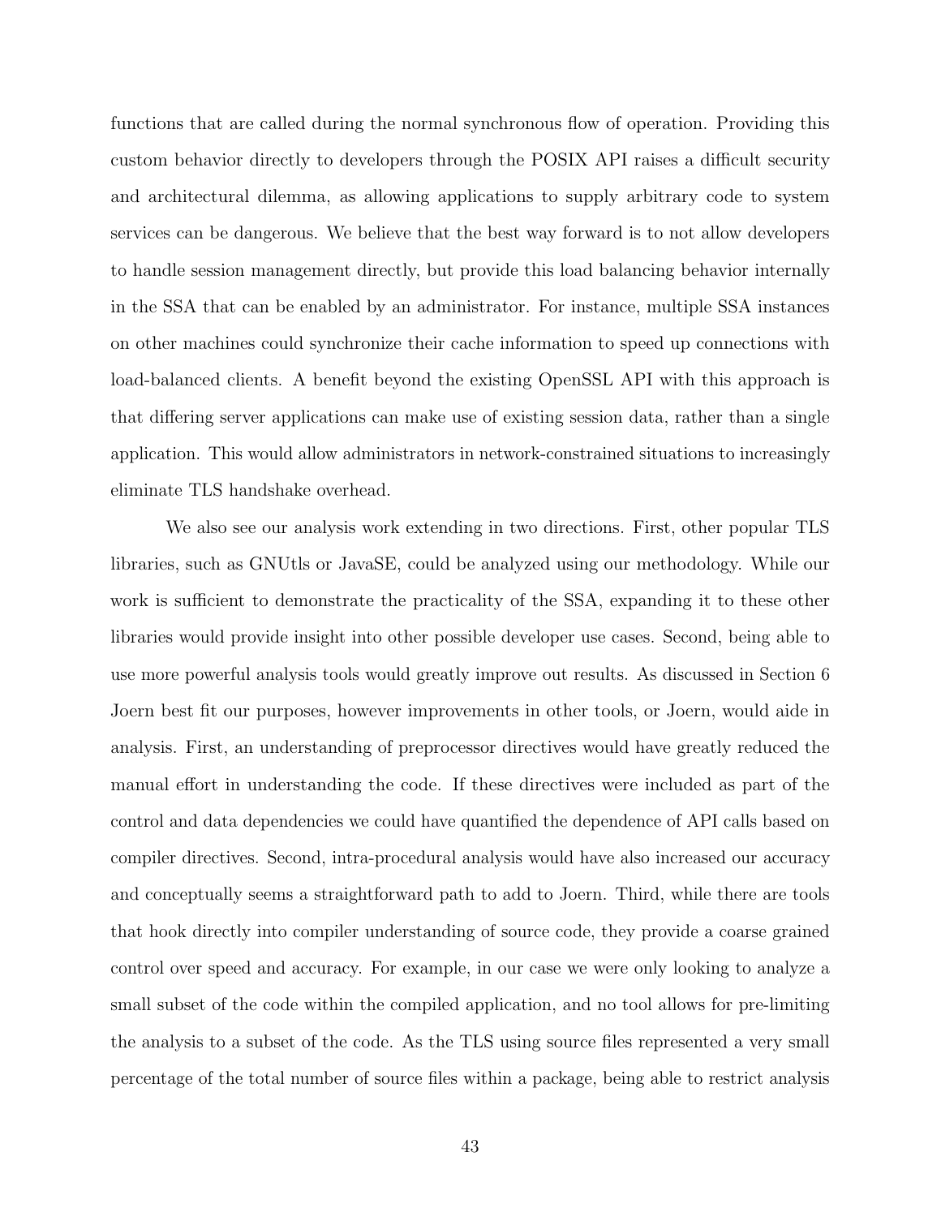functions that are called during the normal synchronous flow of operation. Providing this custom behavior directly to developers through the POSIX API raises a difficult security and architectural dilemma, as allowing applications to supply arbitrary code to system services can be dangerous. We believe that the best way forward is to not allow developers to handle session management directly, but provide this load balancing behavior internally in the SSA that can be enabled by an administrator. For instance, multiple SSA instances on other machines could synchronize their cache information to speed up connections with load-balanced clients. A benefit beyond the existing OpenSSL API with this approach is that differing server applications can make use of existing session data, rather than a single application. This would allow administrators in network-constrained situations to increasingly eliminate TLS handshake overhead.

We also see our analysis work extending in two directions. First, other popular TLS libraries, such as GNUtls or JavaSE, could be analyzed using our methodology. While our work is sufficient to demonstrate the practicality of the SSA, expanding it to these other libraries would provide insight into other possible developer use cases. Second, being able to use more powerful analysis tools would greatly improve out results. As discussed in Section 6 Joern best fit our purposes, however improvements in other tools, or Joern, would aide in analysis. First, an understanding of preprocessor directives would have greatly reduced the manual effort in understanding the code. If these directives were included as part of the control and data dependencies we could have quantified the dependence of API calls based on compiler directives. Second, intra-procedural analysis would have also increased our accuracy and conceptually seems a straightforward path to add to Joern. Third, while there are tools that hook directly into compiler understanding of source code, they provide a coarse grained control over speed and accuracy. For example, in our case we were only looking to analyze a small subset of the code within the compiled application, and no tool allows for pre-limiting the analysis to a subset of the code. As the TLS using source files represented a very small percentage of the total number of source files within a package, being able to restrict analysis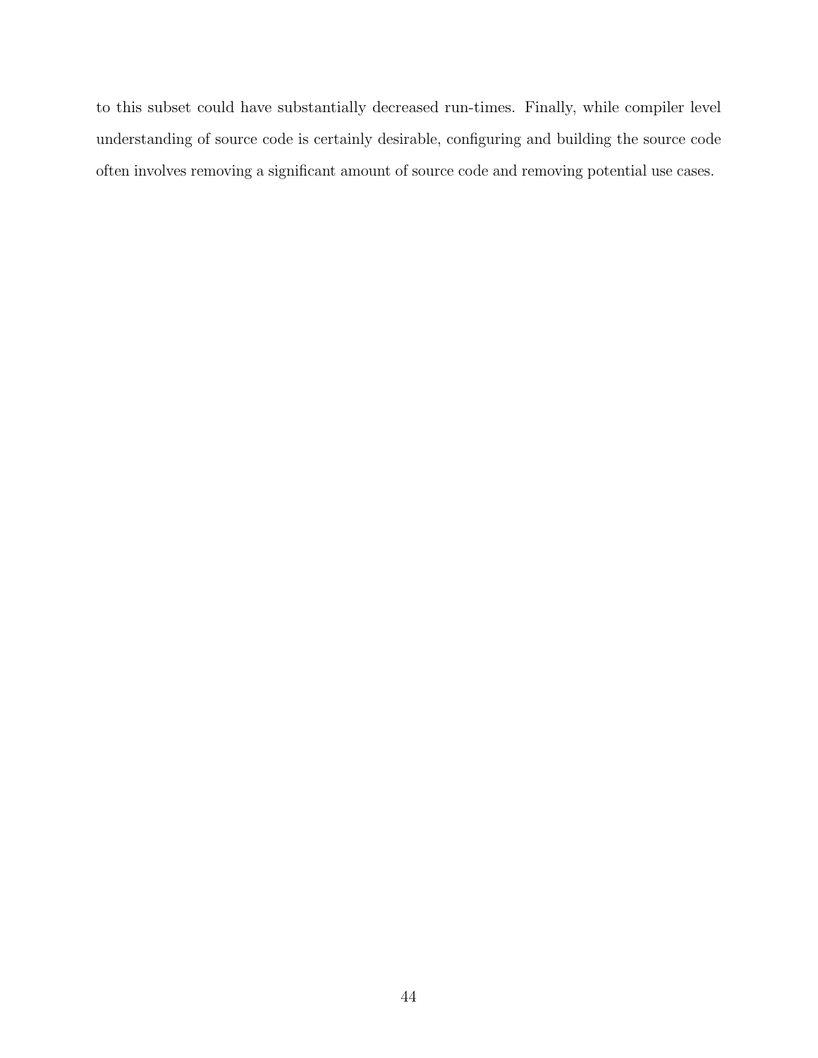to this subset could have substantially decreased run-times. Finally, while compiler level understanding of source code is certainly desirable, configuring and building the source code often involves removing a significant amount of source code and removing potential use cases.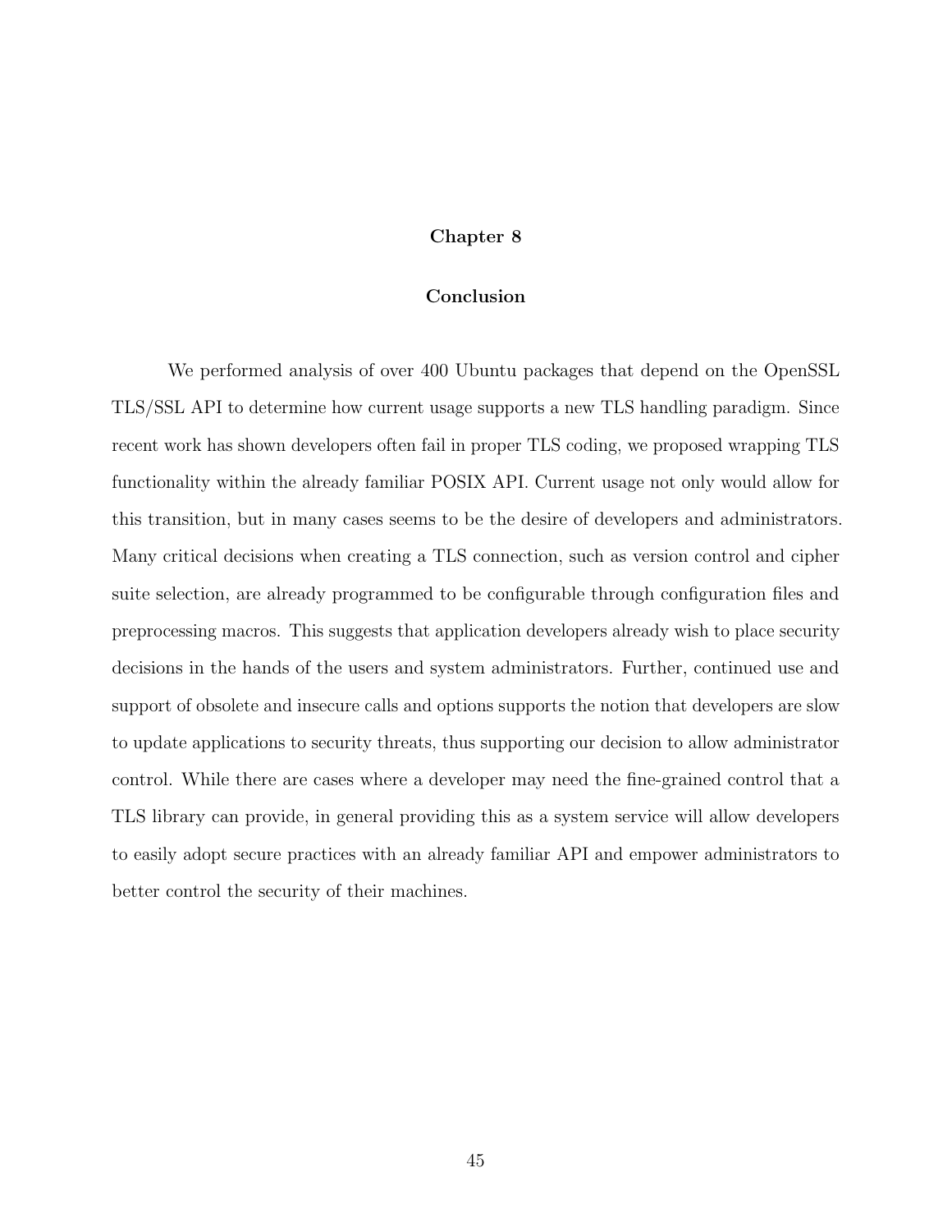# Chapter 8

## Conclusion

We performed analysis of over 400 Ubuntu packages that depend on the OpenSSL TLS/SSL API to determine how current usage supports a new TLS handling paradigm. Since recent work has shown developers often fail in proper TLS coding, we proposed wrapping TLS functionality within the already familiar POSIX API. Current usage not only would allow for this transition, but in many cases seems to be the desire of developers and administrators. Many critical decisions when creating a TLS connection, such as version control and cipher suite selection, are already programmed to be configurable through configuration files and preprocessing macros. This suggests that application developers already wish to place security decisions in the hands of the users and system administrators. Further, continued use and support of obsolete and insecure calls and options supports the notion that developers are slow to update applications to security threats, thus supporting our decision to allow administrator control. While there are cases where a developer may need the fine-grained control that a TLS library can provide, in general providing this as a system service will allow developers to easily adopt secure practices with an already familiar API and empower administrators to better control the security of their machines.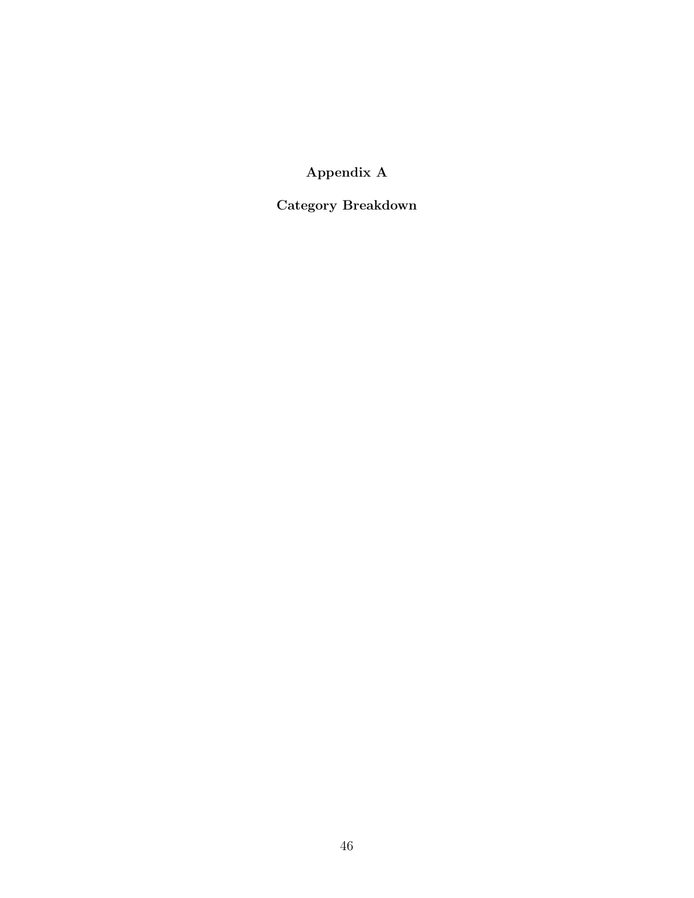# Appendix A

## Category Breakdown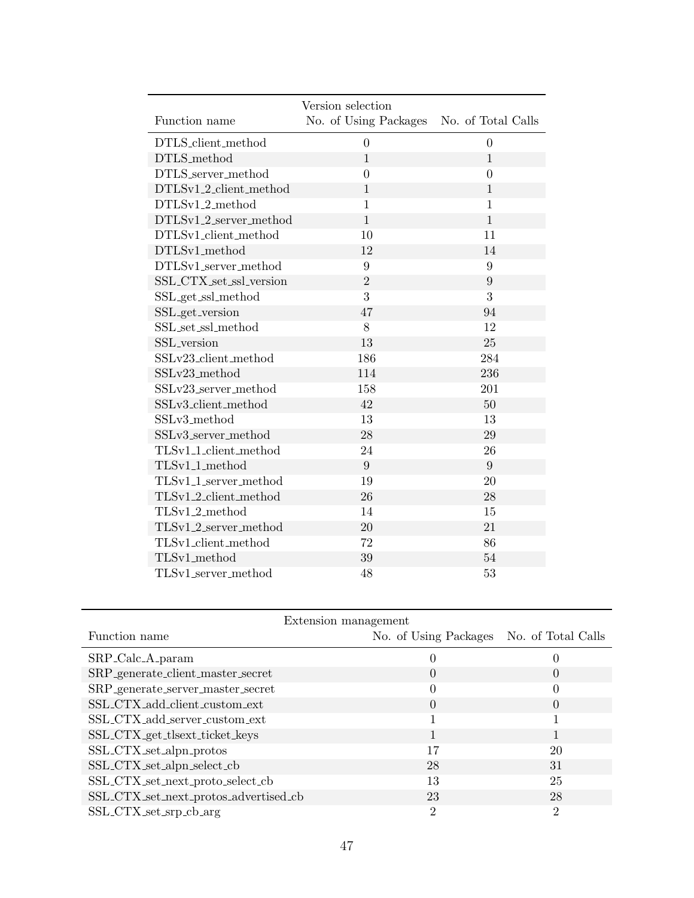| Function name | Version selection | |
|---|---|---|
| | No. of Using Packages | No. of Total Calls |
| DTLS_client_method | 0 | 0 |
| DTLS_method | 1 | 1 |
| DTLS_server_method | 0 | 0 |
| DTLSv1_2_client_method | 1 | 1 |
| DTLSv1_2_method | 1 | 1 |
| DTLSv1_2_server_method | 1 | 1 |
| DTLSv1_client_method | 10 | 11 |
| DTLSv1_method | 12 | 14 |
| DTLSv1_server_method | 9 | 9 |
| SSL_CTX_set_ssl_version | 2 | 9 |
| SSL_get_ssl_method | 3 | 3 |
| SSL_get_version | 47 | 94 |
| SSL_set_ssl_method | 8 | 12 |
| SSL_version | 13 | 25 |
| SSLv23_client_method | 186 | 284 |
| SSLv23_method | 114 | 236 |
| SSLv23_server_method | 158 | 201 |
| SSLv3_client_method | 42 | 50 |
| SSLv3_method | 13 | 13 |
| SSLv3_server_method | 28 | 29 |
| TLSv1_1_client_method | 24 | 26 |
| TLSv1_1_method | 9 | 9 |
| TLSv1_1_server_method | 19 | 20 |
| TLSv1_2_client_method | 26 | 28 |
| TLSv1_2_method | 14 | 15 |
| TLSv1_2_server_method | 20 | 21 |
| TLSv1_client_method | 72 | 86 |
| TLSv1_method | 39 | 54 |
| TLSv1_server_method | 48 | 53 |

| Function name | Extension management | |
|---|---|---|
| | No. of Using Packages | No. of Total Calls |
| SRP_Calc_A_param | 0 | 0 |
| SRP_generate_client_master_secret | 0 | 0 |
| SRP_generate_server_master_secret | 0 | 0 |
| SSL_CTX_add_client_custom_ext | 0 | 0 |
| SSL_CTX_add_server_custom_ext | 1 | 1 |
| SSL_CTX_get_tlsext_ticket_keys | 1 | 1 |
| SSL_CTX_set_alpn_protos | 17 | 20 |
| SSL_CTX_set_alpn_select_cb | 28 | 31 |
| SSL_CTX_set_next_proto_select_cb | 13 | 25 |
| SSL_CTX_set_next_protos_advertised_cb | 23 | 28 |
| SSL_CTX_set_srp_cb_arg | 2 | 2 |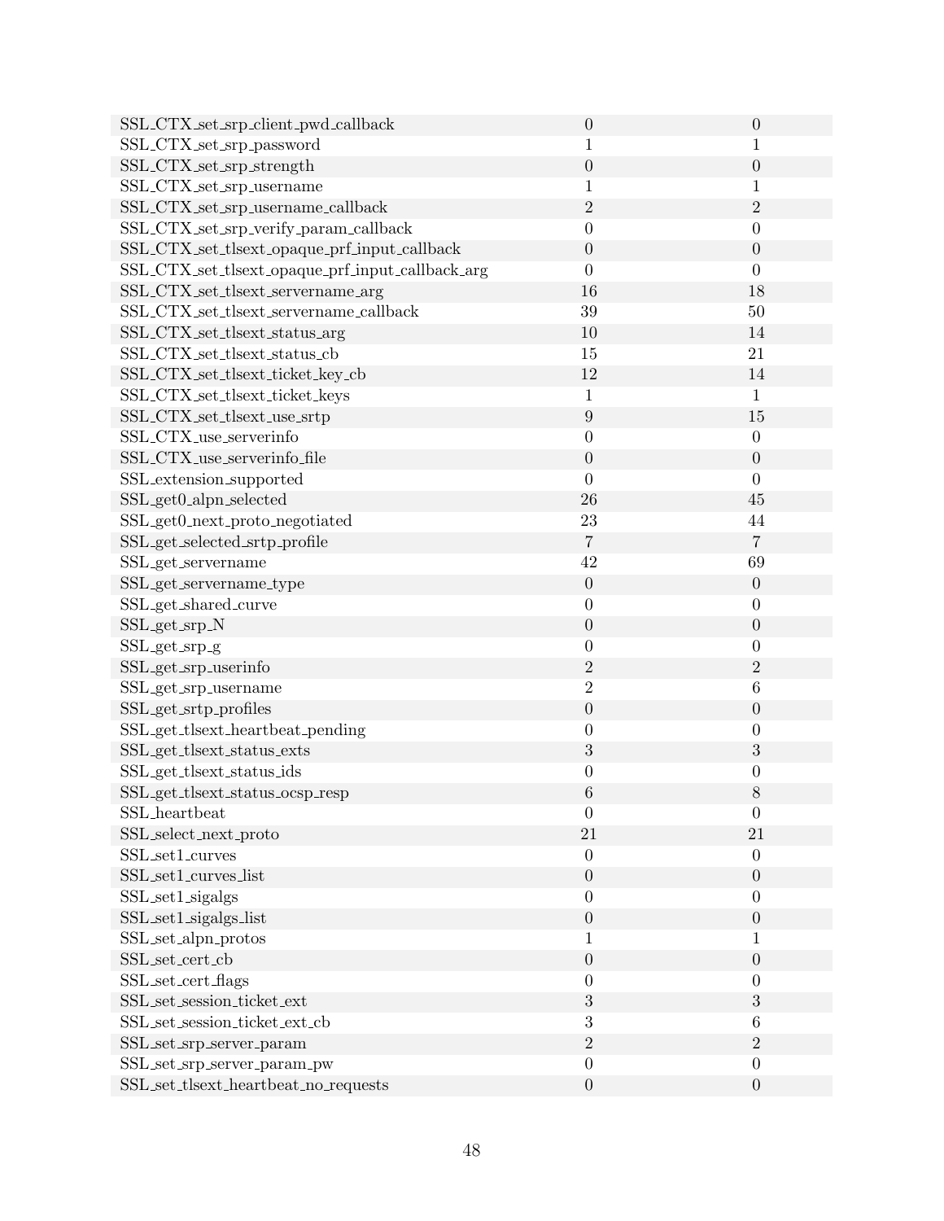| | | |
|---|---|---|
| SSL_CTX_set_srp_client_pwd_callback | 0 | 0 |
| SSL_CTX_set_srp_password | 1 | 1 |
| SSL_CTX_set_srp_strength | 0 | 0 |
| SSL_CTX_set_srp_username | 1 | 1 |
| SSL_CTX_set_srp_username_callback | 2 | 2 |
| SSL_CTX_set_srp_verify_param_callback | 0 | 0 |
| SSL_CTX_set_tlsext_opaque_prf_input_callback | 0 | 0 |
| SSL_CTX_set_tlsext_opaque_prf_input_callback_arg | 0 | 0 |
| SSL_CTX_set_tlsext_servername_arg | 16 | 18 |
| SSL_CTX_set_tlsext_servername_callback | 39 | 50 |
| SSL_CTX_set_tlsext_status_arg | 10 | 14 |
| SSL_CTX_set_tlsext_status_cb | 15 | 21 |
| SSL_CTX_set_tlsext_ticket_key_cb | 12 | 14 |
| SSL_CTX_set_tlsext_ticket_keys | 1 | 1 |
| SSL_CTX_set_tlsext_use_srtp | 9 | 15 |
| SSL_CTX_use_serverinfo | 0 | 0 |
| SSL_CTX_use_serverinfo_file | 0 | 0 |
| SSL_extension_supported | 0 | 0 |
| SSL_get0_alpn_selected | 26 | 45 |
| SSL_get0_next_proto_negotiated | 23 | 44 |
| SSL_get_selected_srtp_profile | 7 | 7 |
| SSL_get_servername | 42 | 69 |
| SSL_get_servername_type | 0 | 0 |
| SSL_get_shared_curve | 0 | 0 |
| SSL_get_srp_N | 0 | 0 |
| SSL_get_srp_g | 0 | 0 |
| SSL_get_srp_userinfo | 2 | 2 |
| SSL_get_srp_username | 2 | 6 |
| SSL_get_srtp_profiles | 0 | 0 |
| SSL_get_tlsext_heartbeat_pending | 0 | 0 |
| SSL_get_tlsext_status_exts | 3 | 3 |
| SSL_get_tlsext_status_ids | 0 | 0 |
| SSL_get_tlsext_status_ocsp_resp | 6 | 8 |
| SSL_heartbeat | 0 | 0 |
| SSL_select_next_proto | 21 | 21 |
| SSL_set1_curves | 0 | 0 |
| SSL_set1_curves_list | 0 | 0 |
| SSL_set1_sigalgs | 0 | 0 |
| SSL_set1_sigalgs_list | 0 | 0 |
| SSL_set_alpn_protos | 1 | 1 |
| SSL_set_cert_cb | 0 | 0 |
| SSL_set_cert_flags | 0 | 0 |
| SSL_set_session_ticket_ext | 3 | 3 |
| SSL_set_session_ticket_ext_cb | 3 | 6 |
| SSL_set_srp_server_param | 2 | 2 |
| SSL_set_srp_server_param_pw | 0 | 0 |
| SSL_set_tlsext_heartbeat_no_requests | 0 | 0 |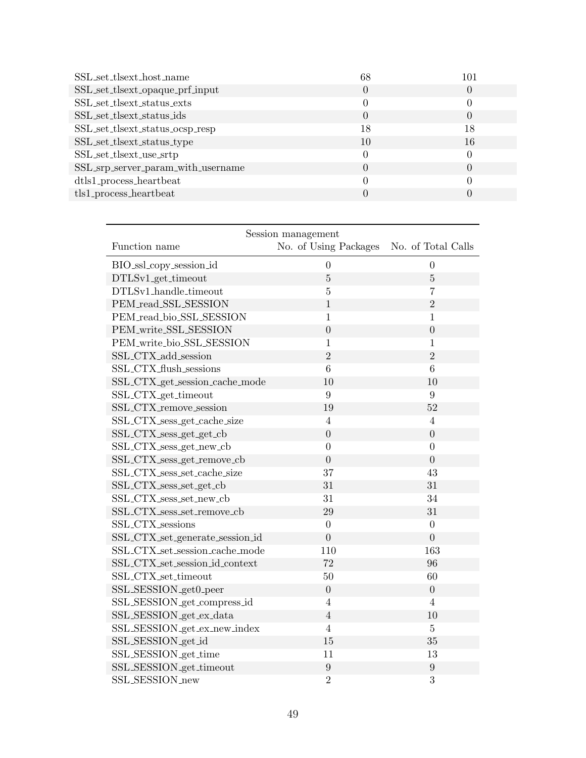| | | |
|---|---|---|
| SSL_set_tlsext_host_name | 68 | 101 |
| SSL_set_tlsext_opaque_prf_input | 0 | 0 |
| SSL_set_tlsext_status_exts | 0 | 0 |
| SSL_set_tlsext_status_ids | 0 | 0 |
| SSL_set_tlsext_status_ocsp_resp | 18 | 18 |
| SSL_set_tlsext_status_type | 10 | 16 |
| SSL_set_tlsext_use_srtp | 0 | 0 |
| SSL_srp_server_param_with_username | 0 | 0 |
| dtls1_process_heartbeat | 0 | 0 |
| tls1_process_heartbeat | 0 | 0 |

| Session management | | |
|---|---|---|
| Function name | No. of Using Packages | No. of Total Calls |
| BIO_ssl_copy_session_id | 0 | 0 |
| DTLSv1_get_timeout | 5 | 5 |
| DTLSv1_handle_timeout | 5 | 7 |
| PEM_read_SSL_SESSION | 1 | 2 |
| PEM_read_bio_SSL_SESSION | 1 | 1 |
| PEM_write_SSL_SESSION | 0 | 0 |
| PEM_write_bio_SSL_SESSION | 1 | 1 |
| SSL_CTX_add_session | 2 | 2 |
| SSL_CTX_flush_sessions | 6 | 6 |
| SSL_CTX_get_session_cache_mode | 10 | 10 |
| SSL_CTX_get_timeout | 9 | 9 |
| SSL_CTX_remove_session | 19 | 52 |
| SSL_CTX_sess_get_cache_size | 4 | 4 |
| SSL_CTX_sess_get_get_cb | 0 | 0 |
| SSL_CTX_sess_get_new_cb | 0 | 0 |
| SSL_CTX_sess_get_remove_cb | 0 | 0 |
| SSL_CTX_sess_set_cache_size | 37 | 43 |
| SSL_CTX_sess_set_get_cb | 31 | 31 |
| SSL_CTX_sess_set_new_cb | 31 | 34 |
| SSL_CTX_sess_set_remove_cb | 29 | 31 |
| SSL_CTX_sessions | 0 | 0 |
| SSL_CTX_set_generate_session_id | 0 | 0 |
| SSL_CTX_set_session_cache_mode | 110 | 163 |
| SSL_CTX_set_session_id_context | 72 | 96 |
| SSL_CTX_set_timeout | 50 | 60 |
| SSL_SESSION_get0_peer | 0 | 0 |
| SSL_SESSION_get_compress_id | 4 | 4 |
| SSL_SESSION_get_ex_data | 4 | 10 |
| SSL_SESSION_get_ex_new_index | 4 | 5 |
| SSL_SESSION_get_id | 15 | 35 |
| SSL_SESSION_get_time | 11 | 13 |
| SSL_SESSION_get_timeout | 9 | 9 |
| SSL_SESSION_new | 2 | 3 |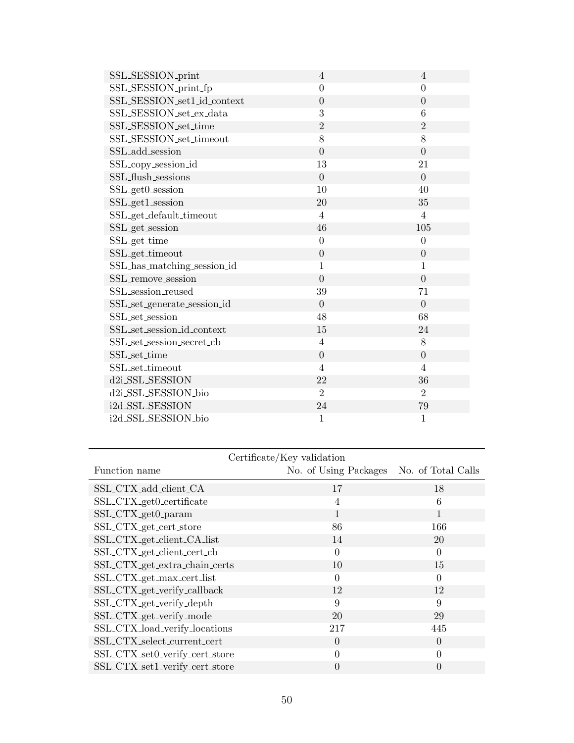| | | |
|---|---|---|
| SSL_SESSION_print | 4 | 4 |
| SSL_SESSION_print_fp | 0 | 0 |
| SSL_SESSION_set1_id_context | 0 | 0 |
| SSL_SESSION_set_ex_data | 3 | 6 |
| SSL_SESSION_set_time | 2 | 2 |
| SSL_SESSION_set_timeout | 8 | 8 |
| SSL_add_session | 0 | 0 |
| SSL_copy_session_id | 13 | 21 |
| SSL_flush_sessions | 0 | 0 |
| SSL_get0_session | 10 | 40 |
| SSL_get1_session | 20 | 35 |
| SSL_get_default_timeout | 4 | 4 |
| SSL_get_session | 46 | 105 |
| SSL_get_time | 0 | 0 |
| SSL_get_timeout | 0 | 0 |
| SSL_has_matching_session_id | 1 | 1 |
| SSL_remove_session | 0 | 0 |
| SSL_session_reused | 39 | 71 |
| SSL_set_generate_session_id | 0 | 0 |
| SSL_set_session | 48 | 68 |
| SSL_set_session_id_context | 15 | 24 |
| SSL_set_session_secret_cb | 4 | 8 |
| SSL_set_time | 0 | 0 |
| SSL_set_timeout | 4 | 4 |
| d2i_SSL_SESSION | 22 | 36 |
| d2i_SSL_SESSION_bio | 2 | 2 |
| i2d_SSL_SESSION | 24 | 79 |
| i2d_SSL_SESSION_bio | 1 | 1 |

| Certificate/Key validation | | |
|---|---|---|
| Function name | No. of Using Packages | No. of Total Calls |
| SSL_CTX_add_client_CA | 17 | 18 |
| SSL_CTX_get0_certificate | 4 | 6 |
| SSL_CTX_get0_param | 1 | 1 |
| SSL_CTX_get_cert_store | 86 | 166 |
| SSL_CTX_get_client_CA_list | 14 | 20 |
| SSL_CTX_get_client_cert_cb | 0 | 0 |
| SSL_CTX_get_extra_chain_certs | 10 | 15 |
| SSL_CTX_get_max_cert_list | 0 | 0 |
| SSL_CTX_get_verify_callback | 12 | 12 |
| SSL_CTX_get_verify_depth | 9 | 9 |
| SSL_CTX_get_verify_mode | 20 | 29 |
| SSL_CTX_load_verify_locations | 217 | 445 |
| SSL_CTX_select_current_cert | 0 | 0 |
| SSL_CTX_set0_verify_cert_store | 0 | 0 |
| SSL_CTX_set1_verify_cert_store | 0 | 0 |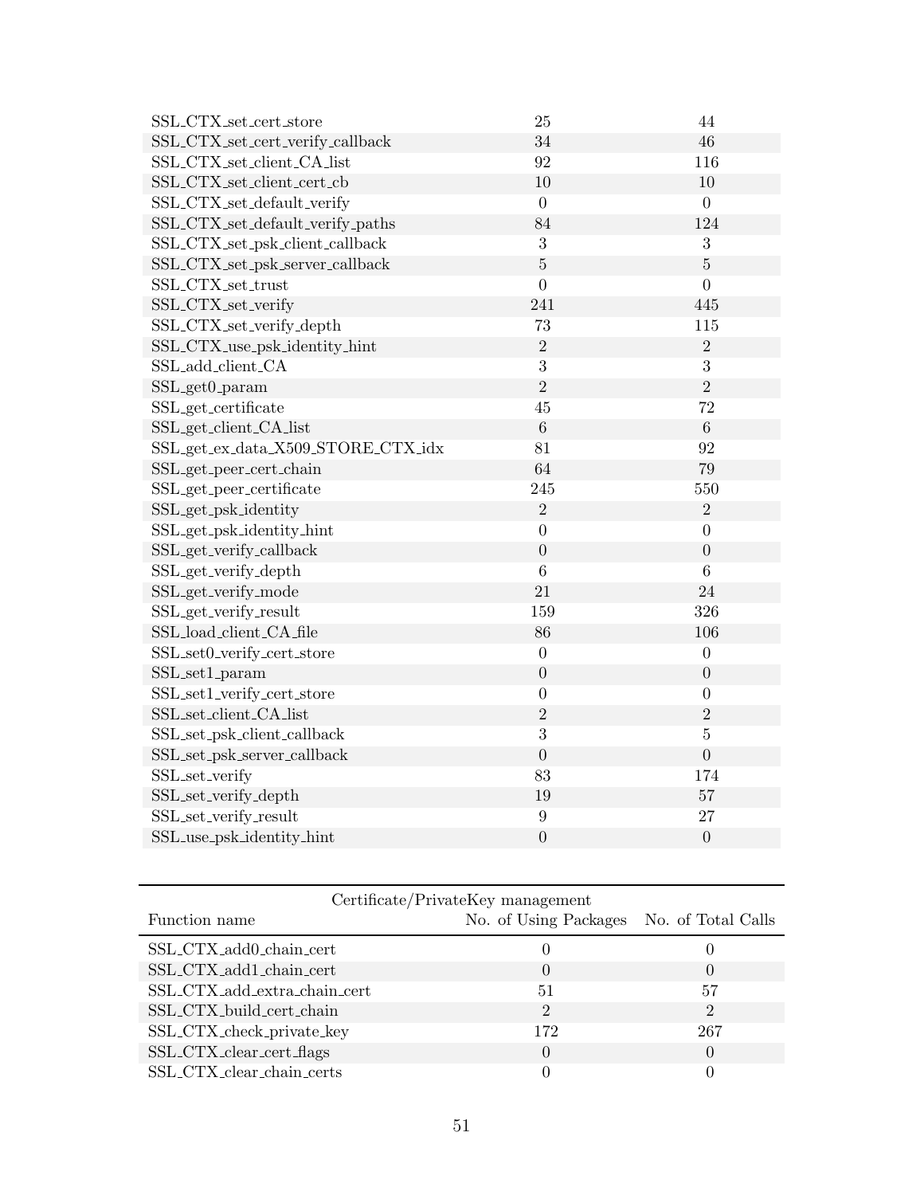| | | |
|---|---|---|
| SSL_CTX_set_cert_store | 25 | 44 |
| SSL_CTX_set_cert_verify_callback | 34 | 46 |
| SSL_CTX_set_client_CA_list | 92 | 116 |
| SSL_CTX_set_client_cert_cb | 10 | 10 |
| SSL_CTX_set_default_verify | 0 | 0 |
| SSL_CTX_set_default_verify_paths | 84 | 124 |
| SSL_CTX_set_psk_client_callback | 3 | 3 |
| SSL_CTX_set_psk_server_callback | 5 | 5 |
| SSL_CTX_set_trust | 0 | 0 |
| SSL_CTX_set_verify | 241 | 445 |
| SSL_CTX_set_verify_depth | 73 | 115 |
| SSL_CTX_use_psk_identity_hint | 2 | 2 |
| SSL_add_client_CA | 3 | 3 |
| SSL_get0_param | 2 | 2 |
| SSL_get_certificate | 45 | 72 |
| SSL_get_client_CA_list | 6 | 6 |
| SSL_get_ex_data_X509_STORE_CTX_idx | 81 | 92 |
| SSL_get_peer_cert_chain | 64 | 79 |
| SSL_get_peer_certificate | 245 | 550 |
| SSL_get_psk_identity | 2 | 2 |
| SSL_get_psk_identity_hint | 0 | 0 |
| SSL_get_verify_callback | 0 | 0 |
| SSL_get_verify_depth | 6 | 6 |
| SSL_get_verify_mode | 21 | 24 |
| SSL_get_verify_result | 159 | 326 |
| SSL_load_client_CA_file | 86 | 106 |
| SSL_set0_verify_cert_store | 0 | 0 |
| SSL_set1_param | 0 | 0 |
| SSL_set1_verify_cert_store | 0 | 0 |
| SSL_set_client_CA_list | 2 | 2 |
| SSL_set_psk_client_callback | 3 | 5 |
| SSL_set_psk_server_callback | 0 | 0 |
| SSL_set_verify | 83 | 174 |
| SSL_set_verify_depth | 19 | 57 |
| SSL_set_verify_result | 9 | 27 |
| SSL_use_psk_identity_hint | 0 | 0 |

| Certificate/PrivateKey management | | |
|---|---|---|
| Function name | No. of Using Packages | No. of Total Calls |
| SSL_CTX_add0_chain_cert | 0 | 0 |
| SSL_CTX_add1_chain_cert | 0 | 0 |
| SSL_CTX_add_extra_chain_cert | 51 | 57 |
| SSL_CTX_build_cert_chain | 2 | 2 |
| SSL_CTX_check_private_key | 172 | 267 |
| SSL_CTX_clear_cert_flags | 0 | 0 |
| SSL_CTX_clear_chain_certs | 0 | 0 |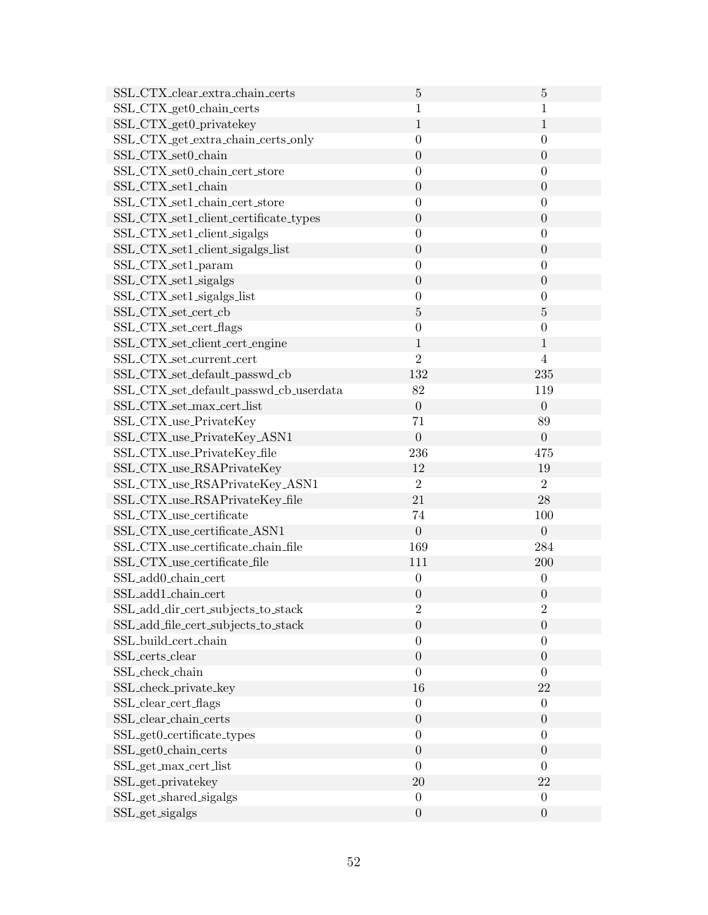| | | |
|---|---|---|
| SSL_CTX_clear_extra_chain_certs | 5 | 5 |
| SSL_CTX_get0_chain_certs | 1 | 1 |
| SSL_CTX_get0_privatekey | 1 | 1 |
| SSL_CTX_get_extra_chain_certs_only | 0 | 0 |
| SSL_CTX_set0_chain | 0 | 0 |
| SSL_CTX_set0_chain_cert_store | 0 | 0 |
| SSL_CTX_set1_chain | 0 | 0 |
| SSL_CTX_set1_chain_cert_store | 0 | 0 |
| SSL_CTX_set1_client_certificate_types | 0 | 0 |
| SSL_CTX_set1_client_sigalgs | 0 | 0 |
| SSL_CTX_set1_client_sigalgs_list | 0 | 0 |
| SSL_CTX_set1_param | 0 | 0 |
| SSL_CTX_set1_sigalgs | 0 | 0 |
| SSL_CTX_set1_sigalgs_list | 0 | 0 |
| SSL_CTX_set_cert_cb | 5 | 5 |
| SSL_CTX_set_cert_flags | 0 | 0 |
| SSL_CTX_set_client_cert_engine | 1 | 1 |
| SSL_CTX_set_current_cert | 2 | 4 |
| SSL_CTX_set_default_passwd_cb | 132 | 235 |
| SSL_CTX_set_default_passwd_cb_userdata | 82 | 119 |
| SSL_CTX_set_max_cert_list | 0 | 0 |
| SSL_CTX_use_PrivateKey | 71 | 89 |
| SSL_CTX_use_PrivateKey_ASN1 | 0 | 0 |
| SSL_CTX_use_PrivateKey_file | 236 | 475 |
| SSL_CTX_use_RSAPrivateKey | 12 | 19 |
| SSL_CTX_use_RSAPrivateKey_ASN1 | 2 | 2 |
| SSL_CTX_use_RSAPrivateKey_file | 21 | 28 |
| SSL_CTX_use_certificate | 74 | 100 |
| SSL_CTX_use_certificate_ASN1 | 0 | 0 |
| SSL_CTX_use_certificate_chain_file | 169 | 284 |
| SSL_CTX_use_certificate_file | 111 | 200 |
| SSL_add0_chain_cert | 0 | 0 |
| SSL_add1_chain_cert | 0 | 0 |
| SSL_add_dir_cert_subjects_to_stack | 2 | 2 |
| SSL_add_file_cert_subjects_to_stack | 0 | 0 |
| SSL_build_cert_chain | 0 | 0 |
| SSL_certs_clear | 0 | 0 |
| SSL_check_chain | 0 | 0 |
| SSL_check_private_key | 16 | 22 |
| SSL_clear_cert_flags | 0 | 0 |
| SSL_clear_chain_certs | 0 | 0 |
| SSL_get0_certificate_types | 0 | 0 |
| SSL_get0_chain_certs | 0 | 0 |
| SSL_get_max_cert_list | 0 | 0 |
| SSL_get_privatekey | 20 | 22 |
| SSL_get_shared_sigalgs | 0 | 0 |
| SSL_get_sigalgs | 0 | 0 |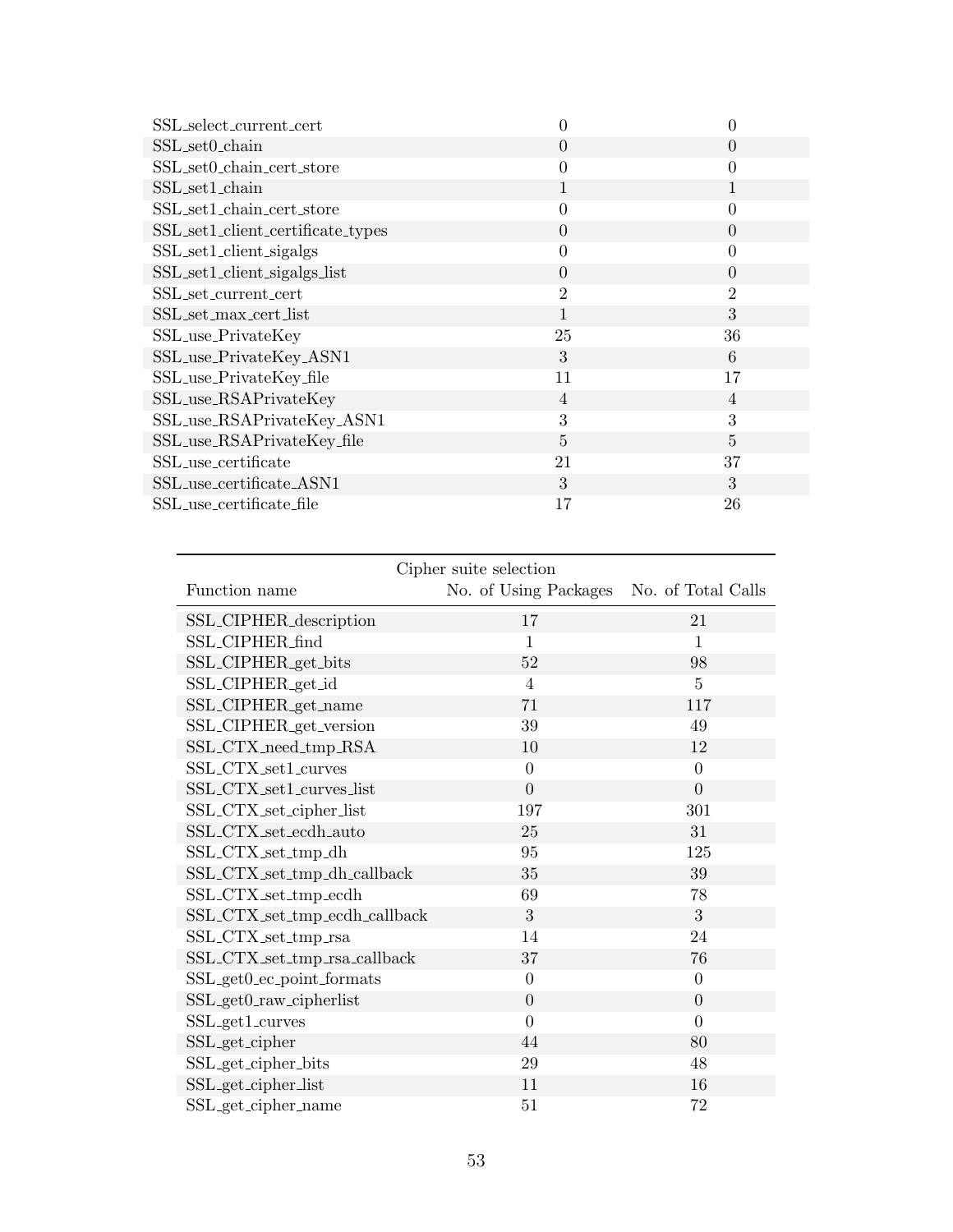| | | |
|---|---|---|
| SSL_select_current_cert | 0 | 0 |
| SSL_set0_chain | 0 | 0 |
| SSL_set0_chain_cert_store | 0 | 0 |
| SSL_set1_chain | 1 | 1 |
| SSL_set1_chain_cert_store | 0 | 0 |
| SSL_set1_client_certificate_types | 0 | 0 |
| SSL_set1_client_sigalgs | 0 | 0 |
| SSL_set1_client_sigalgs_list | 0 | 0 |
| SSL_set_current_cert | 2 | 2 |
| SSL_set_max_cert_list | 1 | 3 |
| SSL_use_PrivateKey | 25 | 36 |
| SSL_use_PrivateKey_ASN1 | 3 | 6 |
| SSL_use_PrivateKey_file | 11 | 17 |
| SSL_use_RSAPrivateKey | 4 | 4 |
| SSL_use_RSAPrivateKey_ASN1 | 3 | 3 |
| SSL_use_RSAPrivateKey_file | 5 | 5 |
| SSL_use_certificate | 21 | 37 |
| SSL_use_certificate_ASN1 | 3 | 3 |
| SSL_use_certificate_file | 17 | 26 |

| Cipher suite selection | | |
|---|---|---|
| Function name | No. of Using Packages | No. of Total Calls |
| SSL_CIPHER_description | 17 | 21 |
| SSL_CIPHER_find | 1 | 1 |
| SSL_CIPHER_get_bits | 52 | 98 |
| SSL_CIPHER_get_id | 4 | 5 |
| SSL_CIPHER_get_name | 71 | 117 |
| SSL_CIPHER_get_version | 39 | 49 |
| SSL_CTX_need_tmp_RSA | 10 | 12 |
| SSL_CTX_set1_curves | 0 | 0 |
| SSL_CTX_set1_curves_list | 0 | 0 |
| SSL_CTX_set_cipher_list | 197 | 301 |
| SSL_CTX_set_ecdh_auto | 25 | 31 |
| SSL_CTX_set_tmp_dh | 95 | 125 |
| SSL_CTX_set_tmp_dh_callback | 35 | 39 |
| SSL_CTX_set_tmp_ecdh | 69 | 78 |
| SSL_CTX_set_tmp_ecdh_callback | 3 | 3 |
| SSL_CTX_set_tmp_rsa | 14 | 24 |
| SSL_CTX_set_tmp_rsa_callback | 37 | 76 |
| SSL_get0_ec_point_formats | 0 | 0 |
| SSL_get0_raw_cipherlist | 0 | 0 |
| SSL_get1_curves | 0 | 0 |
| SSL_get_cipher | 44 | 80 |
| SSL_get_cipher_bits | 29 | 48 |
| SSL_get_cipher_list | 11 | 16 |
| SSL_get_cipher_name | 51 | 72 |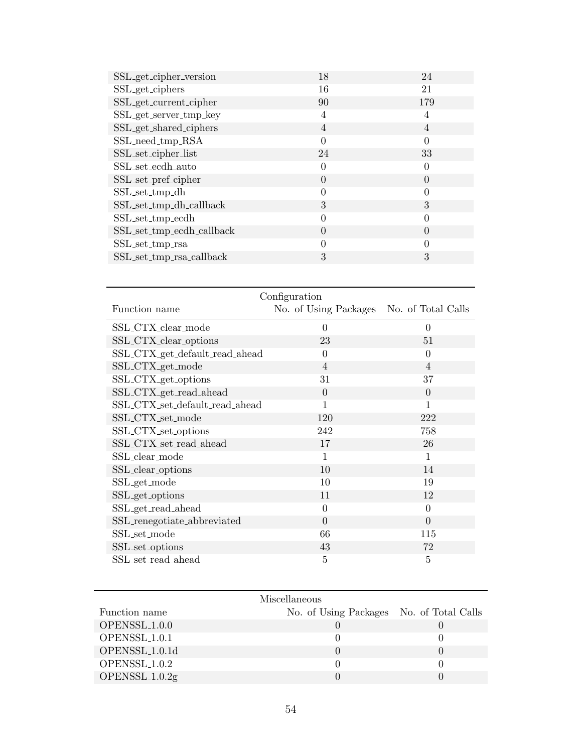| Function name | No. of Using Packages | No. of Total Calls |
|---|---|---|
| SSL_get_cipher_version | 18 | 24 |
| SSL_get_ciphers | 16 | 21 |
| SSL_get_current_cipher | 90 | 179 |
| SSL_get_server_tmp_key | 4 | 4 |
| SSL_get_shared_ciphers | 4 | 4 |
| SSL_need_tmp_RSA | 0 | 0 |
| SSL_set_cipher_list | 24 | 33 |
| SSL_set_ecdh_auto | 0 | 0 |
| SSL_set_pref_cipher | 0 | 0 |
| SSL_set_tmp_dh | 0 | 0 |
| SSL_set_tmp_dh_callback | 3 | 3 |
| SSL_set_tmp_ecdh | 0 | 0 |
| SSL_set_tmp_ecdh_callback | 0 | 0 |
| SSL_set_tmp_rsa | 0 | 0 |
| SSL_set_tmp_rsa_callback | 3 | 3 |

| | Configuration | |
|---|---|---|
| Function name | No. of Using Packages | No. of Total Calls |
| SSL_CTX_clear_mode | 0 | 0 |
| SSL_CTX_clear_options | 23 | 51 |
| SSL_CTX_get_default_read_ahead | 0 | 0 |
| SSL_CTX_get_mode | 4 | 4 |
| SSL_CTX_get_options | 31 | 37 |
| SSL_CTX_get_read_ahead | 0 | 0 |
| SSL_CTX_set_default_read_ahead | 1 | 1 |
| SSL_CTX_set_mode | 120 | 222 |
| SSL_CTX_set_options | 242 | 758 |
| SSL_CTX_set_read_ahead | 17 | 26 |
| SSL_clear_mode | 1 | 1 |
| SSL_clear_options | 10 | 14 |
| SSL_get_mode | 10 | 19 |
| SSL_get_options | 11 | 12 |
| SSL_get_read_ahead | 0 | 0 |
| SSL_renegotiate_abbreviated | 0 | 0 |
| SSL_set_mode | 66 | 115 |
| SSL_set_options | 43 | 72 |
| SSL_set_read_ahead | 5 | 5 |

| | Miscellaneous | |
|---|---|---|
| Function name | No. of Using Packages | No. of Total Calls |
| OPENSSL_1.0.0 | 0 | 0 |
| OPENSSL_1.0.1 | 0 | 0 |
| OPENSSL_1.0.1d | 0 | 0 |
| OPENSSL_1.0.2 | 0 | 0 |
| OPENSSL_1.0.2g | 0 | 0 |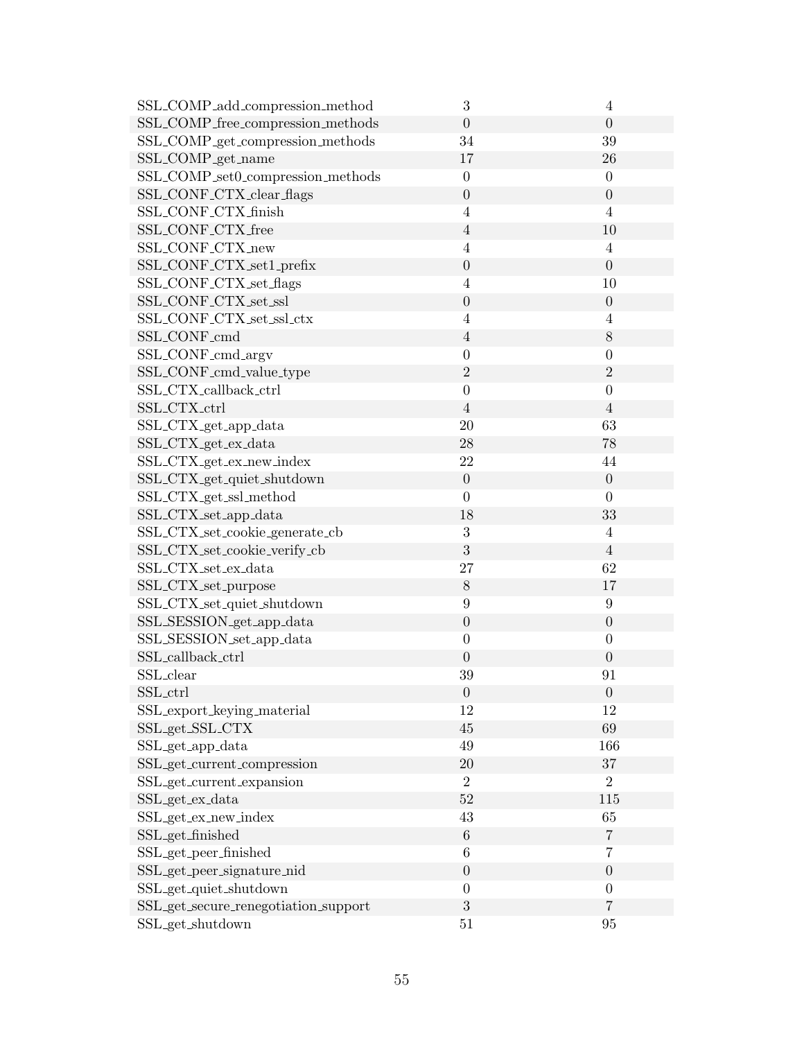| | | |
|---|---|---|
| SSL_COMP_add_compression_method | 3 | 4 |
| SSL_COMP_free_compression_methods | 0 | 0 |
| SSL_COMP_get_compression_methods | 34 | 39 |
| SSL_COMP_get_name | 17 | 26 |
| SSL_COMP_set0_compression_methods | 0 | 0 |
| SSL_CONF_CTX_clear_flags | 0 | 0 |
| SSL_CONF_CTX_finish | 4 | 4 |
| SSL_CONF_CTX_free | 4 | 10 |
| SSL_CONF_CTX_new | 4 | 4 |
| SSL_CONF_CTX_set1_prefix | 0 | 0 |
| SSL_CONF_CTX_set_flags | 4 | 10 |
| SSL_CONF_CTX_set_ssl | 0 | 0 |
| SSL_CONF_CTX_set_ssl_ctx | 4 | 4 |
| SSL_CONF_cmd | 4 | 8 |
| SSL_CONF_cmd_argv | 0 | 0 |
| SSL_CONF_cmd_value_type | 2 | 2 |
| SSL_CTX_callback_ctrl | 0 | 0 |
| SSL_CTX_ctrl | 4 | 4 |
| SSL_CTX_get_app_data | 20 | 63 |
| SSL_CTX_get_ex_data | 28 | 78 |
| SSL_CTX_get_ex_new_index | 22 | 44 |
| SSL_CTX_get_quiet_shutdown | 0 | 0 |
| SSL_CTX_get_ssl_method | 0 | 0 |
| SSL_CTX_set_app_data | 18 | 33 |
| SSL_CTX_set_cookie_generate_cb | 3 | 4 |
| SSL_CTX_set_cookie_verify_cb | 3 | 4 |
| SSL_CTX_set_ex_data | 27 | 62 |
| SSL_CTX_set_purpose | 8 | 17 |
| SSL_CTX_set_quiet_shutdown | 9 | 9 |
| SSL_SESSION_get_app_data | 0 | 0 |
| SSL_SESSION_set_app_data | 0 | 0 |
| SSL_callback_ctrl | 0 | 0 |
| SSL_clear | 39 | 91 |
| SSL_ctrl | 0 | 0 |
| SSL_export_keying_material | 12 | 12 |
| SSL_get_SSL_CTX | 45 | 69 |
| SSL_get_app_data | 49 | 166 |
| SSL_get_current_compression | 20 | 37 |
| SSL_get_current_expansion | 2 | 2 |
| SSL_get_ex_data | 52 | 115 |
| SSL_get_ex_new_index | 43 | 65 |
| SSL_get_finished | 6 | 7 |
| SSL_get_peer_finished | 6 | 7 |
| SSL_get_peer_signature_nid | 0 | 0 |
| SSL_get_quiet_shutdown | 0 | 0 |
| SSL_get_secure_renegotiation_support | 3 | 7 |
| SSL_get_shutdown | 51 | 95 |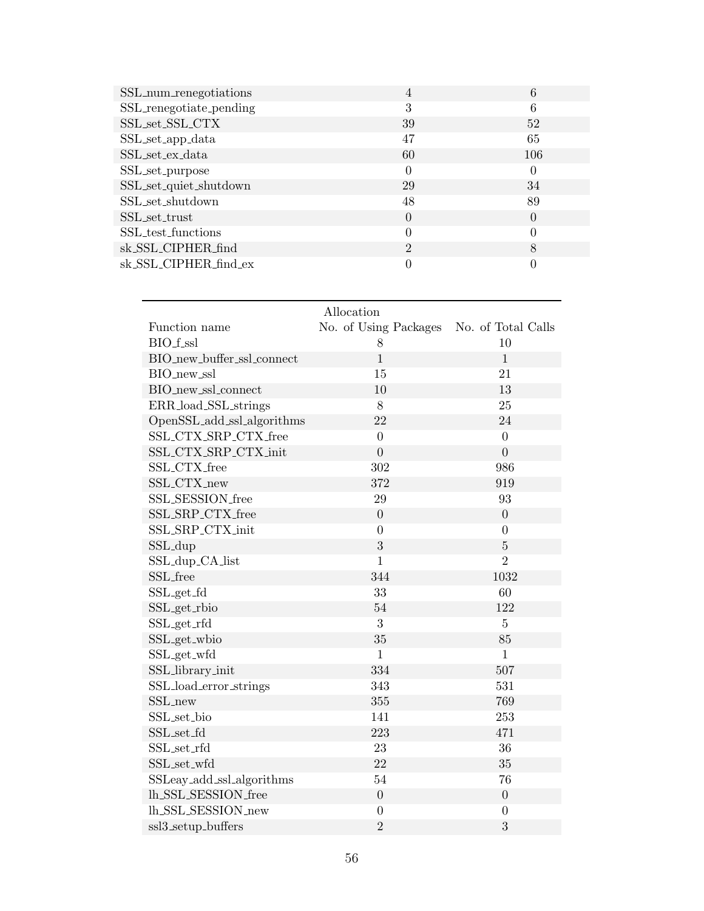| | | |
|---|---|---|
| SSL_num_renegotiations | 4 | 6 |
| SSL_renegotiate_pending | 3 | 6 |
| SSL_set_SSL_CTX | 39 | 52 |
| SSL_set_app_data | 47 | 65 |
| SSL_set_ex_data | 60 | 106 |
| SSL_set_purpose | 0 | 0 |
| SSL_set_quiet_shutdown | 29 | 34 |
| SSL_set_shutdown | 48 | 89 |
| SSL_set_trust | 0 | 0 |
| SSL_test_functions | 0 | 0 |
| sk_SSL_CIPHER_find | 2 | 8 |
| sk_SSL_CIPHER_find_ex | 0 | 0 |

| Function name | Allocation No. of Using Packages | No. of Total Calls |
|---|---|---|
| BIO_f_ssl | 8 | 10 |
| BIO_new_buffer_ssl_connect | 1 | 1 |
| BIO_new_ssl | 15 | 21 |
| BIO_new_ssl_connect | 10 | 13 |
| ERR_load_SSL_strings | 8 | 25 |
| OpenSSL_add_ssl_algorithms | 22 | 24 |
| SSL_CTX_SRP_CTX_free | 0 | 0 |
| SSL_CTX_SRP_CTX_init | 0 | 0 |
| SSL_CTX_free | 302 | 986 |
| SSL_CTX_new | 372 | 919 |
| SSL_SESSION_free | 29 | 93 |
| SSL_SRP_CTX_free | 0 | 0 |
| SSL_SRP_CTX_init | 0 | 0 |
| SSL_dup | 3 | 5 |
| SSL_dup_CA_list | 1 | 2 |
| SSL_free | 344 | 1032 |
| SSL_get_fd | 33 | 60 |
| SSL_get_rbio | 54 | 122 |
| SSL_get_rfd | 3 | 5 |
| SSL_get_wbio | 35 | 85 |
| SSL_get_wfd | 1 | 1 |
| SSL_library_init | 334 | 507 |
| SSL_load_error_strings | 343 | 531 |
| SSL_new | 355 | 769 |
| SSL_set_bio | 141 | 253 |
| SSL_set_fd | 223 | 471 |
| SSL_set_rfd | 23 | 36 |
| SSL_set_wfd | 22 | 35 |
| SSLeay_add_ssl_algorithms | 54 | 76 |
| lh_SSL_SESSION_free | 0 | 0 |
| lh_SSL_SESSION_new | 0 | 0 |
| ssl3_setup_buffers | 2 | 3 |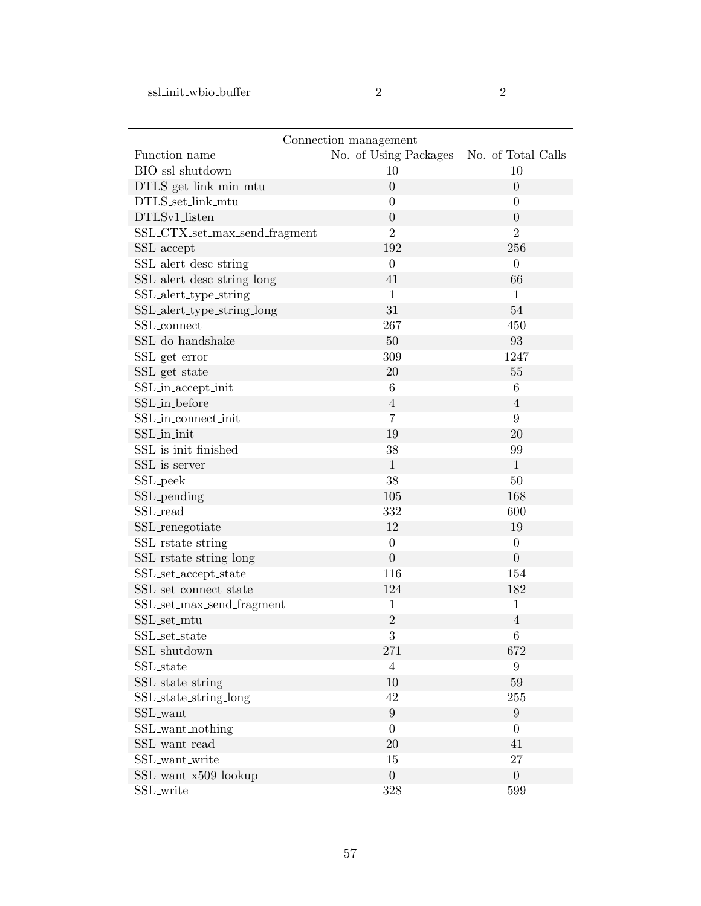| ssl_init_wbio_buffer | 2 | 2 |
|---|---|---|

| Connection management | | |
|---|---|---|
| Function name | No. of Using Packages | No. of Total Calls |
| BIO_ssl_shutdown | 10 | 10 |
| DTLS_get_link_min_mtu | 0 | 0 |
| DTLS_set_link_mtu | 0 | 0 |
| DTLSv1_listen | 0 | 0 |
| SSL_CTX_set_max_send_fragment | 2 | 2 |
| SSL_accept | 192 | 256 |
| SSL_alert_desc_string | 0 | 0 |
| SSL_alert_desc_string_long | 41 | 66 |
| SSL_alert_type_string | 1 | 1 |
| SSL_alert_type_string_long | 31 | 54 |
| SSL_connect | 267 | 450 |
| SSL_do_handshake | 50 | 93 |
| SSL_get_error | 309 | 1247 |
| SSL_get_state | 20 | 55 |
| SSL_in_accept_init | 6 | 6 |
| SSL_in_before | 4 | 4 |
| SSL_in_connect_init | 7 | 9 |
| SSL_in_init | 19 | 20 |
| SSL_is_init_finished | 38 | 99 |
| SSL_is_server | 1 | 1 |
| SSL_peek | 38 | 50 |
| SSL_pending | 105 | 168 |
| SSL_read | 332 | 600 |
| SSL_renegotiate | 12 | 19 |
| SSL_rstate_string | 0 | 0 |
| SSL_rstate_string_long | 0 | 0 |
| SSL_set_accept_state | 116 | 154 |
| SSL_set_connect_state | 124 | 182 |
| SSL_set_max_send_fragment | 1 | 1 |
| SSL_set_mtu | 2 | 4 |
| SSL_set_state | 3 | 6 |
| SSL_shutdown | 271 | 672 |
| SSL_state | 4 | 9 |
| SSL_state_string | 10 | 59 |
| SSL_state_string_long | 42 | 255 |
| SSL_want | 9 | 9 |
| SSL_want_nothing | 0 | 0 |
| SSL_want_read | 20 | 41 |
| SSL_want_write | 15 | 27 |
| SSL_want_x509_lookup | 0 | 0 |
| SSL_write | 328 | 599 |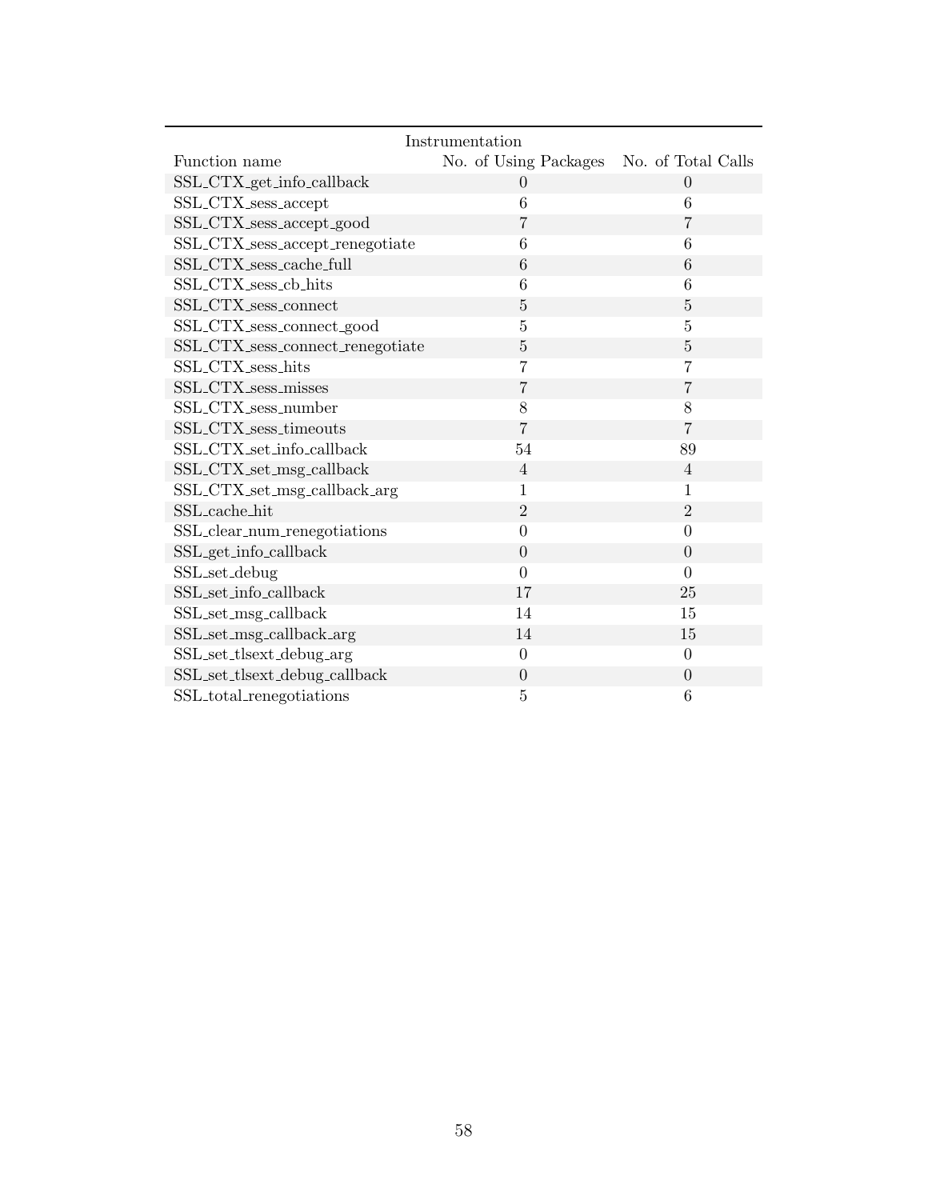| Instrumentation | | |
|---|---|---|
| Function name | No. of Using Packages | No. of Total Calls |
| SSL_CTX_get_info_callback | 0 | 0 |
| SSL_CTX_sess_accept | 6 | 6 |
| SSL_CTX_sess_accept_good | 7 | 7 |
| SSL_CTX_sess_accept_renegotiate | 6 | 6 |
| SSL_CTX_sess_cache_full | 6 | 6 |
| SSL_CTX_sess_cb_hits | 6 | 6 |
| SSL_CTX_sess_connect | 5 | 5 |
| SSL_CTX_sess_connect_good | 5 | 5 |
| SSL_CTX_sess_connect_renegotiate | 5 | 5 |
| SSL_CTX_sess_hits | 7 | 7 |
| SSL_CTX_sess_misses | 7 | 7 |
| SSL_CTX_sess_number | 8 | 8 |
| SSL_CTX_sess_timeouts | 7 | 7 |
| SSL_CTX_set_info_callback | 54 | 89 |
| SSL_CTX_set_msg_callback | 4 | 4 |
| SSL_CTX_set_msg_callback_arg | 1 | 1 |
| SSL_cache_hit | 2 | 2 |
| SSL_clear_num_renegotiations | 0 | 0 |
| SSL_get_info_callback | 0 | 0 |
| SSL_set_debug | 0 | 0 |
| SSL_set_info_callback | 17 | 25 |
| SSL_set_msg_callback | 14 | 15 |
| SSL_set_msg_callback_arg | 14 | 15 |
| SSL_set_tlsext_debug_arg | 0 | 0 |
| SSL_set_tlsext_debug_callback | 0 | 0 |
| SSL_total_renegotiations | 5 | 6 |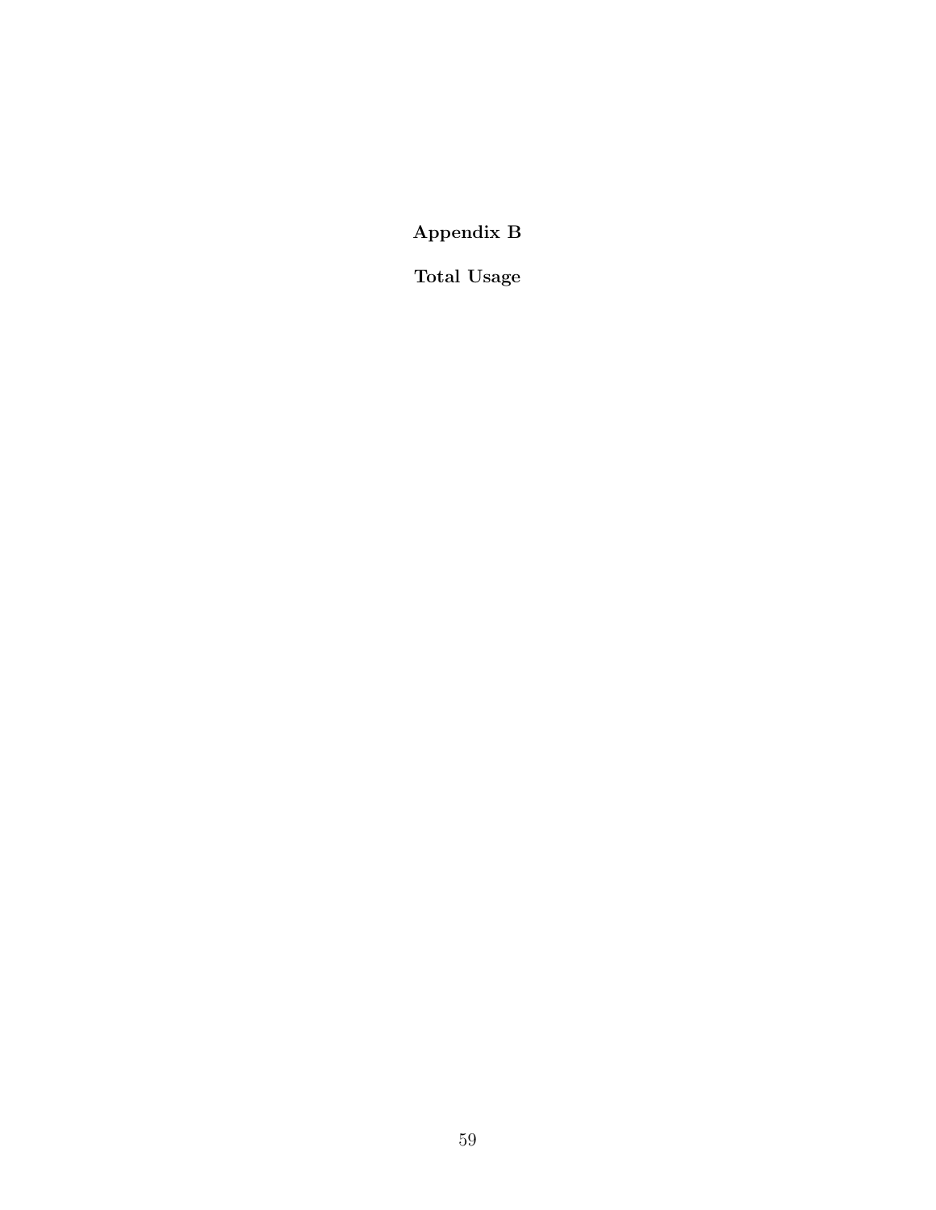# Appendix B

## Total Usage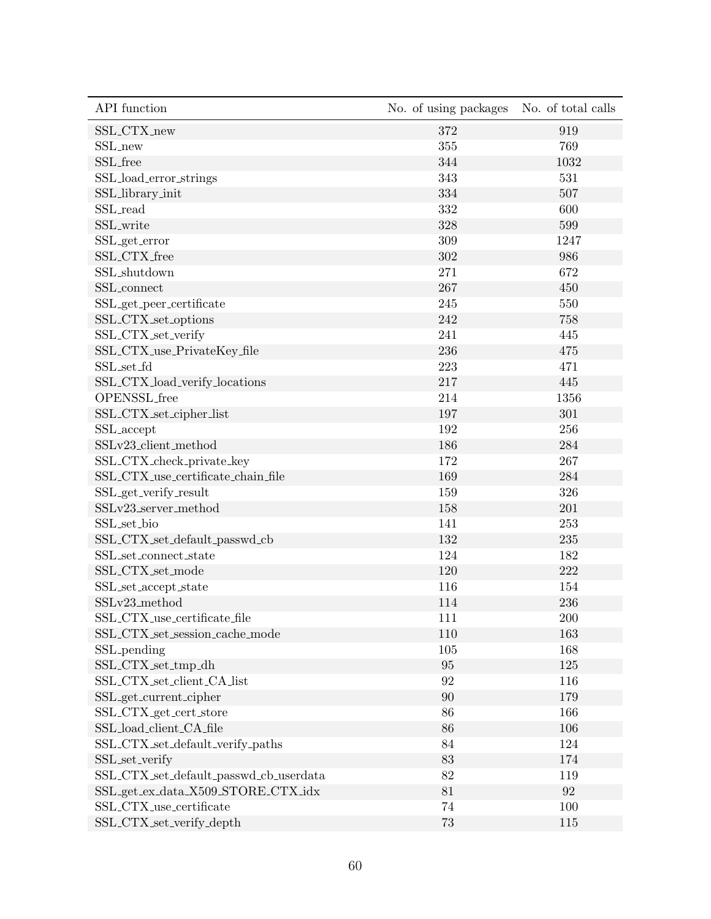| API function | No. of using packages | No. of total calls |
| --- | --- | --- |
| SSL_CTX_new | 372 | 919 |
| SSL_new | 355 | 769 |
| SSL_free | 344 | 1032 |
| SSL_load_error_strings | 343 | 531 |
| SSL_library_init | 334 | 507 |
| SSL_read | 332 | 600 |
| SSL_write | 328 | 599 |
| SSL_get_error | 309 | 1247 |
| SSL_CTX_free | 302 | 986 |
| SSL_shutdown | 271 | 672 |
| SSL_connect | 267 | 450 |
| SSL_get_peer_certificate | 245 | 550 |
| SSL_CTX_set_options | 242 | 758 |
| SSL_CTX_set_verify | 241 | 445 |
| SSL_CTX_use_PrivateKey_file | 236 | 475 |
| SSL_set_fd | 223 | 471 |
| SSL_CTX_load_verify_locations | 217 | 445 |
| OPENSSL_free | 214 | 1356 |
| SSL_CTX_set_cipher_list | 197 | 301 |
| SSL_accept | 192 | 256 |
| SSLv23_client_method | 186 | 284 |
| SSL_CTX_check_private_key | 172 | 267 |
| SSL_CTX_use_certificate_chain_file | 169 | 284 |
| SSL_get_verify_result | 159 | 326 |
| SSLv23_server_method | 158 | 201 |
| SSL_set_bio | 141 | 253 |
| SSL_CTX_set_default_passwd_cb | 132 | 235 |
| SSL_set_connect_state | 124 | 182 |
| SSL_CTX_set_mode | 120 | 222 |
| SSL_set_accept_state | 116 | 154 |
| SSLv23_method | 114 | 236 |
| SSL_CTX_use_certificate_file | 111 | 200 |
| SSL_CTX_set_session_cache_mode | 110 | 163 |
| SSL_pending | 105 | 168 |
| SSL_CTX_set_tmp_dh | 95 | 125 |
| SSL_CTX_set_client_CA_list | 92 | 116 |
| SSL_get_current_cipher | 90 | 179 |
| SSL_CTX_get_cert_store | 86 | 166 |
| SSL_load_client_CA_file | 86 | 106 |
| SSL_CTX_set_default_verify_paths | 84 | 124 |
| SSL_set_verify | 83 | 174 |
| SSL_CTX_set_default_passwd_cb_userdata | 82 | 119 |
| SSL_get_ex_data_X509_STORE_CTX_idx | 81 | 92 |
| SSL_CTX_use_certificate | 74 | 100 |
| SSL_CTX_set_verify_depth | 73 | 115 |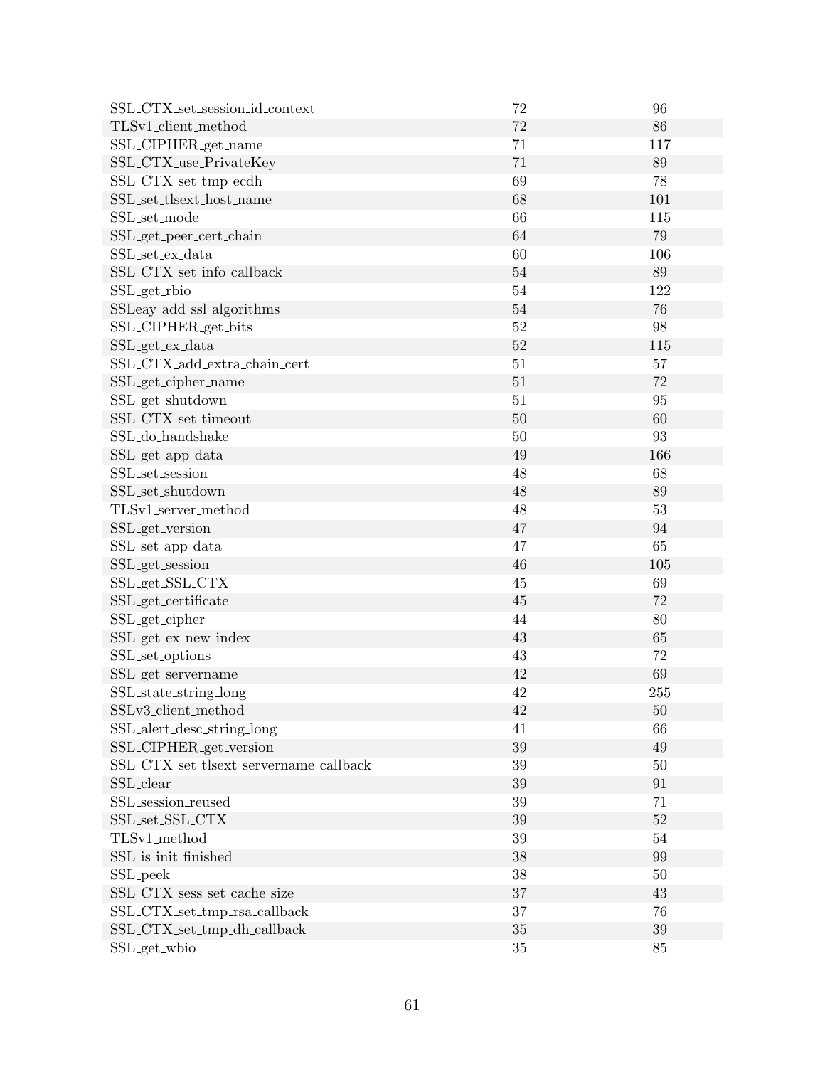| | | |
|---|---|---|
| SSL_CTX_set_session_id_context | 72 | 96 |
| TLSv1_client_method | 72 | 86 |
| SSL_CIPHER_get_name | 71 | 117 |
| SSL_CTX_use_PrivateKey | 71 | 89 |
| SSL_CTX_set_tmp_ecdh | 69 | 78 |
| SSL_set_tlsext_host_name | 68 | 101 |
| SSL_set_mode | 66 | 115 |
| SSL_get_peer_cert_chain | 64 | 79 |
| SSL_set_ex_data | 60 | 106 |
| SSL_CTX_set_info_callback | 54 | 89 |
| SSL_get_rbio | 54 | 122 |
| SSLeay_add_ssl_algorithms | 54 | 76 |
| SSL_CIPHER_get_bits | 52 | 98 |
| SSL_get_ex_data | 52 | 115 |
| SSL_CTX_add_extra_chain_cert | 51 | 57 |
| SSL_get_cipher_name | 51 | 72 |
| SSL_get_shutdown | 51 | 95 |
| SSL_CTX_set_timeout | 50 | 60 |
| SSL_do_handshake | 50 | 93 |
| SSL_get_app_data | 49 | 166 |
| SSL_set_session | 48 | 68 |
| SSL_set_shutdown | 48 | 89 |
| TLSv1_server_method | 48 | 53 |
| SSL_get_version | 47 | 94 |
| SSL_set_app_data | 47 | 65 |
| SSL_get_session | 46 | 105 |
| SSL_get_SSL_CTX | 45 | 69 |
| SSL_get_certificate | 45 | 72 |
| SSL_get_cipher | 44 | 80 |
| SSL_get_ex_new_index | 43 | 65 |
| SSL_set_options | 43 | 72 |
| SSL_get_servername | 42 | 69 |
| SSL_state_string_long | 42 | 255 |
| SSLv3_client_method | 42 | 50 |
| SSL_alert_desc_string_long | 41 | 66 |
| SSL_CIPHER_get_version | 39 | 49 |
| SSL_CTX_set_tlsext_servername_callback | 39 | 50 |
| SSL_clear | 39 | 91 |
| SSL_session_reused | 39 | 71 |
| SSL_set_SSL_CTX | 39 | 52 |
| TLSv1_method | 39 | 54 |
| SSL_is_init_finished | 38 | 99 |
| SSL_peek | 38 | 50 |
| SSL_CTX_sess_set_cache_size | 37 | 43 |
| SSL_CTX_set_tmp_rsa_callback | 37 | 76 |
| SSL_CTX_set_tmp_dh_callback | 35 | 39 |
| SSL_get_wbio | 35 | 85 |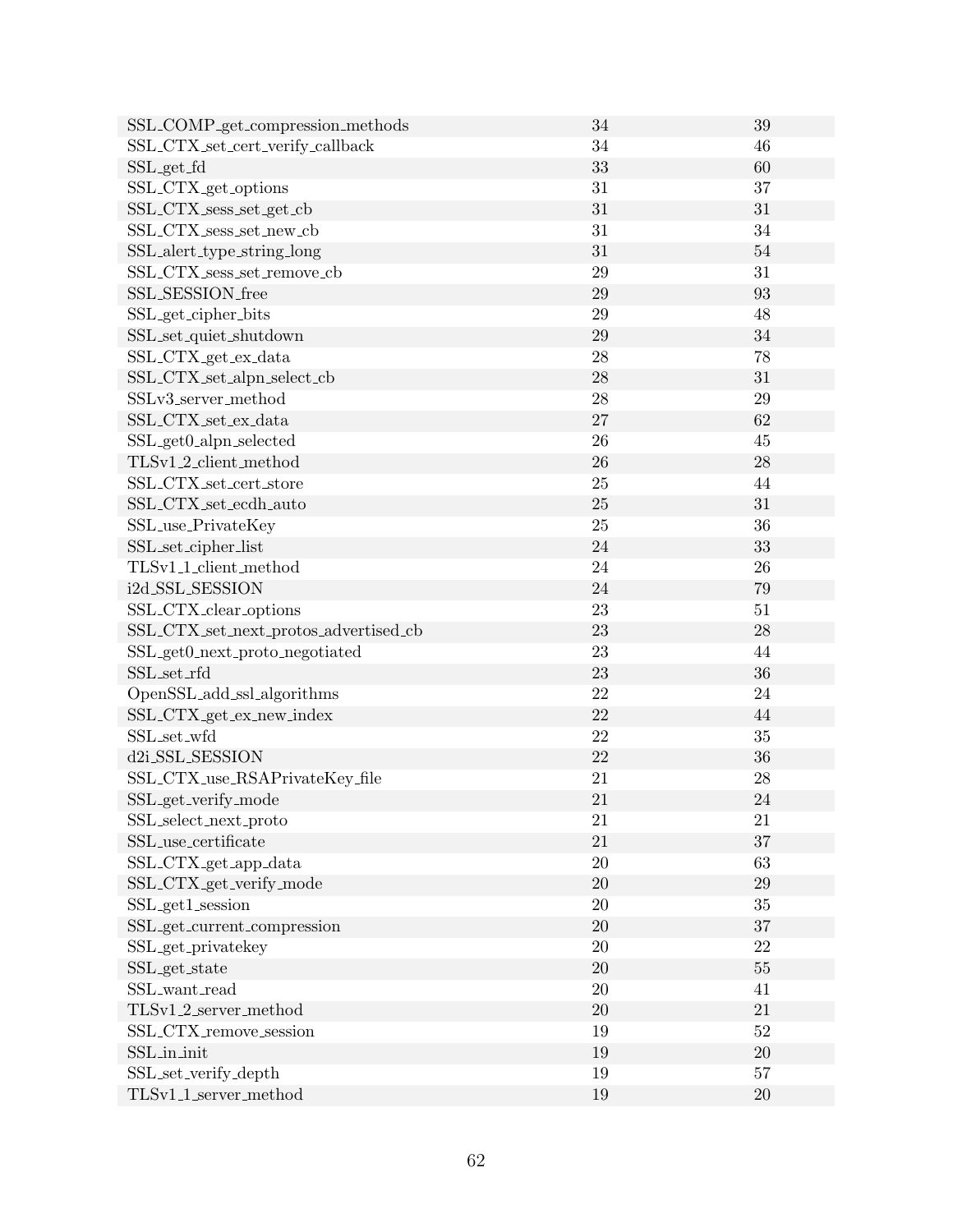| | | |
|---|---|---|
| SSL_COMP_get_compression_methods | 34 | 39 |
| SSL_CTX_set_cert_verify_callback | 34 | 46 |
| SSL_get_fd | 33 | 60 |
| SSL_CTX_get_options | 31 | 37 |
| SSL_CTX_sess_set_get_cb | 31 | 31 |
| SSL_CTX_sess_set_new_cb | 31 | 34 |
| SSL_alert_type_string_long | 31 | 54 |
| SSL_CTX_sess_set_remove_cb | 29 | 31 |
| SSL_SESSION_free | 29 | 93 |
| SSL_get_cipher_bits | 29 | 48 |
| SSL_set_quiet_shutdown | 29 | 34 |
| SSL_CTX_get_ex_data | 28 | 78 |
| SSL_CTX_set_alpn_select_cb | 28 | 31 |
| SSLv3_server_method | 28 | 29 |
| SSL_CTX_set_ex_data | 27 | 62 |
| SSL_get0_alpn_selected | 26 | 45 |
| TLSv1_2_client_method | 26 | 28 |
| SSL_CTX_set_cert_store | 25 | 44 |
| SSL_CTX_set_ecdh_auto | 25 | 31 |
| SSL_use_PrivateKey | 25 | 36 |
| SSL_set_cipher_list | 24 | 33 |
| TLSv1_1_client_method | 24 | 26 |
| i2d_SSL_SESSION | 24 | 79 |
| SSL_CTX_clear_options | 23 | 51 |
| SSL_CTX_set_next_protos_advertised_cb | 23 | 28 |
| SSL_get0_next_proto_negotiated | 23 | 44 |
| SSL_set_rfd | 23 | 36 |
| OpenSSL_add_ssl_algorithms | 22 | 24 |
| SSL_CTX_get_ex_new_index | 22 | 44 |
| SSL_set_wfd | 22 | 35 |
| d2i_SSL_SESSION | 22 | 36 |
| SSL_CTX_use_RSAPrivateKey_file | 21 | 28 |
| SSL_get_verify_mode | 21 | 24 |
| SSL_select_next_proto | 21 | 21 |
| SSL_use_certificate | 21 | 37 |
| SSL_CTX_get_app_data | 20 | 63 |
| SSL_CTX_get_verify_mode | 20 | 29 |
| SSL_get1_session | 20 | 35 |
| SSL_get_current_compression | 20 | 37 |
| SSL_get_privatekey | 20 | 22 |
| SSL_get_state | 20 | 55 |
| SSL_want_read | 20 | 41 |
| TLSv1_2_server_method | 20 | 21 |
| SSL_CTX_remove_session | 19 | 52 |
| SSL_in_init | 19 | 20 |
| SSL_set_verify_depth | 19 | 57 |
| TLSv1_1_server_method | 19 | 20 |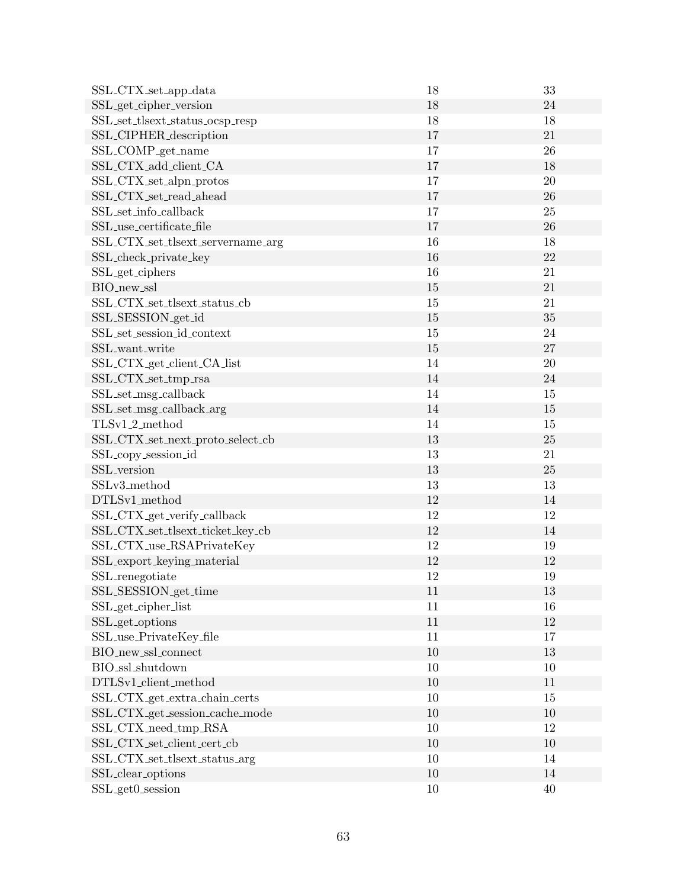| | | |
|---|---|---|
| SSL_CTX_set_app_data | 18 | 33 |
| SSL_get_cipher_version | 18 | 24 |
| SSL_set_tlsext_status_ocsp_resp | 18 | 18 |
| SSL_CIPHER_description | 17 | 21 |
| SSL_COMP_get_name | 17 | 26 |
| SSL_CTX_add_client_CA | 17 | 18 |
| SSL_CTX_set_alpn_protos | 17 | 20 |
| SSL_CTX_set_read_ahead | 17 | 26 |
| SSL_set_info_callback | 17 | 25 |
| SSL_use_certificate_file | 17 | 26 |
| SSL_CTX_set_tlsext_servername_arg | 16 | 18 |
| SSL_check_private_key | 16 | 22 |
| SSL_get_ciphers | 16 | 21 |
| BIO_new_ssl | 15 | 21 |
| SSL_CTX_set_tlsext_status_cb | 15 | 21 |
| SSL_SESSION_get_id | 15 | 35 |
| SSL_set_session_id_context | 15 | 24 |
| SSL_want_write | 15 | 27 |
| SSL_CTX_get_client_CA_list | 14 | 20 |
| SSL_CTX_set_tmp_rsa | 14 | 24 |
| SSL_set_msg_callback | 14 | 15 |
| SSL_set_msg_callback_arg | 14 | 15 |
| TLSv1_2_method | 14 | 15 |
| SSL_CTX_set_next_proto_select_cb | 13 | 25 |
| SSL_copy_session_id | 13 | 21 |
| SSL_version | 13 | 25 |
| SSLv3_method | 13 | 13 |
| DTLSv1_method | 12 | 14 |
| SSL_CTX_get_verify_callback | 12 | 12 |
| SSL_CTX_set_tlsext_ticket_key_cb | 12 | 14 |
| SSL_CTX_use_RSAPrivateKey | 12 | 19 |
| SSL_export_keying_material | 12 | 12 |
| SSL_renegotiate | 12 | 19 |
| SSL_SESSION_get_time | 11 | 13 |
| SSL_get_cipher_list | 11 | 16 |
| SSL_get_options | 11 | 12 |
| SSL_use_PrivateKey_file | 11 | 17 |
| BIO_new_ssl_connect | 10 | 13 |
| BIO_ssl_shutdown | 10 | 10 |
| DTLSv1_client_method | 10 | 11 |
| SSL_CTX_get_extra_chain_certs | 10 | 15 |
| SSL_CTX_get_session_cache_mode | 10 | 10 |
| SSL_CTX_need_tmp_RSA | 10 | 12 |
| SSL_CTX_set_client_cert_cb | 10 | 10 |
| SSL_CTX_set_tlsext_status_arg | 10 | 14 |
| SSL_clear_options | 10 | 14 |
| SSL_get0_session | 10 | 40 |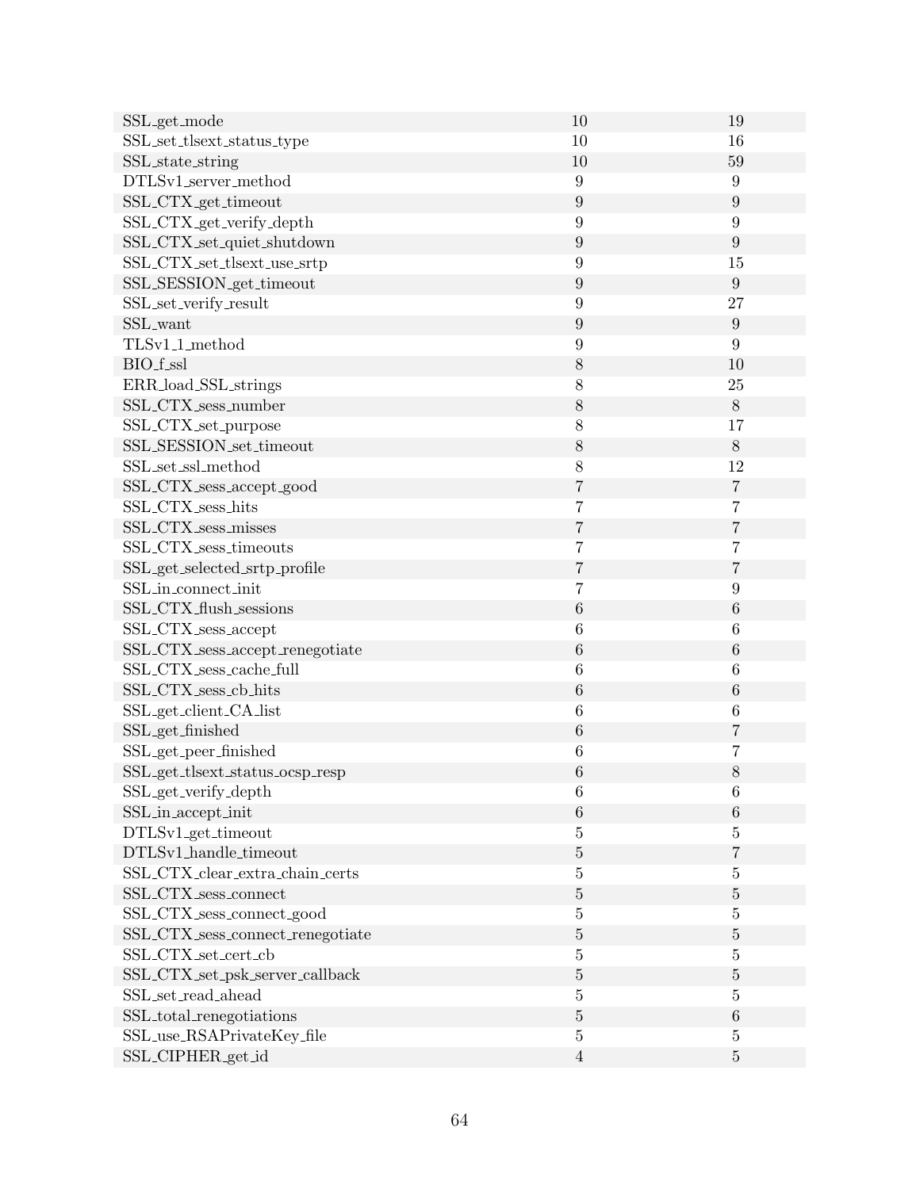| | | |
|---|---|---|
| SSL_get_mode | 10 | 19 |
| SSL_set_tlsext_status_type | 10 | 16 |
| SSL_state_string | 10 | 59 |
| DTLSv1_server_method | 9 | 9 |
| SSL_CTX_get_timeout | 9 | 9 |
| SSL_CTX_get_verify_depth | 9 | 9 |
| SSL_CTX_set_quiet_shutdown | 9 | 9 |
| SSL_CTX_set_tlsext_use_srtp | 9 | 15 |
| SSL_SESSION_get_timeout | 9 | 9 |
| SSL_set_verify_result | 9 | 27 |
| SSL_want | 9 | 9 |
| TLSv1_1_method | 9 | 9 |
| BIO_f_ssl | 8 | 10 |
| ERR_load_SSL_strings | 8 | 25 |
| SSL_CTX_sess_number | 8 | 8 |
| SSL_CTX_set_purpose | 8 | 17 |
| SSL_SESSION_set_timeout | 8 | 8 |
| SSL_set_ssl_method | 8 | 12 |
| SSL_CTX_sess_accept_good | 7 | 7 |
| SSL_CTX_sess_hits | 7 | 7 |
| SSL_CTX_sess_misses | 7 | 7 |
| SSL_CTX_sess_timeouts | 7 | 7 |
| SSL_get_selected_srtp_profile | 7 | 7 |
| SSL_in_connect_init | 7 | 9 |
| SSL_CTX_flush_sessions | 6 | 6 |
| SSL_CTX_sess_accept | 6 | 6 |
| SSL_CTX_sess_accept_renegotiate | 6 | 6 |
| SSL_CTX_sess_cache_full | 6 | 6 |
| SSL_CTX_sess_cb_hits | 6 | 6 |
| SSL_get_client_CA_list | 6 | 6 |
| SSL_get_finished | 6 | 7 |
| SSL_get_peer_finished | 6 | 7 |
| SSL_get_tlsext_status_ocsp_resp | 6 | 8 |
| SSL_get_verify_depth | 6 | 6 |
| SSL_in_accept_init | 6 | 6 |
| DTLSv1_get_timeout | 5 | 5 |
| DTLSv1_handle_timeout | 5 | 7 |
| SSL_CTX_clear_extra_chain_certs | 5 | 5 |
| SSL_CTX_sess_connect | 5 | 5 |
| SSL_CTX_sess_connect_good | 5 | 5 |
| SSL_CTX_sess_connect_renegotiate | 5 | 5 |
| SSL_CTX_set_cert_cb | 5 | 5 |
| SSL_CTX_set_psk_server_callback | 5 | 5 |
| SSL_set_read_ahead | 5 | 5 |
| SSL_total_renegotiations | 5 | 6 |
| SSL_use_RSAPrivateKey_file | 5 | 5 |
| SSL_CIPHER_get_id | 4 | 5 |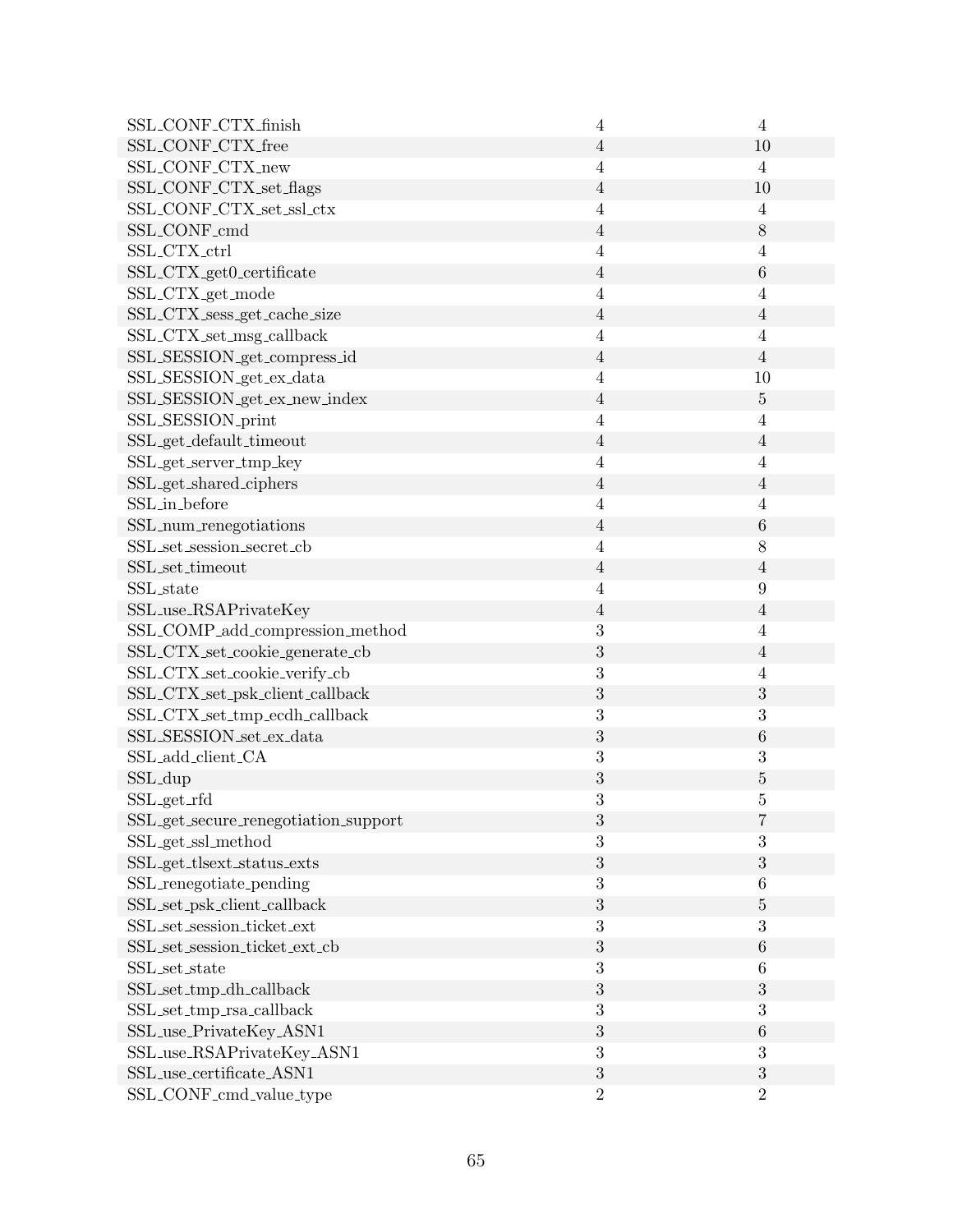| | | |
|---|---|---|
| SSL_CONF_CTX_finish | 4 | 4 |
| SSL_CONF_CTX_free | 4 | 10 |
| SSL_CONF_CTX_new | 4 | 4 |
| SSL_CONF_CTX_set_flags | 4 | 10 |
| SSL_CONF_CTX_set_ssl_ctx | 4 | 4 |
| SSL_CONF_cmd | 4 | 8 |
| SSL_CTX_ctrl | 4 | 4 |
| SSL_CTX_get0_certificate | 4 | 6 |
| SSL_CTX_get_mode | 4 | 4 |
| SSL_CTX_sess_get_cache_size | 4 | 4 |
| SSL_CTX_set_msg_callback | 4 | 4 |
| SSL_SESSION_get_compress_id | 4 | 4 |
| SSL_SESSION_get_ex_data | 4 | 10 |
| SSL_SESSION_get_ex_new_index | 4 | 5 |
| SSL_SESSION_print | 4 | 4 |
| SSL_get_default_timeout | 4 | 4 |
| SSL_get_server_tmp_key | 4 | 4 |
| SSL_get_shared_ciphers | 4 | 4 |
| SSL_in_before | 4 | 4 |
| SSL_num_renegotiations | 4 | 6 |
| SSL_set_session_secret_cb | 4 | 8 |
| SSL_set_timeout | 4 | 4 |
| SSL_state | 4 | 9 |
| SSL_use_RSAPrivateKey | 4 | 4 |
| SSL_COMP_add_compression_method | 3 | 4 |
| SSL_CTX_set_cookie_generate_cb | 3 | 4 |
| SSL_CTX_set_cookie_verify_cb | 3 | 4 |
| SSL_CTX_set_psk_client_callback | 3 | 3 |
| SSL_CTX_set_tmp_ecdh_callback | 3 | 3 |
| SSL_SESSION_set_ex_data | 3 | 6 |
| SSL_add_client_CA | 3 | 3 |
| SSL_dup | 3 | 5 |
| SSL_get_rfd | 3 | 5 |
| SSL_get_secure_renegotiation_support | 3 | 7 |
| SSL_get_ssl_method | 3 | 3 |
| SSL_get_tlsext_status_exts | 3 | 3 |
| SSL_renegotiate_pending | 3 | 6 |
| SSL_set_psk_client_callback | 3 | 5 |
| SSL_set_session_ticket_ext | 3 | 3 |
| SSL_set_session_ticket_ext_cb | 3 | 6 |
| SSL_set_state | 3 | 6 |
| SSL_set_tmp_dh_callback | 3 | 3 |
| SSL_set_tmp_rsa_callback | 3 | 3 |
| SSL_use_PrivateKey_ASN1 | 3 | 6 |
| SSL_use_RSAPrivateKey_ASN1 | 3 | 3 |
| SSL_use_certificate_ASN1 | 3 | 3 |
| SSL_CONF_cmd_value_type | 2 | 2 |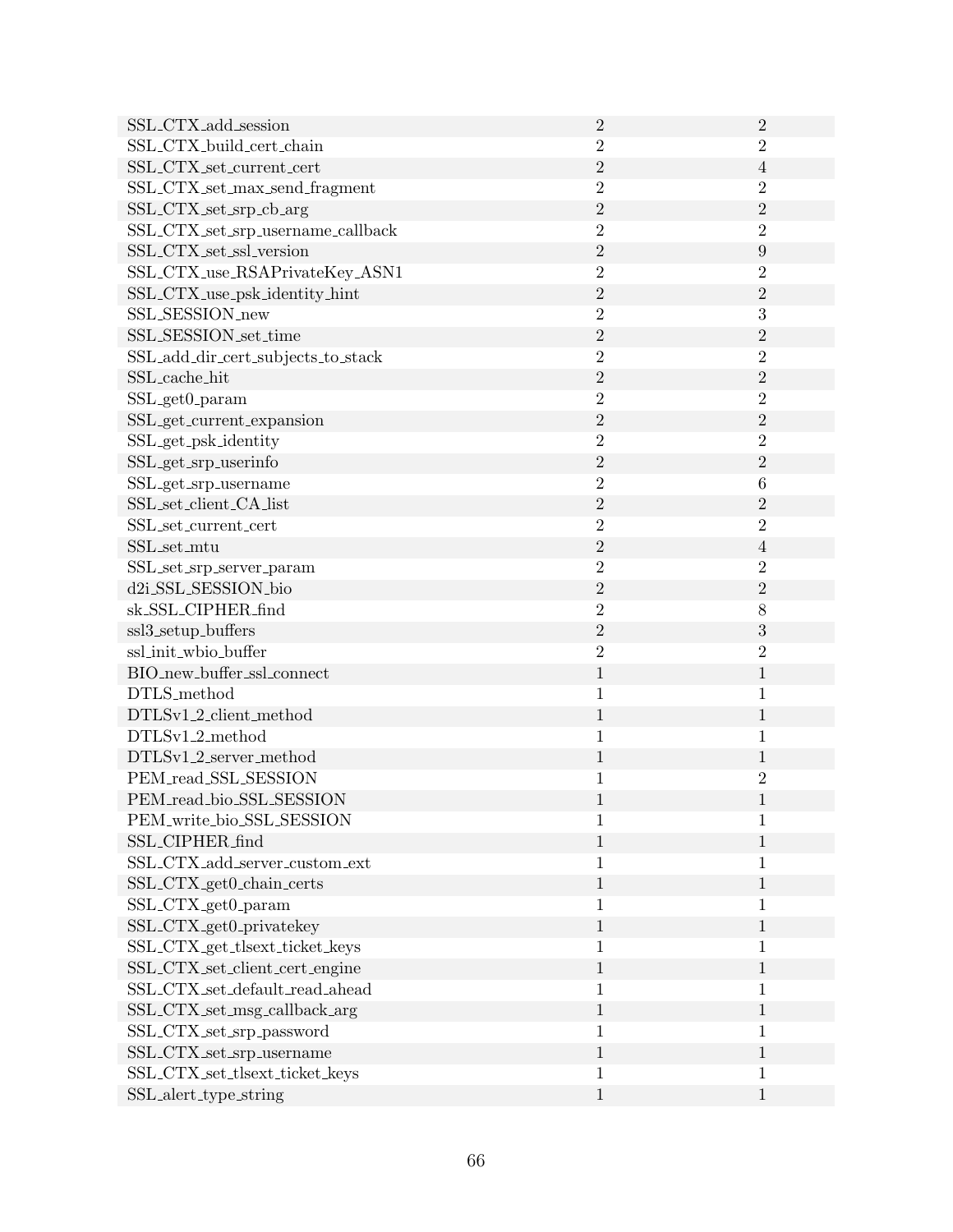| | | |
|---|---|---|
| SSL_CTX_add_session | 2 | 2 |
| SSL_CTX_build_cert_chain | 2 | 2 |
| SSL_CTX_set_current_cert | 2 | 4 |
| SSL_CTX_set_max_send_fragment | 2 | 2 |
| SSL_CTX_set_srp_cb_arg | 2 | 2 |
| SSL_CTX_set_srp_username_callback | 2 | 2 |
| SSL_CTX_set_ssl_version | 2 | 9 |
| SSL_CTX_use_RSAPrivateKey_ASN1 | 2 | 2 |
| SSL_CTX_use_psk_identity_hint | 2 | 2 |
| SSL_SESSION_new | 2 | 3 |
| SSL_SESSION_set_time | 2 | 2 |
| SSL_add_dir_cert_subjects_to_stack | 2 | 2 |
| SSL_cache_hit | 2 | 2 |
| SSL_get0_param | 2 | 2 |
| SSL_get_current_expansion | 2 | 2 |
| SSL_get_psk_identity | 2 | 2 |
| SSL_get_srp_userinfo | 2 | 2 |
| SSL_get_srp_username | 2 | 6 |
| SSL_set_client_CA_list | 2 | 2 |
| SSL_set_current_cert | 2 | 2 |
| SSL_set_mtu | 2 | 4 |
| SSL_set_srp_server_param | 2 | 2 |
| d2i_SSL_SESSION_bio | 2 | 2 |
| sk_SSL_CIPHER_find | 2 | 8 |
| ssl3_setup_buffers | 2 | 3 |
| ssl_init_wbio_buffer | 2 | 2 |
| BIO_new_buffer_ssl_connect | 1 | 1 |
| DTLS_method | 1 | 1 |
| DTLSv1_2_client_method | 1 | 1 |
| DTLSv1_2_method | 1 | 1 |
| DTLSv1_2_server_method | 1 | 1 |
| PEM_read_SSL_SESSION | 1 | 2 |
| PEM_read_bio_SSL_SESSION | 1 | 1 |
| PEM_write_bio_SSL_SESSION | 1 | 1 |
| SSL_CIPHER_find | 1 | 1 |
| SSL_CTX_add_server_custom_ext | 1 | 1 |
| SSL_CTX_get0_chain_certs | 1 | 1 |
| SSL_CTX_get0_param | 1 | 1 |
| SSL_CTX_get0_privatekey | 1 | 1 |
| SSL_CTX_get_tlsext_ticket_keys | 1 | 1 |
| SSL_CTX_set_client_cert_engine | 1 | 1 |
| SSL_CTX_set_default_read_ahead | 1 | 1 |
| SSL_CTX_set_msg_callback_arg | 1 | 1 |
| SSL_CTX_set_srp_password | 1 | 1 |
| SSL_CTX_set_srp_username | 1 | 1 |
| SSL_CTX_set_tlsext_ticket_keys | 1 | 1 |
| SSL_alert_type_string | 1 | 1 |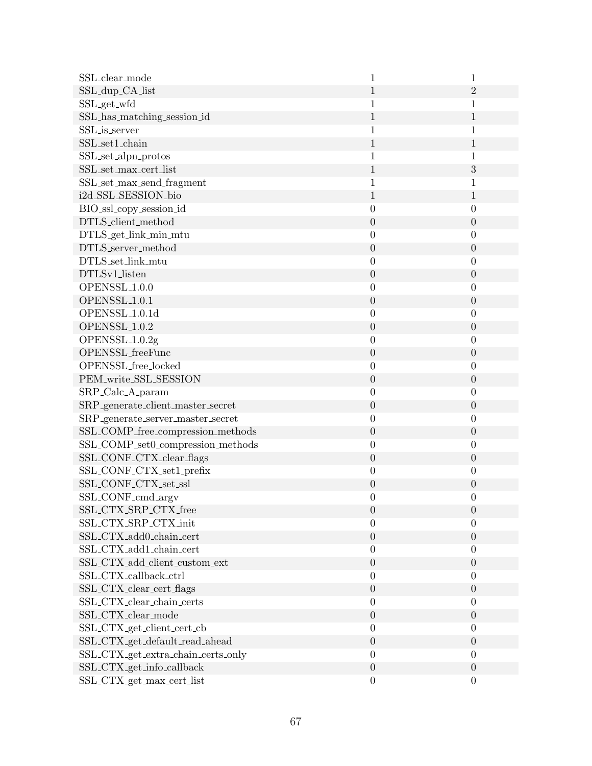| | | |
|---|---|---|
| SSL_clear_mode | 1 | 1 |
| SSL_dup_CA_list | 1 | 2 |
| SSL_get_wfd | 1 | 1 |
| SSL_has_matching_session_id | 1 | 1 |
| SSL_is_server | 1 | 1 |
| SSL_set1_chain | 1 | 1 |
| SSL_set_alpn_protos | 1 | 1 |
| SSL_set_max_cert_list | 1 | 3 |
| SSL_set_max_send_fragment | 1 | 1 |
| i2d_SSL_SESSION_bio | 1 | 1 |
| BIO_ssl_copy_session_id | 0 | 0 |
| DTLS_client_method | 0 | 0 |
| DTLS_get_link_min_mtu | 0 | 0 |
| DTLS_server_method | 0 | 0 |
| DTLS_set_link_mtu | 0 | 0 |
| DTLSv1_listen | 0 | 0 |
| OPENSSL_1.0.0 | 0 | 0 |
| OPENSSL_1.0.1 | 0 | 0 |
| OPENSSL_1.0.1d | 0 | 0 |
| OPENSSL_1.0.2 | 0 | 0 |
| OPENSSL_1.0.2g | 0 | 0 |
| OPENSSL_freeFunc | 0 | 0 |
| OPENSSL_free_locked | 0 | 0 |
| PEM_write_SSL_SESSION | 0 | 0 |
| SRP_Calc_A_param | 0 | 0 |
| SRP_generate_client_master_secret | 0 | 0 |
| SRP_generate_server_master_secret | 0 | 0 |
| SSL_COMP_free_compression_methods | 0 | 0 |
| SSL_COMP_set0_compression_methods | 0 | 0 |
| SSL_CONF_CTX_clear_flags | 0 | 0 |
| SSL_CONF_CTX_set1_prefix | 0 | 0 |
| SSL_CONF_CTX_set_ssl | 0 | 0 |
| SSL_CONF_cmd_argv | 0 | 0 |
| SSL_CTX_SRP_CTX_free | 0 | 0 |
| SSL_CTX_SRP_CTX_init | 0 | 0 |
| SSL_CTX_add0_chain_cert | 0 | 0 |
| SSL_CTX_add1_chain_cert | 0 | 0 |
| SSL_CTX_add_client_custom_ext | 0 | 0 |
| SSL_CTX_callback_ctrl | 0 | 0 |
| SSL_CTX_clear_cert_flags | 0 | 0 |
| SSL_CTX_clear_chain_certs | 0 | 0 |
| SSL_CTX_clear_mode | 0 | 0 |
| SSL_CTX_get_client_cert_cb | 0 | 0 |
| SSL_CTX_get_default_read_ahead | 0 | 0 |
| SSL_CTX_get_extra_chain_certs_only | 0 | 0 |
| SSL_CTX_get_info_callback | 0 | 0 |
| SSL_CTX_get_max_cert_list | 0 | 0 |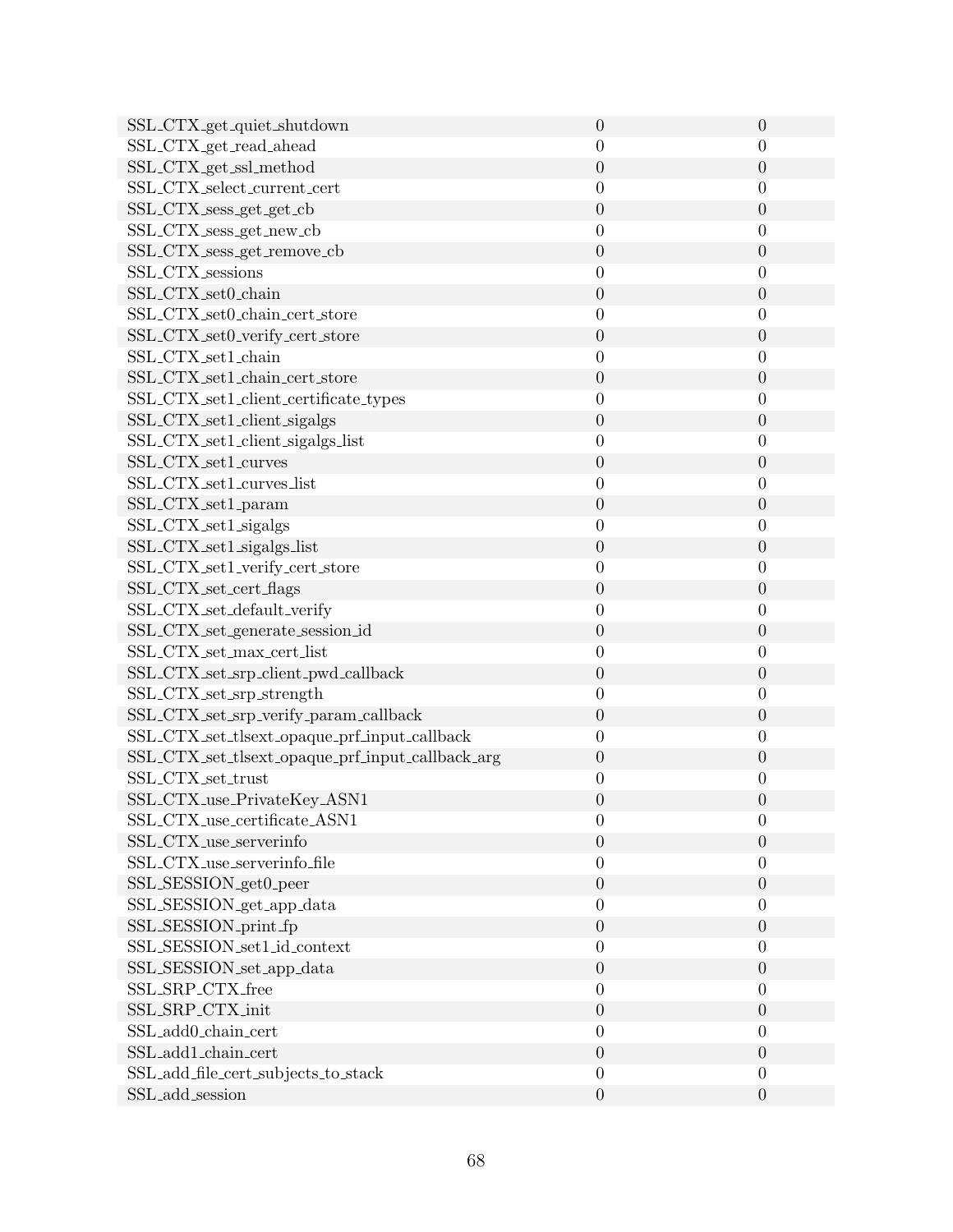| | | |
|---|---|---|
| SSL_CTX_get_quiet_shutdown | 0 | 0 |
| SSL_CTX_get_read_ahead | 0 | 0 |
| SSL_CTX_get_ssl_method | 0 | 0 |
| SSL_CTX_select_current_cert | 0 | 0 |
| SSL_CTX_sess_get_get_cb | 0 | 0 |
| SSL_CTX_sess_get_new_cb | 0 | 0 |
| SSL_CTX_sess_get_remove_cb | 0 | 0 |
| SSL_CTX_sessions | 0 | 0 |
| SSL_CTX_set0_chain | 0 | 0 |
| SSL_CTX_set0_chain_cert_store | 0 | 0 |
| SSL_CTX_set0_verify_cert_store | 0 | 0 |
| SSL_CTX_set1_chain | 0 | 0 |
| SSL_CTX_set1_chain_cert_store | 0 | 0 |
| SSL_CTX_set1_client_certificate_types | 0 | 0 |
| SSL_CTX_set1_client_sigalgs | 0 | 0 |
| SSL_CTX_set1_client_sigalgs_list | 0 | 0 |
| SSL_CTX_set1_curves | 0 | 0 |
| SSL_CTX_set1_curves_list | 0 | 0 |
| SSL_CTX_set1_param | 0 | 0 |
| SSL_CTX_set1_sigalgs | 0 | 0 |
| SSL_CTX_set1_sigalgs_list | 0 | 0 |
| SSL_CTX_set1_verify_cert_store | 0 | 0 |
| SSL_CTX_set_cert_flags | 0 | 0 |
| SSL_CTX_set_default_verify | 0 | 0 |
| SSL_CTX_set_generate_session_id | 0 | 0 |
| SSL_CTX_set_max_cert_list | 0 | 0 |
| SSL_CTX_set_srp_client_pwd_callback | 0 | 0 |
| SSL_CTX_set_srp_strength | 0 | 0 |
| SSL_CTX_set_srp_verify_param_callback | 0 | 0 |
| SSL_CTX_set_tlsext_opaque_prf_input_callback | 0 | 0 |
| SSL_CTX_set_tlsext_opaque_prf_input_callback_arg | 0 | 0 |
| SSL_CTX_set_trust | 0 | 0 |
| SSL_CTX_use_PrivateKey_ASN1 | 0 | 0 |
| SSL_CTX_use_certificate_ASN1 | 0 | 0 |
| SSL_CTX_use_serverinfo | 0 | 0 |
| SSL_CTX_use_serverinfo_file | 0 | 0 |
| SSL_SESSION_get0_peer | 0 | 0 |
| SSL_SESSION_get_app_data | 0 | 0 |
| SSL_SESSION_print_fp | 0 | 0 |
| SSL_SESSION_set1_id_context | 0 | 0 |
| SSL_SESSION_set_app_data | 0 | 0 |
| SSL_SRP_CTX_free | 0 | 0 |
| SSL_SRP_CTX_init | 0 | 0 |
| SSL_add0_chain_cert | 0 | 0 |
| SSL_add1_chain_cert | 0 | 0 |
| SSL_add_file_cert_subjects_to_stack | 0 | 0 |
| SSL_add_session | 0 | 0 |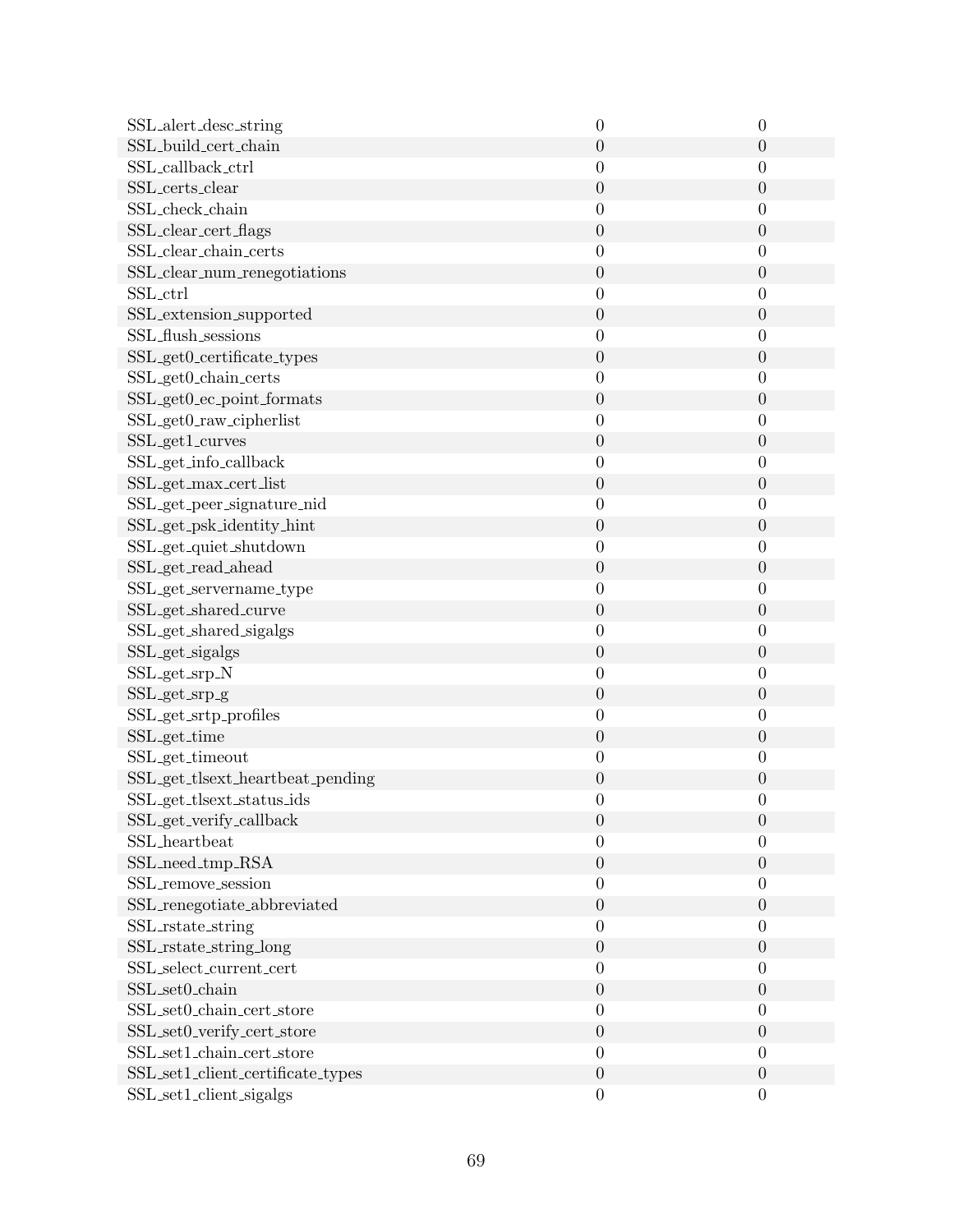| | | |
|---|---|---|
| SSL_alert_desc_string | 0 | 0 |
| SSL_build_cert_chain | 0 | 0 |
| SSL_callback_ctrl | 0 | 0 |
| SSL_certs_clear | 0 | 0 |
| SSL_check_chain | 0 | 0 |
| SSL_clear_cert_flags | 0 | 0 |
| SSL_clear_chain_certs | 0 | 0 |
| SSL_clear_num_renegotiations | 0 | 0 |
| SSL_ctrl | 0 | 0 |
| SSL_extension_supported | 0 | 0 |
| SSL_flush_sessions | 0 | 0 |
| SSL_get0_certificate_types | 0 | 0 |
| SSL_get0_chain_certs | 0 | 0 |
| SSL_get0_ec_point_formats | 0 | 0 |
| SSL_get0_raw_cipherlist | 0 | 0 |
| SSL_get1_curves | 0 | 0 |
| SSL_get_info_callback | 0 | 0 |
| SSL_get_max_cert_list | 0 | 0 |
| SSL_get_peer_signature_nid | 0 | 0 |
| SSL_get_psk_identity_hint | 0 | 0 |
| SSL_get_quiet_shutdown | 0 | 0 |
| SSL_get_read_ahead | 0 | 0 |
| SSL_get_servername_type | 0 | 0 |
| SSL_get_shared_curve | 0 | 0 |
| SSL_get_shared_sigalgs | 0 | 0 |
| SSL_get_sigalgs | 0 | 0 |
| SSL_get_srp_N | 0 | 0 |
| SSL_get_srp_g | 0 | 0 |
| SSL_get_srtp_profiles | 0 | 0 |
| SSL_get_time | 0 | 0 |
| SSL_get_timeout | 0 | 0 |
| SSL_get_tlsext_heartbeat_pending | 0 | 0 |
| SSL_get_tlsext_status_ids | 0 | 0 |
| SSL_get_verify_callback | 0 | 0 |
| SSL_heartbeat | 0 | 0 |
| SSL_need_tmp_RSA | 0 | 0 |
| SSL_remove_session | 0 | 0 |
| SSL_renegotiate_abbreviated | 0 | 0 |
| SSL_rstate_string | 0 | 0 |
| SSL_rstate_string_long | 0 | 0 |
| SSL_select_current_cert | 0 | 0 |
| SSL_set0_chain | 0 | 0 |
| SSL_set0_chain_cert_store | 0 | 0 |
| SSL_set0_verify_cert_store | 0 | 0 |
| SSL_set1_chain_cert_store | 0 | 0 |
| SSL_set1_client_certificate_types | 0 | 0 |
| SSL_set1_client_sigalgs | 0 | 0 |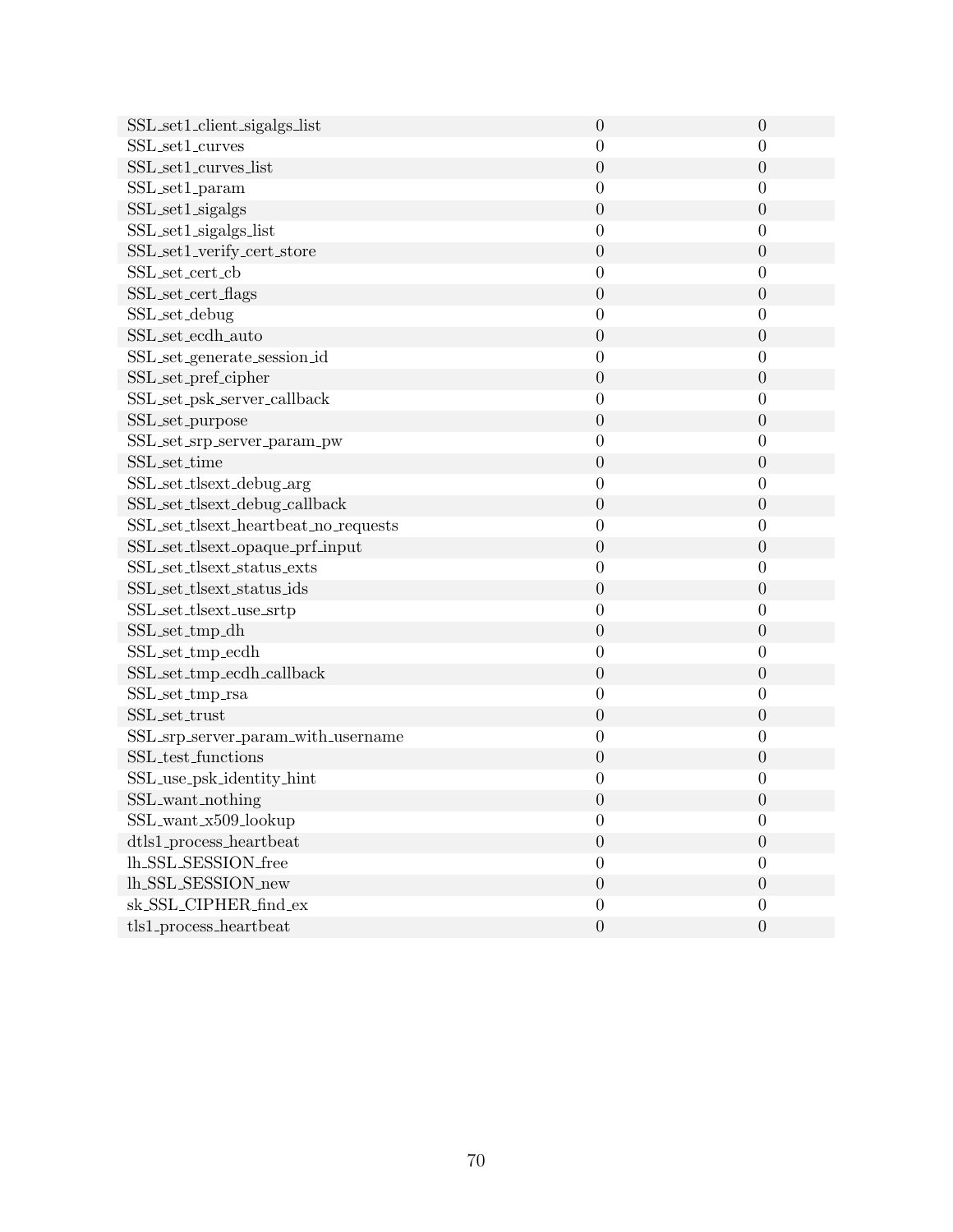| | | |
|---|---|---|
| SSL_set1_client_sigalgs_list | 0 | 0 |
| SSL_set1_curves | 0 | 0 |
| SSL_set1_curves_list | 0 | 0 |
| SSL_set1_param | 0 | 0 |
| SSL_set1_sigalgs | 0 | 0 |
| SSL_set1_sigalgs_list | 0 | 0 |
| SSL_set1_verify_cert_store | 0 | 0 |
| SSL_set_cert_cb | 0 | 0 |
| SSL_set_cert_flags | 0 | 0 |
| SSL_set_debug | 0 | 0 |
| SSL_set_ecdh_auto | 0 | 0 |
| SSL_set_generate_session_id | 0 | 0 |
| SSL_set_pref_cipher | 0 | 0 |
| SSL_set_psk_server_callback | 0 | 0 |
| SSL_set_purpose | 0 | 0 |
| SSL_set_srp_server_param_pw | 0 | 0 |
| SSL_set_time | 0 | 0 |
| SSL_set_tlsext_debug_arg | 0 | 0 |
| SSL_set_tlsext_debug_callback | 0 | 0 |
| SSL_set_tlsext_heartbeat_no_requests | 0 | 0 |
| SSL_set_tlsext_opaque_prf_input | 0 | 0 |
| SSL_set_tlsext_status_exts | 0 | 0 |
| SSL_set_tlsext_status_ids | 0 | 0 |
| SSL_set_tlsext_use_srtp | 0 | 0 |
| SSL_set_tmp_dh | 0 | 0 |
| SSL_set_tmp_ecdh | 0 | 0 |
| SSL_set_tmp_ecdh_callback | 0 | 0 |
| SSL_set_tmp_rsa | 0 | 0 |
| SSL_set_trust | 0 | 0 |
| SSL_srp_server_param_with_username | 0 | 0 |
| SSL_test_functions | 0 | 0 |
| SSL_use_psk_identity_hint | 0 | 0 |
| SSL_want_nothing | 0 | 0 |
| SSL_want_x509_lookup | 0 | 0 |
| dtls1_process_heartbeat | 0 | 0 |
| lh_SSL_SESSION_free | 0 | 0 |
| lh_SSL_SESSION_new | 0 | 0 |
| sk_SSL_CIPHER_find_ex | 0 | 0 |
| tls1_process_heartbeat | 0 | 0 |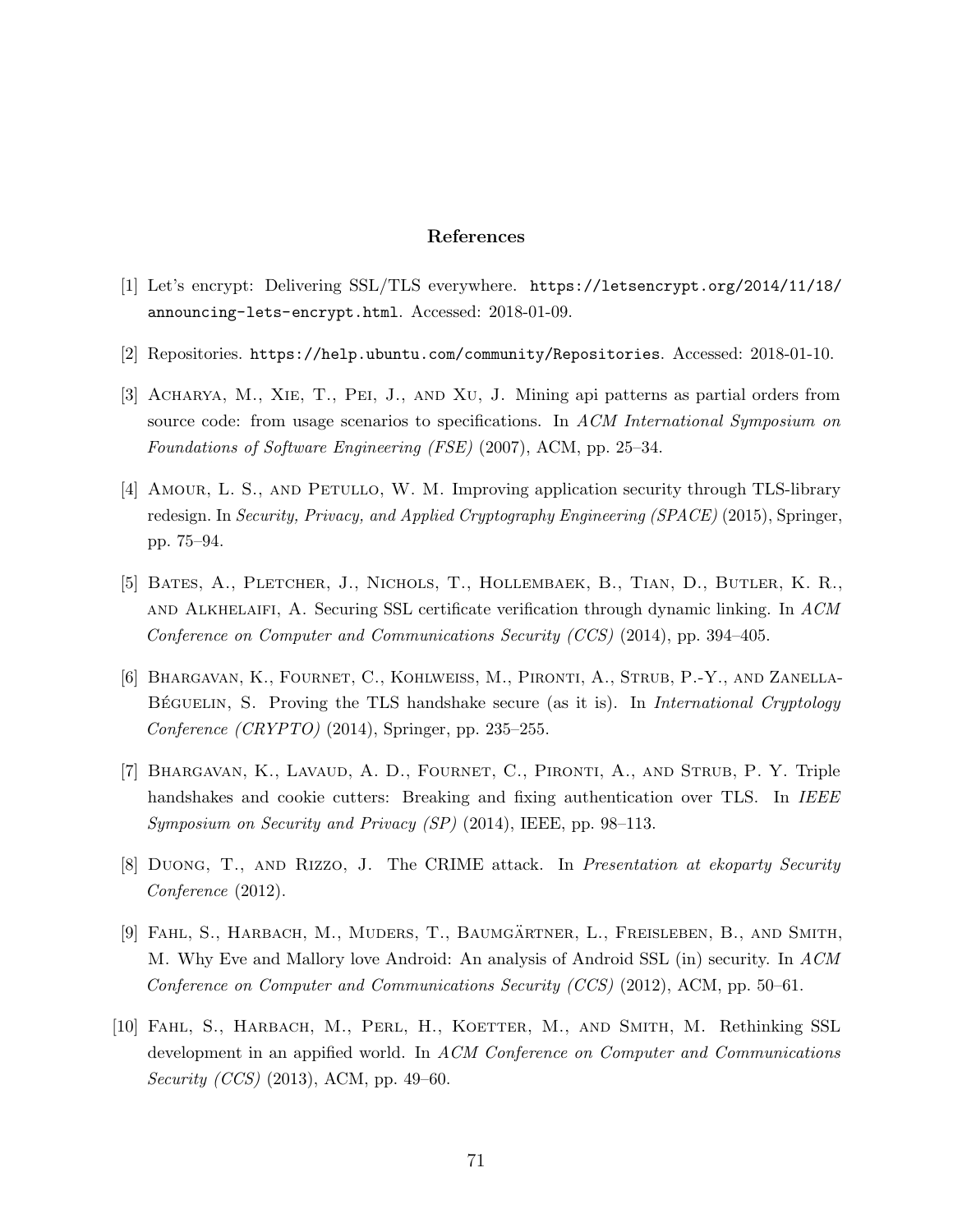## References

[1] Let's encrypt: Delivering SSL/TLS everywhere. `https://letsencrypt.org/2014/11/18/announcing-lets-encrypt.html`. Accessed: 2018-01-09.

[2] Repositories. `https://help.ubuntu.com/community/Repositories`. Accessed: 2018-01-10.

[3] Acharya, M., Xie, T., Pei, J., and Xu, J. Mining api patterns as partial orders from source code: from usage scenarios to specifications. In *ACM International Symposium on Foundations of Software Engineering (FSE)* (2007), ACM, pp. 25–34.

[4] Amour, L. S., and Petullo, W. M. Improving application security through TLS-library redesign. In *Security, Privacy, and Applied Cryptography Engineering (SPACE)* (2015), Springer, pp. 75–94.

[5] Bates, A., Pletcher, J., Nichols, T., Hollembaek, B., Tian, D., Butler, K. R., and Alkhelaifi, A. Securing SSL certificate verification through dynamic linking. In *ACM Conference on Computer and Communications Security (CCS)* (2014), pp. 394–405.

[6] Bhargavan, K., Fournet, C., Kohlweiss, M., Pironti, A., Strub, P.-Y., and Zanella-Béguelin, S. Proving the TLS handshake secure (as it is). In *International Cryptology Conference (CRYPTO)* (2014), Springer, pp. 235–255.

[7] Bhargavan, K., Lavaud, A. D., Fournet, C., Pironti, A., and Strub, P. Y. Triple handshakes and cookie cutters: Breaking and fixing authentication over TLS. In *IEEE Symposium on Security and Privacy (SP)* (2014), IEEE, pp. 98–113.

[8] Duong, T., and Rizzo, J. The CRIME attack. In *Presentation at ekoparty Security Conference* (2012).

[9] Fahl, S., Harbach, M., Muders, T., Baumgärtner, L., Freisleben, B., and Smith, M. Why Eve and Mallory love Android: An analysis of Android SSL (in) security. In *ACM Conference on Computer and Communications Security (CCS)* (2012), ACM, pp. 50–61.

[10] Fahl, S., Harbach, M., Perl, H., Koetter, M., and Smith, M. Rethinking SSL development in an appified world. In *ACM Conference on Computer and Communications Security (CCS)* (2013), ACM, pp. 49–60.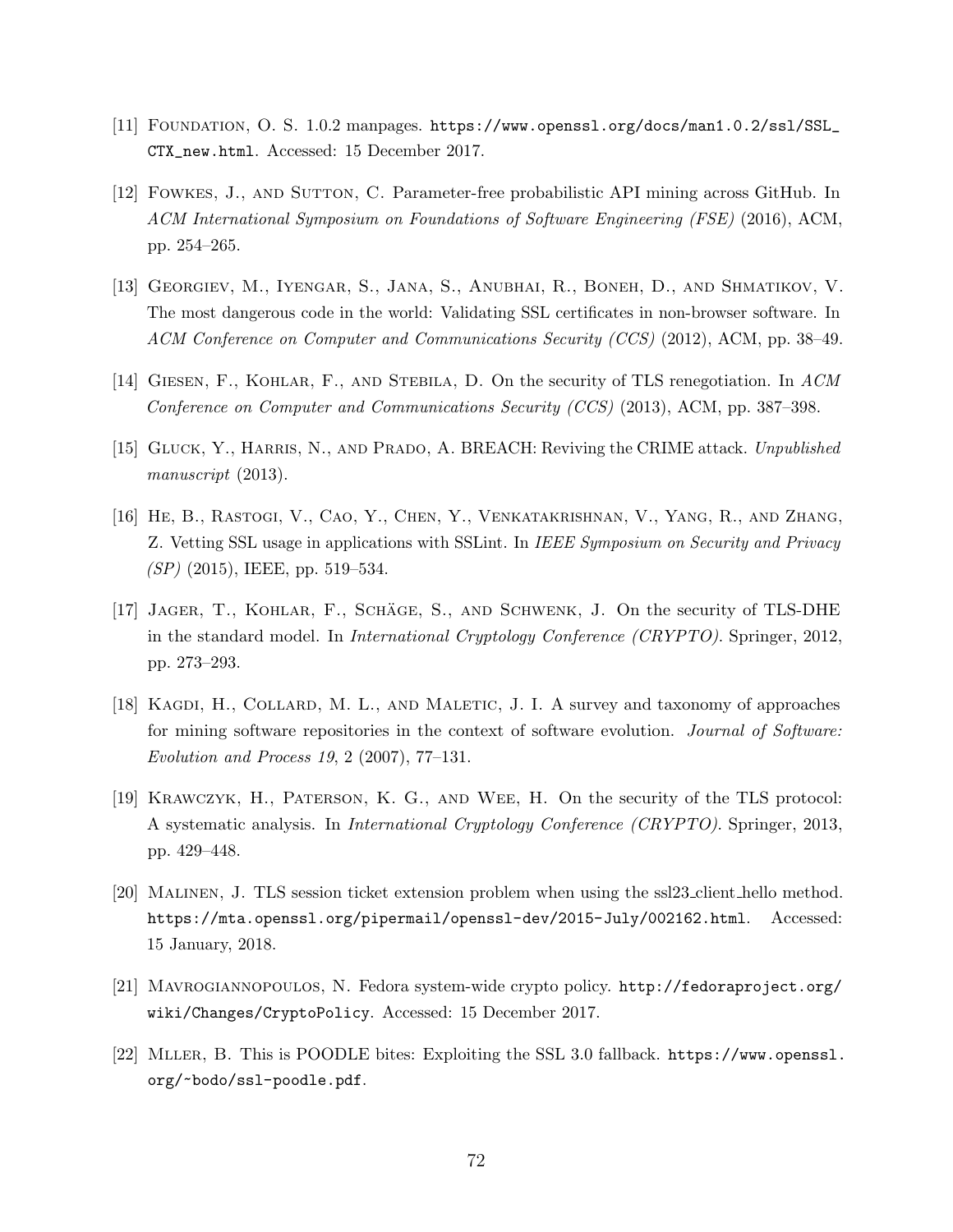[11] Foundation, O. S. 1.0.2 manpages. https://www.openssl.org/docs/man1.0.2/ssl/SSL_CTX_new.html. Accessed: 15 December 2017.

[12] Fowkes, J., and Sutton, C. Parameter-free probabilistic API mining across GitHub. In *ACM International Symposium on Foundations of Software Engineering (FSE)* (2016), ACM, pp. 254–265.

[13] Georgiev, M., Iyengar, S., Jana, S., Anubhai, R., Boneh, D., and Shmatikov, V. The most dangerous code in the world: Validating SSL certificates in non-browser software. In *ACM Conference on Computer and Communications Security (CCS)* (2012), ACM, pp. 38–49.

[14] Giesen, F., Kohlar, F., and Stebila, D. On the security of TLS renegotiation. In *ACM Conference on Computer and Communications Security (CCS)* (2013), ACM, pp. 387–398.

[15] Gluck, Y., Harris, N., and Prado, A. BREACH: Reviving the CRIME attack. *Unpublished manuscript* (2013).

[16] He, B., Rastogi, V., Cao, Y., Chen, Y., Venkatakrishnan, V., Yang, R., and Zhang, Z. Vetting SSL usage in applications with SSLint. In *IEEE Symposium on Security and Privacy (SP)* (2015), IEEE, pp. 519–534.

[17] Jager, T., Kohlar, F., Schäge, S., and Schwenk, J. On the security of TLS-DHE in the standard model. In *International Cryptology Conference (CRYPTO)*. Springer, 2012, pp. 273–293.

[18] Kagdi, H., Collard, M. L., and Maletic, J. I. A survey and taxonomy of approaches for mining software repositories in the context of software evolution. *Journal of Software: Evolution and Process 19*, 2 (2007), 77–131.

[19] Krawczyk, H., Paterson, K. G., and Wee, H. On the security of the TLS protocol: A systematic analysis. In *International Cryptology Conference (CRYPTO)*. Springer, 2013, pp. 429–448.

[20] Malinen, J. TLS session ticket extension problem when using the ssl23_client_hello method. https://mta.openssl.org/pipermail/openssl-dev/2015-July/002162.html. Accessed: 15 January, 2018.

[21] Mavrogiannopoulos, N. Fedora system-wide crypto policy. http://fedoraproject.org/wiki/Changes/CryptoPolicy. Accessed: 15 December 2017.

[22] Mller, B. This is POODLE bites: Exploiting the SSL 3.0 fallback. https://www.openssl.org/~bodo/ssl-poodle.pdf.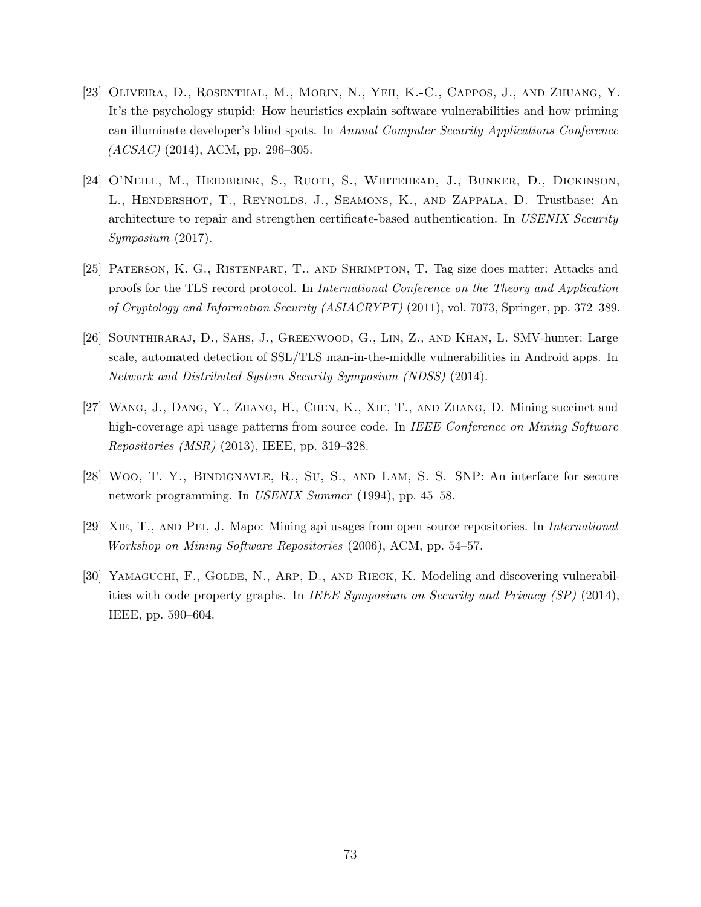[23] Oliveira, D., Rosenthal, M., Morin, N., Yeh, K.-C., Cappos, J., and Zhuang, Y. It's the psychology stupid: How heuristics explain software vulnerabilities and how priming can illuminate developer's blind spots. In *Annual Computer Security Applications Conference (ACSAC)* (2014), ACM, pp. 296–305.

[24] O'Neill, M., Heidbrink, S., Ruoti, S., Whitehead, J., Bunker, D., Dickinson, L., Hendershot, T., Reynolds, J., Seamons, K., and Zappala, D. Trustbase: An architecture to repair and strengthen certificate-based authentication. In *USENIX Security Symposium* (2017).

[25] Paterson, K. G., Ristenpart, T., and Shrimpton, T. Tag size does matter: Attacks and proofs for the TLS record protocol. In *International Conference on the Theory and Application of Cryptology and Information Security (ASIACRYPT)* (2011), vol. 7073, Springer, pp. 372–389.

[26] Sounthiraraj, D., Sahs, J., Greenwood, G., Lin, Z., and Khan, L. SMV-hunter: Large scale, automated detection of SSL/TLS man-in-the-middle vulnerabilities in Android apps. In *Network and Distributed System Security Symposium (NDSS)* (2014).

[27] Wang, J., Dang, Y., Zhang, H., Chen, K., Xie, T., and Zhang, D. Mining succinct and high-coverage api usage patterns from source code. In *IEEE Conference on Mining Software Repositories (MSR)* (2013), IEEE, pp. 319–328.

[28] Woo, T. Y., Bindignavle, R., Su, S., and Lam, S. S. SNP: An interface for secure network programming. In *USENIX Summer* (1994), pp. 45–58.

[29] Xie, T., and Pei, J. Mapo: Mining api usages from open source repositories. In *International Workshop on Mining Software Repositories* (2006), ACM, pp. 54–57.

[30] Yamaguchi, F., Golde, N., Arp, D., and Rieck, K. Modeling and discovering vulnerabilities with code property graphs. In *IEEE Symposium on Security and Privacy (SP)* (2014), IEEE, pp. 590–604.